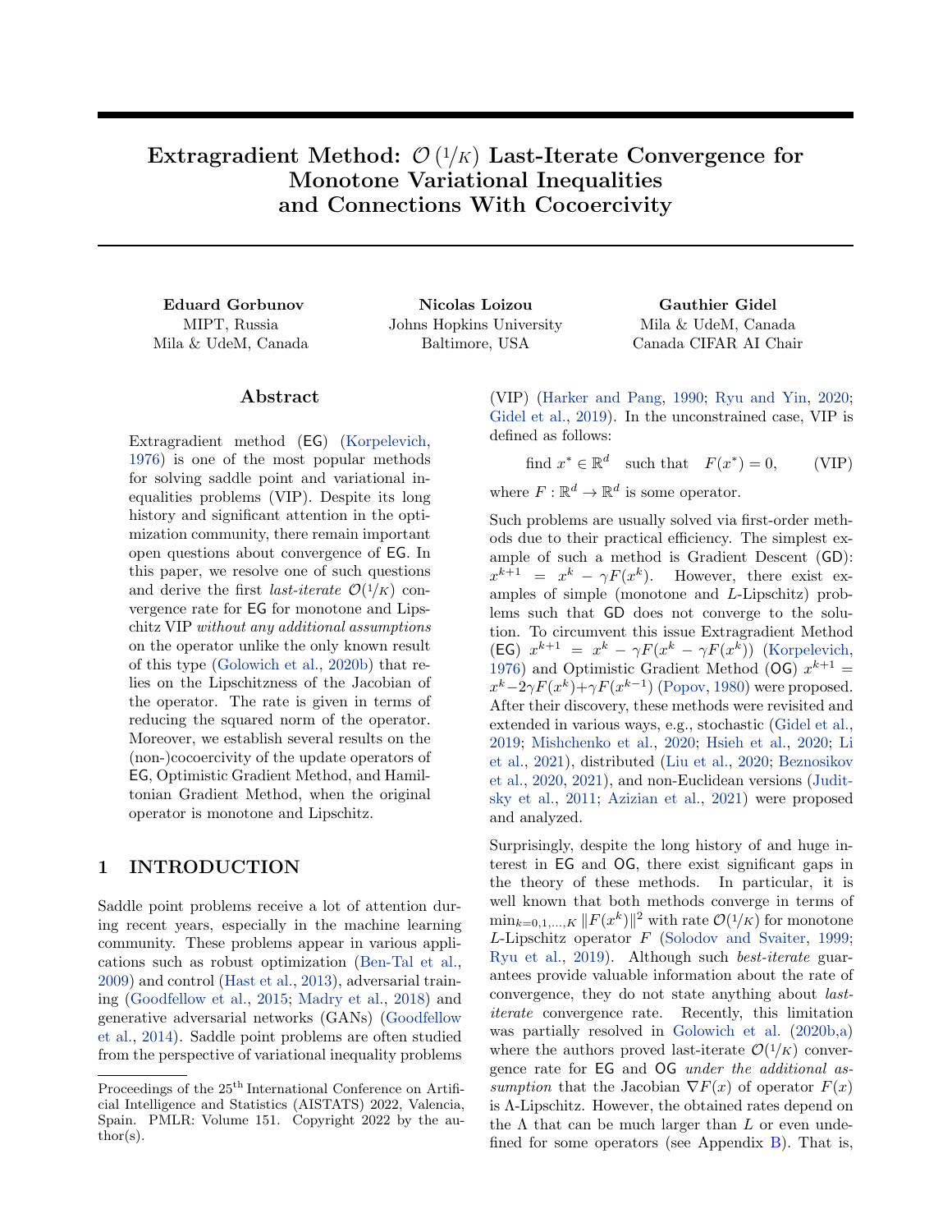# Extragradient Method: $\mathcal{O}(1/K)$ Last-Iterate Convergence for Monotone Variational Inequalities and Connections With Cocoercivity

**Eduard Gorbunov**
MIPT, Russia
Mila & UdeM, Canada

**Nicolas Loizou**
Johns Hopkins University
Baltimore, USA

**Gauthier Gidel**
Mila & UdeM, Canada
Canada CIFAR AI Chair

## Abstract

Extragradient method (EG) (Korpelevich, 1976) is one of the most popular methods for solving saddle point and variational inequalities problems (VIP). Despite its long history and significant attention in the optimization community, there remain important open questions about convergence of EG. In this paper, we resolve one of such questions and derive the first *last-iterate* $\mathcal{O}(1/K)$ convergence rate for EG for monotone and Lipschitz VIP *without any additional assumptions* on the operator unlike the only known result of this type (Golowich et al., 2020b) that relies on the Lipschitzness of the Jacobian of the operator. The rate is given in terms of reducing the squared norm of the operator. Moreover, we establish several results on the (non-)cocoercivity of the update operators of EG, Optimistic Gradient Method, and Hamiltonian Gradient Method, when the original operator is monotone and Lipschitz.

## 1 INTRODUCTION

Saddle point problems receive a lot of attention during recent years, especially in the machine learning community. These problems appear in various applications such as robust optimization (Ben-Tal et al., 2009) and control (Hast et al., 2013), adversarial training (Goodfellow et al., 2015; Madry et al., 2018) and generative adversarial networks (GANs) (Goodfellow et al., 2014). Saddle point problems are often studied from the perspective of variational inequality problems (VIP) (Harker and Pang, 1990; Ryu and Yin, 2020; Gidel et al., 2019). In the unconstrained case, VIP is defined as follows:

$$\text{find } x^* \in \mathbb{R}^d \quad \text{such that} \quad F(x^*) = 0, \qquad \text{(VIP)}$$

where $F : \mathbb{R}^d \to \mathbb{R}^d$ is some operator.

Such problems are usually solved via first-order methods due to their practical efficiency. The simplest example of such a method is Gradient Descent (GD): $x^{k+1} = x^k - \gamma F(x^k)$. However, there exist examples of simple (monotone and $L$-Lipschitz) problems such that GD does not converge to the solution. To circumvent this issue Extragradient Method (EG) $x^{k+1} = x^k - \gamma F(x^k - \gamma F(x^k))$ (Korpelevich, 1976) and Optimistic Gradient Method (OG) $x^{k+1} = x^k - 2\gamma F(x^k) + \gamma F(x^{k-1})$ (Popov, 1980) were proposed. After their discovery, these methods were revisited and extended in various ways, e.g., stochastic (Gidel et al., 2019; Mishchenko et al., 2020; Hsieh et al., 2020; Li et al., 2021), distributed (Liu et al., 2020; Beznosikov et al., 2020, 2021), and non-Euclidean versions (Juditsky et al., 2011; Azizian et al., 2021) were proposed and analyzed.

Surprisingly, despite the long history of and huge interest in EG and OG, there exist significant gaps in the theory of these methods. In particular, it is well known that both methods converge in terms of $\min_{k=0,1,\ldots,K} \|F(x^k)\|^2$ with rate $\mathcal{O}(1/K)$ for monotone $L$-Lipschitz operator $F$ (Solodov and Svaiter, 1999; Ryu et al., 2019). Although such *best-iterate* guarantees provide valuable information about the rate of convergence, they do not state anything about *last-iterate* convergence rate. Recently, this limitation was partially resolved in Golowich et al. (2020b,a) where the authors proved last-iterate $\mathcal{O}(1/K)$ convergence rate for EG and OG *under the additional assumption* that the Jacobian $\nabla F(x)$ of operator $F(x)$ is $\Lambda$-Lipschitz. However, the obtained rates depend on the $\Lambda$ that can be much larger than $L$ or even undefined for some operators (see Appendix B). That is,

Proceedings of the 25[th] International Conference on Artificial Intelligence and Statistics (AISTATS) 2022, Valencia, Spain. PMLR: Volume 151. Copyright 2022 by the author(s).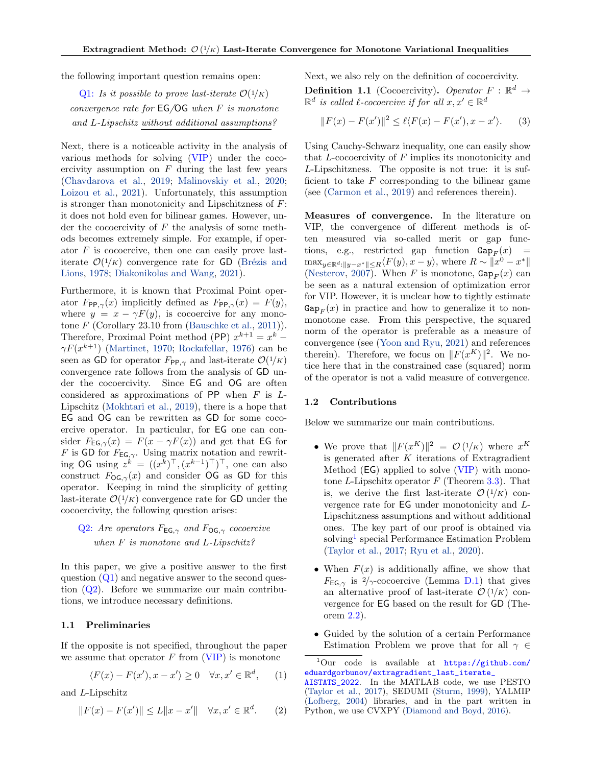the following important question remains open:

Q1: *Is it possible to prove last-iterate $\mathcal{O}(1/K)$ convergence rate for* EG/OG *when $F$ is monotone and $L$-Lipschitz without additional assumptions?*

Next, there is a noticeable activity in the analysis of various methods for solving (VIP) under the cocoercivity assumption on $F$ during the last few years (Chavdarova et al., 2019; Malinovskiy et al., 2020; Loizou et al., 2021). Unfortunately, this assumption is stronger than monotonicity and Lipschitzness of $F$: it does not hold even for bilinear games. However, under the cocoercivity of $F$ the analysis of some methods becomes extremely simple. For example, if operator $F$ is cocoercive, then one can easily prove last-iterate $\mathcal{O}(1/K)$ convergence rate for GD (Brézis and Lions, 1978; Diakonikolas and Wang, 2021).

Furthermore, it is known that Proximal Point operator $F_{\mathsf{PP},\gamma}(x)$ implicitly defined as $F_{\mathsf{PP},\gamma}(x) = F(y)$, where $y = x - \gamma F(y)$, is cocoercive for any monotone $F$ (Corollary 23.10 from (Bauschke et al., 2011)). Therefore, Proximal Point method (PP) $x^{k+1} = x^k - \gamma F(x^{k+1})$ (Martinet, 1970; Rockafellar, 1976) can be seen as GD for operator $F_{\mathsf{PP},\gamma}$ and last-iterate $\mathcal{O}(1/K)$ convergence rate follows from the analysis of GD under the cocoercivity. Since EG and OG are often considered as approximations of PP when $F$ is $L$-Lipschitz (Mokhtari et al., 2019), there is a hope that EG and OG can be rewritten as GD for some cocoercive operator. In particular, for EG one can consider $F_{\mathsf{EG},\gamma}(x) = F(x - \gamma F(x))$ and get that EG for $F$ is GD for $F_{\mathsf{EG},\gamma}$. Using matrix notation and rewriting OG using $z^k = ((x^k)^\top, (x^{k-1})^\top)^\top$, one can also construct $F_{\mathsf{OG},\gamma}(x)$ and consider OG as GD for this operator. Keeping in mind the simplicity of getting last-iterate $\mathcal{O}(1/K)$ convergence rate for GD under the cocoercivity, the following question arises:

Q2: *Are operators $F_{\mathsf{EG},\gamma}$ and $F_{\mathsf{OG},\gamma}$ cocoercive when $F$ is monotone and $L$-Lipschitz?*

In this paper, we give a positive answer to the first question (Q1) and negative answer to the second question (Q2). Before we summarize our main contributions, we introduce necessary definitions.

### 1.1 Preliminaries

If the opposite is not specified, throughout the paper we assume that operator $F$ from (VIP) is monotone

$$\langle F(x) - F(x'), x - x' \rangle \geq 0 \quad \forall x, x' \in \mathbb{R}^d, \qquad (1)$$

and $L$-Lipschitz

$$\|F(x) - F(x')\| \leq L\|x - x'\| \quad \forall x, x' \in \mathbb{R}^d. \qquad (2)$$

Next, we also rely on the definition of cocoercivity.

**Definition 1.1** (Cocoercivity). *Operator $F : \mathbb{R}^d \to \mathbb{R}^d$ is called $\ell$-cocoercive if for all $x, x' \in \mathbb{R}^d$*

$$\|F(x) - F(x')\|^2 \leq \ell \langle F(x) - F(x'), x - x' \rangle. \qquad (3)$$

Using Cauchy-Schwarz inequality, one can easily show that $L$-cocoercivity of $F$ implies its monotonicity and $L$-Lipschitzness. The opposite is not true: it is sufficient to take $F$ corresponding to the bilinear game (see (Carmon et al., 2019) and references therein).

**Measures of convergence.** In the literature on VIP, the convergence of different methods is often measured via so-called merit or gap functions, e.g., restricted gap function $\mathtt{Gap}_F(x) = \max_{y \in \mathbb{R}^d : \|y - x^*\| \leq R} \langle F(y), x - y \rangle$, where $R \sim \|x^0 - x^*\|$ (Nesterov, 2007). When $F$ is monotone, $\mathtt{Gap}_F(x)$ can be seen as a natural extension of optimization error for VIP. However, it is unclear how to tightly estimate $\mathtt{Gap}_F(x)$ in practice and how to generalize it to non-monotone case. From this perspective, the squared norm of the operator is preferable as a measure of convergence (see (Yoon and Ryu, 2021) and references therein). Therefore, we focus on $\|F(x^K)\|^2$. We notice here that in the constrained case (squared) norm of the operator is not a valid measure of convergence.

### 1.2 Contributions

Below we summarize our main contributions.

- We prove that $\|F(x^K)\|^2 = \mathcal{O}(1/K)$ where $x^K$ is generated after $K$ iterations of Extragradient Method (EG) applied to solve (VIP) with monotone $L$-Lipschitz operator $F$ (Theorem 3.3). That is, we derive the first last-iterate $\mathcal{O}(1/K)$ convergence rate for EG under monotonicity and $L$-Lipschitzness assumptions and without additional ones. The key part of our proof is obtained via solving[1] special Performance Estimation Problem (Taylor et al., 2017; Ryu et al., 2020).
- When $F(x)$ is additionally affine, we show that $F_{\mathsf{EG},\gamma}$ is $2/\gamma$-cocoercive (Lemma D.1) that gives an alternative proof of last-iterate $\mathcal{O}(1/K)$ convergence for EG based on the result for GD (Theorem 2.2).
- Guided by the solution of a certain Performance Estimation Problem we prove that for all $\gamma \in$

[1] Our code is available at https://github.com/eduardgorbunov/extragradient_last_iterate_AISTATS_2022. In the MATLAB code, we use PESTO (Taylor et al., 2017), SEDUMI (Sturm, 1999), YALMIP (Lofberg, 2004) libraries, and in the part written in Python, we use CVXPY (Diamond and Boyd, 2016).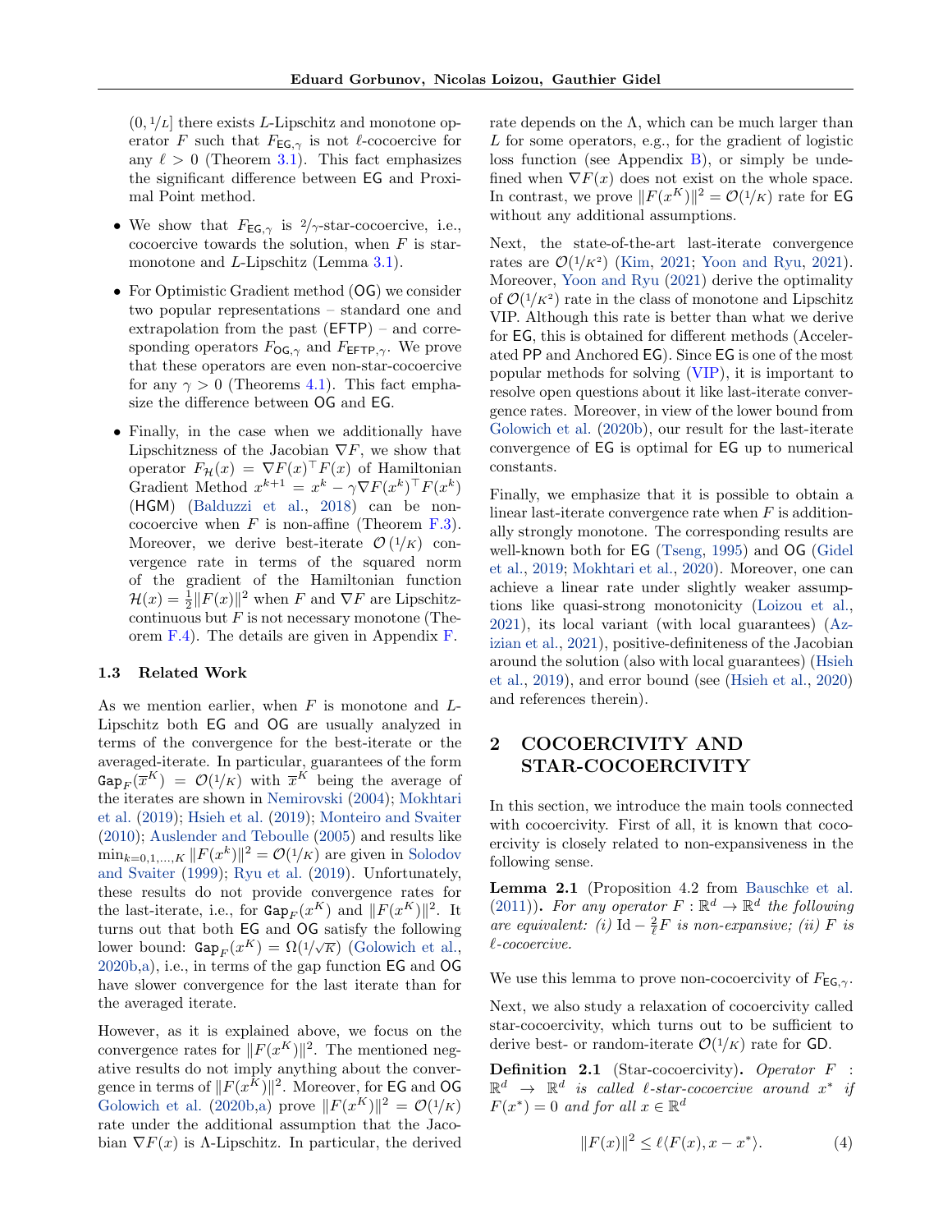$(0, 1/L]$ there exists $L$-Lipschitz and monotone operator $F$ such that $F_{\mathsf{EG},\gamma}$ is not $\ell$-cocoercive for any $\ell > 0$ (Theorem 3.1). This fact emphasizes the significant difference between EG and Proximal Point method.

- We show that $F_{\mathsf{EG},\gamma}$ is $2/\gamma$-star-cocoercive, i.e., cocoercive towards the solution, when $F$ is star-monotone and $L$-Lipschitz (Lemma 3.1).
- For Optimistic Gradient method (OG) we consider two popular representations – standard one and extrapolation from the past (EFTP) – and corresponding operators $F_{\mathsf{OG},\gamma}$ and $F_{\mathsf{EFTP},\gamma}$. We prove that these operators are even non-star-cocoercive for any $\gamma > 0$ (Theorems 4.1). This fact emphasize the difference between OG and EG.
- Finally, in the case when we additionally have Lipschitzness of the Jacobian $\nabla F$, we show that operator $F_{\mathcal{H}}(x) = \nabla F(x)^\top F(x)$ of Hamiltonian Gradient Method $x^{k+1} = x^k - \gamma \nabla F(x^k)^\top F(x^k)$ (HGM) (Balduzzi et al., 2018) can be non-cocoercive when $F$ is non-affine (Theorem F.3). Moreover, we derive best-iterate $\mathcal{O}(1/K)$ convergence rate in terms of the squared norm of the gradient of the Hamiltonian function $\mathcal{H}(x) = \frac{1}{2}\|F(x)\|^2$ when $F$ and $\nabla F$ are Lipschitz-continuous but $F$ is not necessary monotone (Theorem F.4). The details are given in Appendix F.

### 1.3 Related Work

As we mention earlier, when $F$ is monotone and $L$-Lipschitz both EG and OG are usually analyzed in terms of the convergence for the best-iterate or the averaged-iterate. In particular, guarantees of the form $\mathtt{Gap}_F(\overline{x}^K) = \mathcal{O}(1/K)$ with $\overline{x}^K$ being the average of the iterates are shown in Nemirovski (2004); Mokhtari et al. (2019); Hsieh et al. (2019); Monteiro and Svaiter (2010); Auslender and Teboulle (2005) and results like $\min_{k=0,1,\ldots,K} \|F(x^k)\|^2 = \mathcal{O}(1/K)$ are given in Solodov and Svaiter (1999); Ryu et al. (2019). Unfortunately, these results do not provide convergence rates for the last-iterate, i.e., for $\mathtt{Gap}_F(x^K)$ and $\|F(x^K)\|^2$. It turns out that both EG and OG satisfy the following lower bound: $\mathtt{Gap}_F(x^K) = \Omega(1/\sqrt{K})$ (Golowich et al., 2020b,a), i.e., in terms of the gap function EG and OG have slower convergence for the last iterate than for the averaged iterate.

However, as it is explained above, we focus on the convergence rates for $\|F(x^K)\|^2$. The mentioned negative results do not imply anything about the convergence in terms of $\|F(x^K)\|^2$. Moreover, for EG and OG Golowich et al. (2020b,a) prove $\|F(x^K)\|^2 = \mathcal{O}(1/K)$ rate under the additional assumption that the Jacobian $\nabla F(x)$ is $\Lambda$-Lipschitz. In particular, the derived rate depends on the $\Lambda$, which can be much larger than $L$ for some operators, e.g., for the gradient of logistic loss function (see Appendix B), or simply be undefined when $\nabla F(x)$ does not exist on the whole space. In contrast, we prove $\|F(x^K)\|^2 = \mathcal{O}(1/K)$ rate for EG without any additional assumptions.

Next, the state-of-the-art last-iterate convergence rates are $\mathcal{O}(1/K^2)$ (Kim, 2021; Yoon and Ryu, 2021). Moreover, Yoon and Ryu (2021) derive the optimality of $\mathcal{O}(1/K^2)$ rate in the class of monotone and Lipschitz VIP. Although this rate is better than what we derive for EG, this is obtained for different methods (Accelerated PP and Anchored EG). Since EG is one of the most popular methods for solving (VIP), it is important to resolve open questions about it like last-iterate convergence rates. Moreover, in view of the lower bound from Golowich et al. (2020b), our result for the last-iterate convergence of EG is optimal for EG up to numerical constants.

Finally, we emphasize that it is possible to obtain a linear last-iterate convergence rate when $F$ is additionally strongly monotone. The corresponding results are well-known both for EG (Tseng, 1995) and OG (Gidel et al., 2019; Mokhtari et al., 2020). Moreover, one can achieve a linear rate under slightly weaker assumptions like quasi-strong monotonicity (Loizou et al., 2021), its local variant (with local guarantees) (Azizian et al., 2021), positive-definiteness of the Jacobian around the solution (also with local guarantees) (Hsieh et al., 2019), and error bound (see (Hsieh et al., 2020) and references therein).

## 2 COCOERCIVITY AND STAR-COCOERCIVITY

In this section, we introduce the main tools connected with cocoercivity. First of all, it is known that cocoercivity is closely related to non-expansiveness in the following sense.

**Lemma 2.1** (Proposition 4.2 from Bauschke et al. (2011)). *For any operator $F: \mathbb{R}^d \to \mathbb{R}^d$ the following are equivalent: (i) $\mathrm{Id} - \frac{2}{\ell}F$ is non-expansive; (ii) $F$ is $\ell$-cocoercive.*

We use this lemma to prove non-cocoercivity of $F_{\mathsf{EG},\gamma}$.

Next, we also study a relaxation of cocoercivity called star-cocoercivity, which turns out to be sufficient to derive best- or random-iterate $\mathcal{O}(1/K)$ rate for GD.

**Definition 2.1** (Star-cocoercivity)**.** *Operator $F: \mathbb{R}^d \to \mathbb{R}^d$ is called $\ell$-star-cocoercive around $x^*$ if $F(x^*) = 0$ and for all $x \in \mathbb{R}^d$*

$$\|F(x)\|^2 \leq \ell \langle F(x), x - x^* \rangle. \tag{4}$$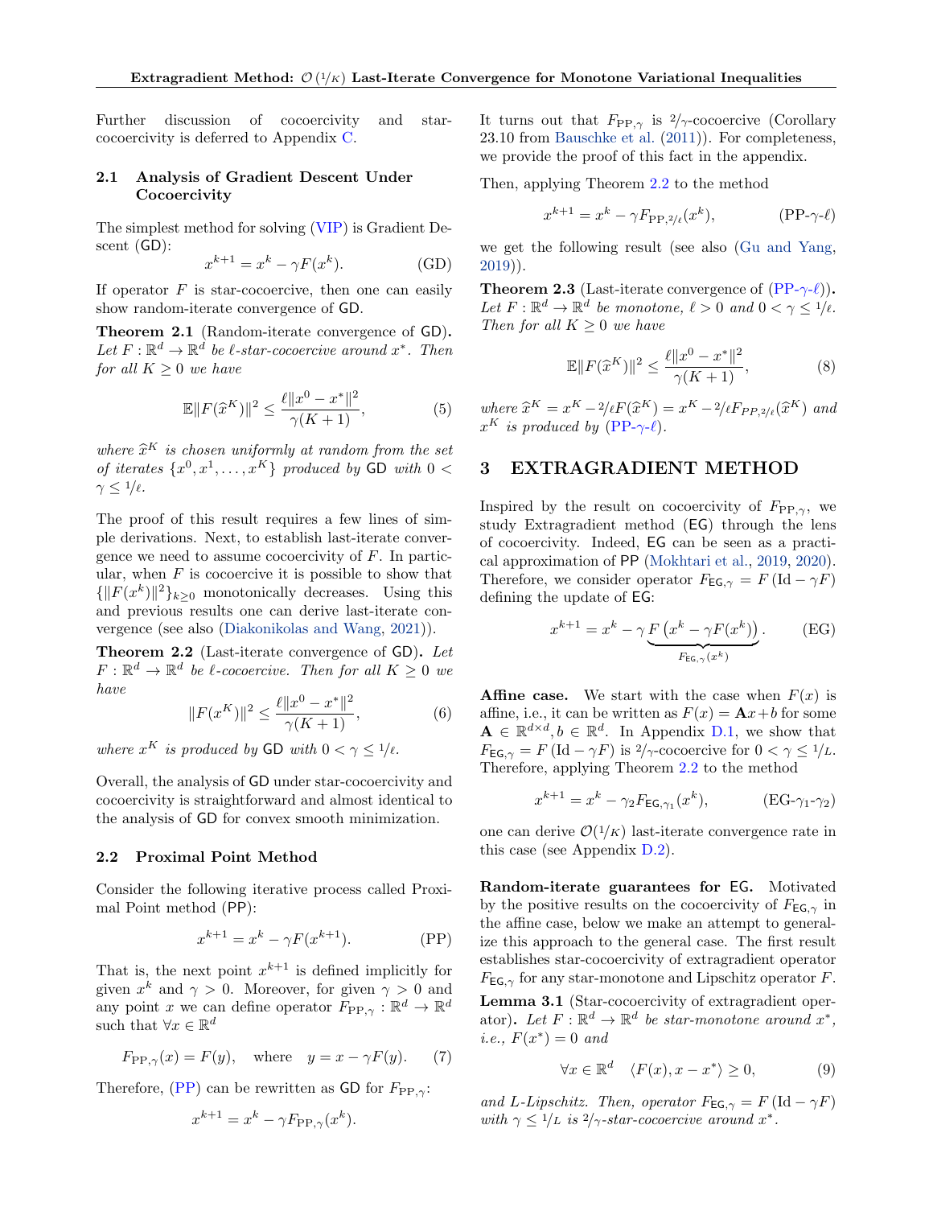Further discussion of cocoercivity and star-cocoercivity is deferred to Appendix C.

### 2.1 Analysis of Gradient Descent Under Cocoercivity

The simplest method for solving (VIP) is Gradient Descent (GD):

$$x^{k+1} = x^k - \gamma F(x^k). \tag{GD}$$

If operator $F$ is star-cocoercive, then one can easily show random-iterate convergence of GD.

**Theorem 2.1** (Random-iterate convergence of GD). *Let $F : \mathbb{R}^d \to \mathbb{R}^d$ be $\ell$-star-cocoercive around $x^*$. Then for all $K \geq 0$ we have*

$$\mathbb{E}\|F(\widehat{x}^K)\|^2 \leq \frac{\ell\|x^0 - x^*\|^2}{\gamma(K+1)}, \tag{5}$$

*where $\widehat{x}^K$ is chosen uniformly at random from the set of iterates $\{x^0, x^1, \ldots, x^K\}$ produced by GD with $0 < \gamma \leq 1/\ell$.*

The proof of this result requires a few lines of simple derivations. Next, to establish last-iterate convergence we need to assume cocoercivity of $F$. In particular, when $F$ is cocoercive it is possible to show that $\{\|F(x^k)\|^2\}_{k\geq 0}$ monotonically decreases. Using this and previous results one can derive last-iterate convergence (see also (Diakonikolas and Wang, 2021)).

**Theorem 2.2** (Last-iterate convergence of GD). *Let $F : \mathbb{R}^d \to \mathbb{R}^d$ be $\ell$-cocoercive. Then for all $K \geq 0$ we have*

$$\|F(x^K)\|^2 \leq \frac{\ell\|x^0 - x^*\|^2}{\gamma(K+1)}, \tag{6}$$

*where $x^K$ is produced by GD with $0 < \gamma \leq 1/\ell$.*

Overall, the analysis of GD under star-cocoercivity and cocoercivity is straightforward and almost identical to the analysis of GD for convex smooth minimization.

### 2.2 Proximal Point Method

Consider the following iterative process called Proximal Point method (PP):

$$x^{k+1} = x^k - \gamma F(x^{k+1}). \tag{PP}$$

That is, the next point $x^{k+1}$ is defined implicitly for given $x^k$ and $\gamma > 0$. Moreover, for given $\gamma > 0$ and any point $x$ we can define operator $F_{\mathrm{PP},\gamma} : \mathbb{R}^d \to \mathbb{R}^d$ such that $\forall x \in \mathbb{R}^d$

$$F_{\mathrm{PP},\gamma}(x) = F(y), \quad \text{where} \quad y = x - \gamma F(y). \tag{7}$$

Therefore, (PP) can be rewritten as GD for $F_{\mathrm{PP},\gamma}$:

$$x^{k+1} = x^k - \gamma F_{\mathrm{PP},\gamma}(x^k).$$

It turns out that $F_{\mathrm{PP},\gamma}$ is $2/\gamma$-cocoercive (Corollary 23.10 from Bauschke et al. (2011)). For completeness, we provide the proof of this fact in the appendix.

Then, applying Theorem 2.2 to the method

$$x^{k+1} = x^k - \gamma F_{\mathrm{PP},2/\ell}(x^k), \tag{PP-$\gamma$-$\ell$}$$

we get the following result (see also (Gu and Yang, 2019)).

**Theorem 2.3** (Last-iterate convergence of (PP-$\gamma$-$\ell$)). *Let $F : \mathbb{R}^d \to \mathbb{R}^d$ be monotone, $\ell > 0$ and $0 < \gamma \leq 1/\ell$. Then for all $K \geq 0$ we have*

$$\mathbb{E}\|F(\widehat{x}^K)\|^2 \leq \frac{\ell\|x^0 - x^*\|^2}{\gamma(K+1)}, \tag{8}$$

*where $\widehat{x}^K = x^K - 2/\ell F(\widehat{x}^K) = x^K - 2/\ell F_{PP,2/\ell}(\widehat{x}^K)$ and $x^K$ is produced by (PP-$\gamma$-$\ell$).*

## 3 EXTRAGRADIENT METHOD

Inspired by the result on cocoercivity of $F_{\mathrm{PP},\gamma}$, we study Extragradient method (EG) through the lens of cocoercivity. Indeed, EG can be seen as a practical approximation of PP (Mokhtari et al., 2019, 2020). Therefore, we consider operator $F_{\mathsf{EG},\gamma} = F(\mathrm{Id} - \gamma F)$ defining the update of EG:

$$x^{k+1} = x^k - \gamma \underbrace{F\left(x^k - \gamma F(x^k)\right)}_{F_{\mathsf{EG},\gamma}(x^k)}. \tag{EG}$$

**Affine case.** We start with the case when $F(x)$ is affine, i.e., it can be written as $F(x) = \mathbf{A}x + b$ for some $\mathbf{A} \in \mathbb{R}^{d\times d}, b \in \mathbb{R}^d$. In Appendix D.1, we show that $F_{\mathsf{EG},\gamma} = F(\mathrm{Id} - \gamma F)$ is $2/\gamma$-cocoercive for $0 < \gamma \leq 1/L$. Therefore, applying Theorem 2.2 to the method

$$x^{k+1} = x^k - \gamma_2 F_{\mathsf{EG},\gamma_1}(x^k), \tag{EG-$\gamma_1$-$\gamma_2$}$$

one can derive $\mathcal{O}(1/K)$ last-iterate convergence rate in this case (see Appendix D.2).

**Random-iterate guarantees for EG.** Motivated by the positive results on the cocoercivity of $F_{\mathsf{EG},\gamma}$ in the affine case, below we make an attempt to generalize this approach to the general case. The first result establishes star-cocoercivity of extragradient operator $F_{\mathsf{EG},\gamma}$ for any star-monotone and Lipschitz operator $F$.

**Lemma 3.1** (Star-cocoercivity of extragradient operator). *Let $F : \mathbb{R}^d \to \mathbb{R}^d$ be star-monotone around $x^*$, i.e., $F(x^*) = 0$ and*

$$\forall x \in \mathbb{R}^d \quad \langle F(x), x - x^*\rangle \geq 0, \tag{9}$$

*and $L$-Lipschitz. Then, operator $F_{\mathsf{EG},\gamma} = F(\mathrm{Id} - \gamma F)$ with $\gamma \leq 1/L$ is $2/\gamma$-star-cocoercive around $x^*$.*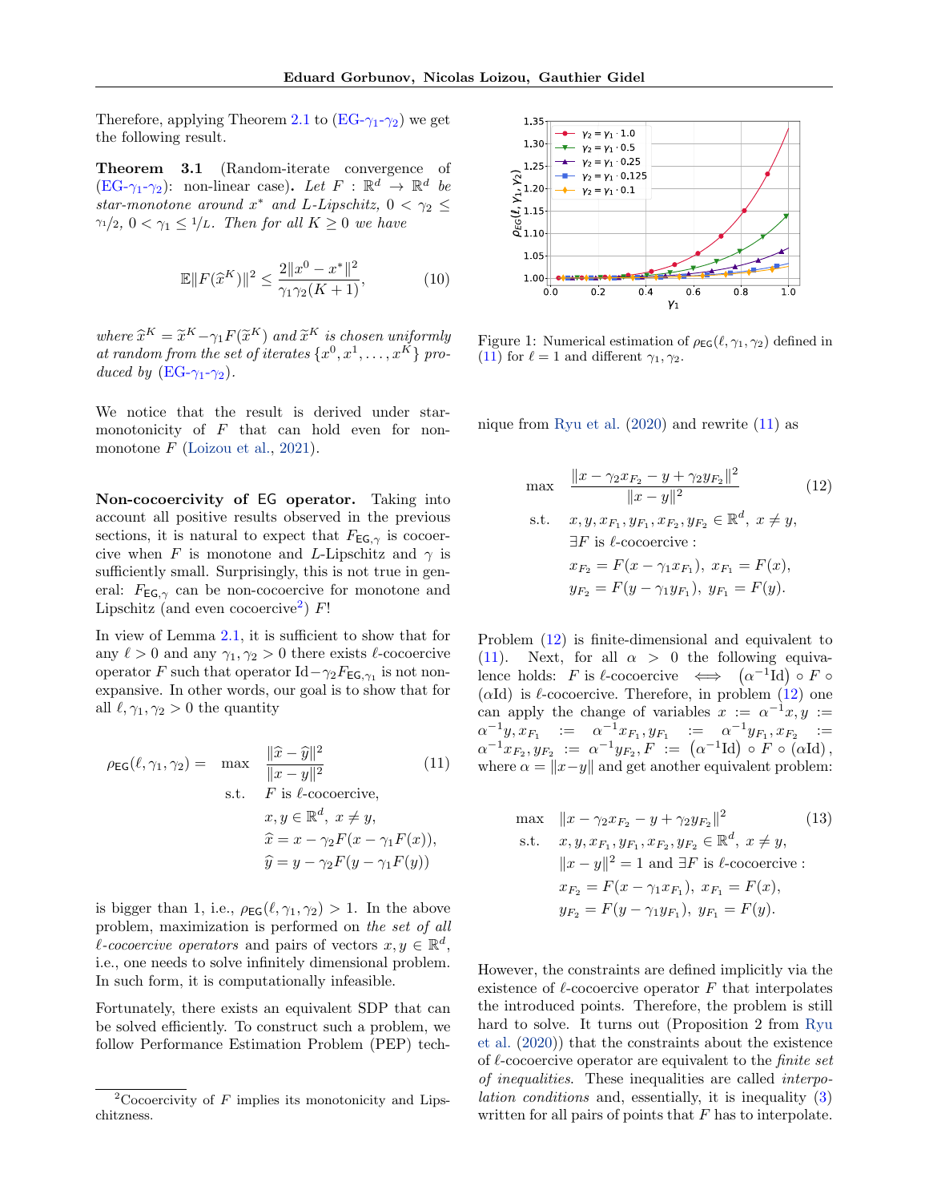Therefore, applying Theorem 2.1 to (EG-$\gamma_1$-$\gamma_2$) we get the following result.

**Theorem 3.1** (Random-iterate convergence of (EG-$\gamma_1$-$\gamma_2$): non-linear case)**.** *Let $F : \mathbb{R}^d \to \mathbb{R}^d$ be star-monotone around $x^*$ and $L$-Lipschitz, $0 < \gamma_2 \le \gamma_1/2$, $0 < \gamma_1 \le 1/L$. Then for all $K \ge 0$ we have*

$$\mathbb{E}\|F(\widehat{x}^K)\|^2 \le \frac{2\|x^0 - x^*\|^2}{\gamma_1\gamma_2(K+1)}, \tag{10}$$

*where $\widehat{x}^K = \widetilde{x}^K - \gamma_1 F(\widetilde{x}^K)$ and $\widetilde{x}^K$ is chosen uniformly at random from the set of iterates $\{x^0, x^1, \ldots, x^K\}$ produced by* (EG-$\gamma_1$-$\gamma_2$).

We notice that the result is derived under star-monotonicity of $F$ that can hold even for non-monotone $F$ (Loizou et al., 2021).

**Non-cocoercivity of EG operator.** Taking into account all positive results observed in the previous sections, it is natural to expect that $F_{\mathsf{EG},\gamma}$ is cocoercive when $F$ is monotone and $L$-Lipschitz and $\gamma$ is sufficiently small. Surprisingly, this is not true in general: $F_{\mathsf{EG},\gamma}$ can be non-cocoercive for monotone and Lipschitz (and even cocoercive[2]) $F$!

In view of Lemma 2.1, it is sufficient to show that for any $\ell > 0$ and any $\gamma_1, \gamma_2 > 0$ there exists $\ell$-cocoercive operator $F$ such that operator $\mathrm{Id} - \gamma_2 F_{\mathsf{EG},\gamma_1}$ is not non-expansive. In other words, our goal is to show that for all $\ell, \gamma_1, \gamma_2 > 0$ the quantity

$$\begin{aligned}
\rho_{\mathsf{EG}}(\ell,\gamma_1,\gamma_2) = \quad \max \quad & \frac{\|\widehat{x} - \widehat{y}\|^2}{\|x-y\|^2} \\
\text{s.t.} \quad & F \text{ is } \ell\text{-cocoercive}, \\
& x, y \in \mathbb{R}^d,\ x \neq y, \\
& \widehat{x} = x - \gamma_2 F(x - \gamma_1 F(x)), \\
& \widehat{y} = y - \gamma_2 F(y - \gamma_1 F(y))
\end{aligned} \tag{11}$$

is bigger than 1, i.e., $\rho_{\mathsf{EG}}(\ell,\gamma_1,\gamma_2) > 1$. In the above problem, maximization is performed on *the set of all $\ell$-cocoercive operators* and pairs of vectors $x, y \in \mathbb{R}^d$, i.e., one needs to solve infinitely dimensional problem. In such form, it is computationally infeasible.

Fortunately, there exists an equivalent SDP that can be solved efficiently. To construct such a problem, we follow Performance Estimation Problem (PEP) technique from Ryu et al. (2020) and rewrite (11) as

Figure 1: Numerical estimation of $\rho_{\mathsf{EG}}(\ell,\gamma_1,\gamma_2)$ defined in (11) for $\ell = 1$ and different $\gamma_1, \gamma_2$.

$$\begin{aligned}
\max \quad & \frac{\|x - \gamma_2 x_{F_2} - y + \gamma_2 y_{F_2}\|^2}{\|x-y\|^2} \\
\text{s.t.} \quad & x, y, x_{F_1}, y_{F_1}, x_{F_2}, y_{F_2} \in \mathbb{R}^d,\ x \neq y, \\
& \exists F \text{ is } \ell\text{-cocoercive}: \\
& x_{F_2} = F(x - \gamma_1 x_{F_1}),\ x_{F_1} = F(x), \\
& y_{F_2} = F(y - \gamma_1 y_{F_1}),\ y_{F_1} = F(y).
\end{aligned} \tag{12}$$

Problem (12) is finite-dimensional and equivalent to (11). Next, for all $\alpha > 0$ the following equivalence holds: $F$ is $\ell$-cocoercive $\iff$ $(\alpha^{-1}\mathrm{Id}) \circ F \circ (\alpha\mathrm{Id})$ is $\ell$-cocoercive. Therefore, in problem (12) one can apply the change of variables $x := \alpha^{-1}x, y := \alpha^{-1}y, x_{F_1} := \alpha^{-1}x_{F_1}, y_{F_1} := \alpha^{-1}y_{F_1}, x_{F_2} := \alpha^{-1}x_{F_2}, y_{F_2} := \alpha^{-1}y_{F_2}, F := (\alpha^{-1}\mathrm{Id}) \circ F \circ (\alpha\mathrm{Id})$, where $\alpha = \|x-y\|$ and get another equivalent problem:

$$\begin{aligned}
\max \quad & \|x - \gamma_2 x_{F_2} - y + \gamma_2 y_{F_2}\|^2 \\
\text{s.t.} \quad & x, y, x_{F_1}, y_{F_1}, x_{F_2}, y_{F_2} \in \mathbb{R}^d,\ x \neq y, \\
& \|x-y\|^2 = 1 \text{ and } \exists F \text{ is } \ell\text{-cocoercive}: \\
& x_{F_2} = F(x - \gamma_1 x_{F_1}),\ x_{F_1} = F(x), \\
& y_{F_2} = F(y - \gamma_1 y_{F_1}),\ y_{F_1} = F(y).
\end{aligned} \tag{13}$$

However, the constraints are defined implicitly via the existence of $\ell$-cocoercive operator $F$ that interpolates the introduced points. Therefore, the problem is still hard to solve. It turns out (Proposition 2 from Ryu et al. (2020)) that the constraints about the existence of $\ell$-cocoercive operator are equivalent to the *finite set of inequalities*. These inequalities are called *interpolation conditions* and, essentially, it is inequality (3) written for all pairs of points that $F$ has to interpolate.

[2] Cocoercivity of $F$ implies its monotonicity and Lipschitzness.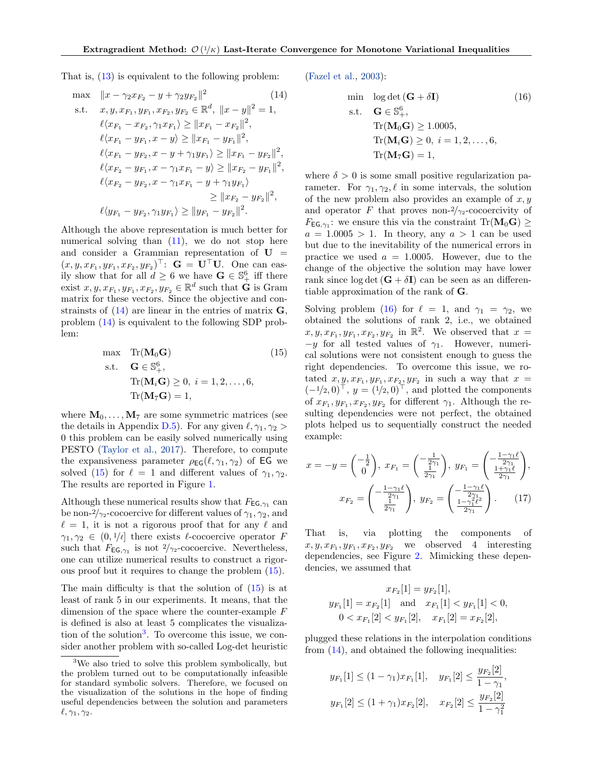That is, (13) is equivalent to the following problem:

$$
\begin{aligned}
\max \quad & \|x - \gamma_2 x_{F_2} - y + \gamma_2 y_{F_2}\|^2 \qquad (14)\\
\text{s.t.} \quad & x, y, x_{F_1}, y_{F_1}, x_{F_2}, y_{F_2} \in \mathbb{R}^d,\ \|x-y\|^2 = 1,\\
& \ell\langle x_{F_1} - x_{F_2}, \gamma_1 x_{F_1}\rangle \geq \|x_{F_1} - x_{F_2}\|^2,\\
& \ell\langle x_{F_1} - y_{F_1}, x - y\rangle \geq \|x_{F_1} - y_{F_1}\|^2,\\
& \ell\langle x_{F_1} - y_{F_2}, x - y + \gamma_1 y_{F_1}\rangle \geq \|x_{F_1} - y_{F_2}\|^2,\\
& \ell\langle x_{F_2} - y_{F_1}, x - \gamma_1 x_{F_1} - y\rangle \geq \|x_{F_2} - y_{F_1}\|^2,\\
& \ell\langle x_{F_2} - y_{F_2}, x - \gamma_1 x_{F_1} - y + \gamma_1 y_{F_1}\rangle\\
& \qquad\qquad \geq \|x_{F_2} - y_{F_2}\|^2,\\
& \ell\langle y_{F_1} - y_{F_2}, \gamma_1 y_{F_1}\rangle \geq \|y_{F_1} - y_{F_2}\|^2.
\end{aligned}
$$

Although the above representation is much better for numerical solving than (11), we do not stop here and consider a Grammian representation of $\mathbf{U} = (x, y, x_{F_1}, y_{F_1}, x_{F_2}, y_{F_2})^\top$: $\mathbf{G} = \mathbf{U}^\top \mathbf{U}$. One can easily show that for all $d \geq 6$ we have $\mathbf{G} \in \mathbb{S}_+^6$ iff there exist $x, y, x_{F_1}, y_{F_1}, x_{F_2}, y_{F_2} \in \mathbb{R}^d$ such that $\mathbf{G}$ is Gram matrix for these vectors. Since the objective and constrainsts of (14) are linear in the entries of matrix $\mathbf{G}$, problem (14) is equivalent to the following SDP problem:

$$
\begin{aligned}
\max \quad & \mathrm{Tr}(\mathbf{M}_0 \mathbf{G}) \qquad (15)\\
\text{s.t.} \quad & \mathbf{G} \in \mathbb{S}_+^6,\\
& \mathrm{Tr}(\mathbf{M}_i \mathbf{G}) \geq 0,\ i = 1, 2, \ldots, 6,\\
& \mathrm{Tr}(\mathbf{M}_7 \mathbf{G}) = 1,
\end{aligned}
$$

where $\mathbf{M}_0, \ldots, \mathbf{M}_7$ are some symmetric matrices (see the details in Appendix D.5). For any given $\ell, \gamma_1, \gamma_2 > 0$ this problem can be easily solved numerically using PESTO (Taylor et al., 2017). Therefore, to compute the expansiveness parameter $\rho_{\mathsf{EG}}(\ell, \gamma_1, \gamma_2)$ of EG we solved (15) for $\ell = 1$ and different values of $\gamma_1, \gamma_2$. The results are reported in Figure 1.

Although these numerical results show that $F_{\mathsf{EG},\gamma_1}$ can be non-$2/\gamma_2$-cocoercive for different values of $\gamma_1, \gamma_2$, and $\ell = 1$, it is not a rigorous proof that for any $\ell$ and $\gamma_1, \gamma_2 \in (0, 1/\ell]$ there exists $\ell$-cocoercive operator $F$ such that $F_{\mathsf{EG},\gamma_1}$ is not $2/\gamma_2$-cocoercive. Nevertheless, one can utilize numerical results to construct a rigorous proof but it requires to change the problem (15).

The main difficulty is that the solution of (15) is at least of rank 5 in our experiments. It means, that the dimension of the space where the counter-example $F$ is defined is also at least 5 complicates the visualization of the solution[3]. To overcome this issue, we consider another problem with so-called Log-det heuristic (Fazel et al., 2003):

$$
\begin{aligned}
\min \quad & \log\det(\mathbf{G} + \delta \mathbf{I}) \qquad (16)\\
\text{s.t.} \quad & \mathbf{G} \in \mathbb{S}_+^6,\\
& \mathrm{Tr}(\mathbf{M}_0 \mathbf{G}) \geq 1.0005,\\
& \mathrm{Tr}(\mathbf{M}_i \mathbf{G}) \geq 0,\ i = 1, 2, \ldots, 6,\\
& \mathrm{Tr}(\mathbf{M}_7 \mathbf{G}) = 1,
\end{aligned}
$$

where $\delta > 0$ is some small positive regularization parameter. For $\gamma_1, \gamma_2, \ell$ in some intervals, the solution of the new problem also provides an example of $x, y$ and operator $F$ that proves non-$2/\gamma_2$-cocoercivity of $F_{\mathsf{EG},\gamma_1}$: we ensure this via the constraint $\mathrm{Tr}(\mathbf{M}_0 \mathbf{G}) \geq a = 1.0005 > 1$. In theory, any $a > 1$ can be used but due to the inevitability of the numerical errors in practice we used $a = 1.0005$. However, due to the change of the objective the solution may have lower rank since $\log\det(\mathbf{G} + \delta \mathbf{I})$ can be seen as an differentiable approximation of the rank of $\mathbf{G}$.

Solving problem (16) for $\ell = 1$, and $\gamma_1 = \gamma_2$, we obtained the solutions of rank 2, i.e., we obtained $x, y, x_{F_1}, y_{F_1}, x_{F_2}, y_{F_2}$ in $\mathbb{R}^2$. We observed that $x = -y$ for all tested values of $\gamma_1$. However, numerical solutions were not consistent enough to guess the right dependencies. To overcome this issue, we rotated $x, y, x_{F_1}, y_{F_1}, x_{F_2}, y_{F_2}$ in such a way that $x = (-1/2, 0)^\top$, $y = (1/2, 0)^\top$, and plotted the components of $x_{F_1}, y_{F_1}, x_{F_2}, y_{F_2}$ for different $\gamma_1$. Although the resulting dependencies were not perfect, the obtained plots helped us to sequentially construct the needed example:

$$
x = -y = \begin{pmatrix} -\frac{1}{2} \\ 0 \end{pmatrix},\ x_{F_1} = \begin{pmatrix} -\frac{1}{2\gamma_1} \\ \frac{1}{2\gamma_1} \end{pmatrix},\ y_{F_1} = \begin{pmatrix} -\frac{1-\gamma_1\ell}{2\gamma_1} \\ \frac{1+\gamma_1\ell}{2\gamma_1} \end{pmatrix},
$$

$$
x_{F_2} = \begin{pmatrix} -\frac{1-\gamma_1\ell}{2\gamma_1} \\ \frac{1}{2\gamma_1} \end{pmatrix},\ y_{F_2} = \begin{pmatrix} -\frac{1-\gamma_1\ell}{2\gamma_1} \\ \frac{1-\gamma_1^2\ell^2}{2\gamma_1} \end{pmatrix}. \qquad (17)
$$

That is, via plotting the components of $x, y, x_{F_1}, y_{F_1}, x_{F_2}, y_{F_2}$ we observed 4 interesting dependencies, see Figure 2. Mimicking these dependencies, we assumed that

$$
\begin{gathered}
x_{F_2}[1] = y_{F_2}[1],\\
y_{F_1}[1] = x_{F_2}[1] \quad \text{and} \quad x_{F_1}[1] < y_{F_1}[1] < 0,\\
0 < x_{F_1}[2] < y_{F_1}[2], \quad x_{F_1}[2] = x_{F_2}[2],
\end{gathered}
$$

plugged these relations in the interpolation conditions from (14), and obtained the following inequalities:

$$
y_{F_1}[1] \leq (1 - \gamma_1) x_{F_1}[1], \quad y_{F_1}[2] \leq \frac{y_{F_2}[2]}{1 - \gamma_1},
$$

$$
y_{F_1}[2] \leq (1 + \gamma_1) x_{F_2}[2], \quad x_{F_2}[2] \leq \frac{y_{F_2}[2]}{1 - \gamma_1^2}
$$

[3] We also tried to solve this problem symbolically, but the problem turned out to be computationally infeasible for standard symbolic solvers. Therefore, we focused on the visualization of the solutions in the hope of finding useful dependencies between the solution and parameters $\ell, \gamma_1, \gamma_2$.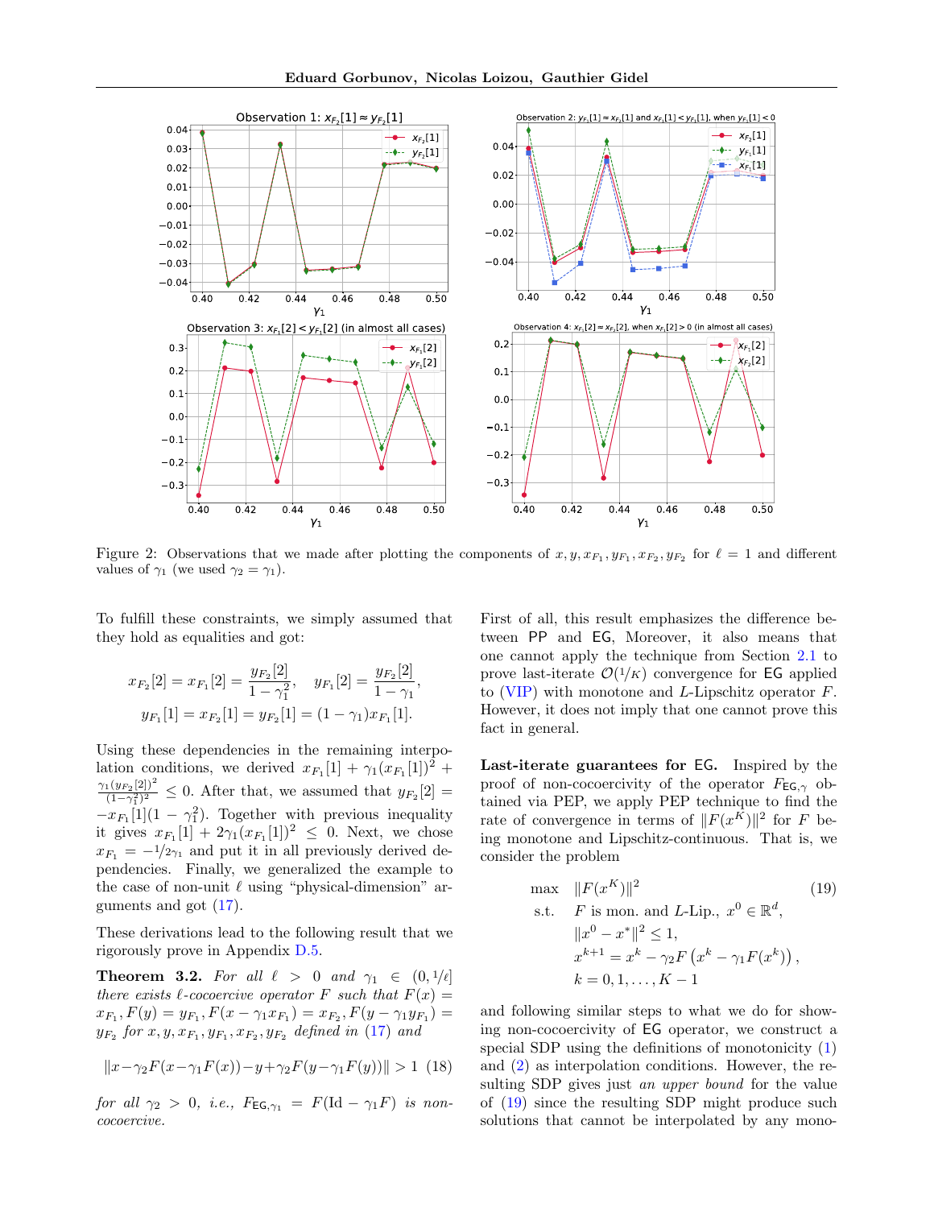Figure 2: Observations that we made after plotting the components of $x, y, x_{F_1}, y_{F_1}, x_{F_2}, y_{F_2}$ for $\ell = 1$ and different values of $\gamma_1$ (we used $\gamma_2 = \gamma_1$).

To fulfill these constraints, we simply assumed that they hold as equalities and got:

$$x_{F_2}[2] = x_{F_1}[2] = \frac{y_{F_2}[2]}{1-\gamma_1^2}, \quad y_{F_1}[2] = \frac{y_{F_2}[2]}{1-\gamma_1},$$
$$y_{F_1}[1] = x_{F_2}[1] = y_{F_2}[1] = (1-\gamma_1)x_{F_1}[1].$$

Using these dependencies in the remaining interpolation conditions, we derived $x_{F_1}[1] + \gamma_1(x_{F_1}[1])^2 + \frac{\gamma_1(y_{F_2}[2])^2}{(1-\gamma_1^2)^2} \leq 0$. After that, we assumed that $y_{F_2}[2] = -x_{F_1}[1](1-\gamma_1^2)$. Together with previous inequality it gives $x_{F_1}[1] + 2\gamma_1(x_{F_1}[1])^2 \leq 0$. Next, we chose $x_{F_1} = -1/2\gamma_1$ and put it in all previously derived dependencies. Finally, we generalized the example to the case of non-unit $\ell$ using "physical-dimension" arguments and got (17).

These derivations lead to the following result that we rigorously prove in Appendix D.5.

**Theorem 3.2.** *For all $\ell > 0$ and $\gamma_1 \in (0, 1/\ell]$ there exists $\ell$-cocoercive operator $F$ such that $F(x) = x_{F_1}, F(y) = y_{F_1}, F(x - \gamma_1 x_{F_1}) = x_{F_2}, F(y - \gamma_1 y_{F_1}) = y_{F_2}$ for $x, y, x_{F_1}, y_{F_1}, x_{F_2}, y_{F_2}$ defined in (17) and*

$$\|x - \gamma_2 F(x - \gamma_1 F(x)) - y + \gamma_2 F(y - \gamma_1 F(y))\| > 1 \quad (18)$$

*for all $\gamma_2 > 0$, i.e., $F_{\mathsf{EG},\gamma_1} = F(\mathrm{Id} - \gamma_1 F)$ is non-cocoercive.*

First of all, this result emphasizes the difference between PP and EG, Moreover, it also means that one cannot apply the technique from Section 2.1 to prove last-iterate $\mathcal{O}(1/K)$ convergence for EG applied to (VIP) with monotone and $L$-Lipschitz operator $F$. However, it does not imply that one cannot prove this fact in general.

**Last-iterate guarantees for EG.** Inspired by the proof of non-cocoercivity of the operator $F_{\mathsf{EG},\gamma}$ obtained via PEP, we apply PEP technique to find the rate of convergence in terms of $\|F(x^K)\|^2$ for $F$ being monotone and Lipschitz-continuous. That is, we consider the problem

$$\begin{aligned}
\max \quad & \|F(x^K)\|^2 \\
\text{s.t.} \quad & F \text{ is mon. and } L\text{-Lip.}, \ x^0 \in \mathbb{R}^d, \\
& \|x^0 - x^*\|^2 \leq 1, \\
& x^{k+1} = x^k - \gamma_2 F\left(x^k - \gamma_1 F(x^k)\right), \\
& k = 0, 1, \ldots, K-1
\end{aligned} \quad (19)$$

and following similar steps to what we do for showing non-cocoercivity of EG operator, we construct a special SDP using the definitions of monotonicity (1) and (2) as interpolation conditions. However, the resulting SDP gives just *an upper bound* for the value of (19) since the resulting SDP might produce such solutions that cannot be interpolated by any mono-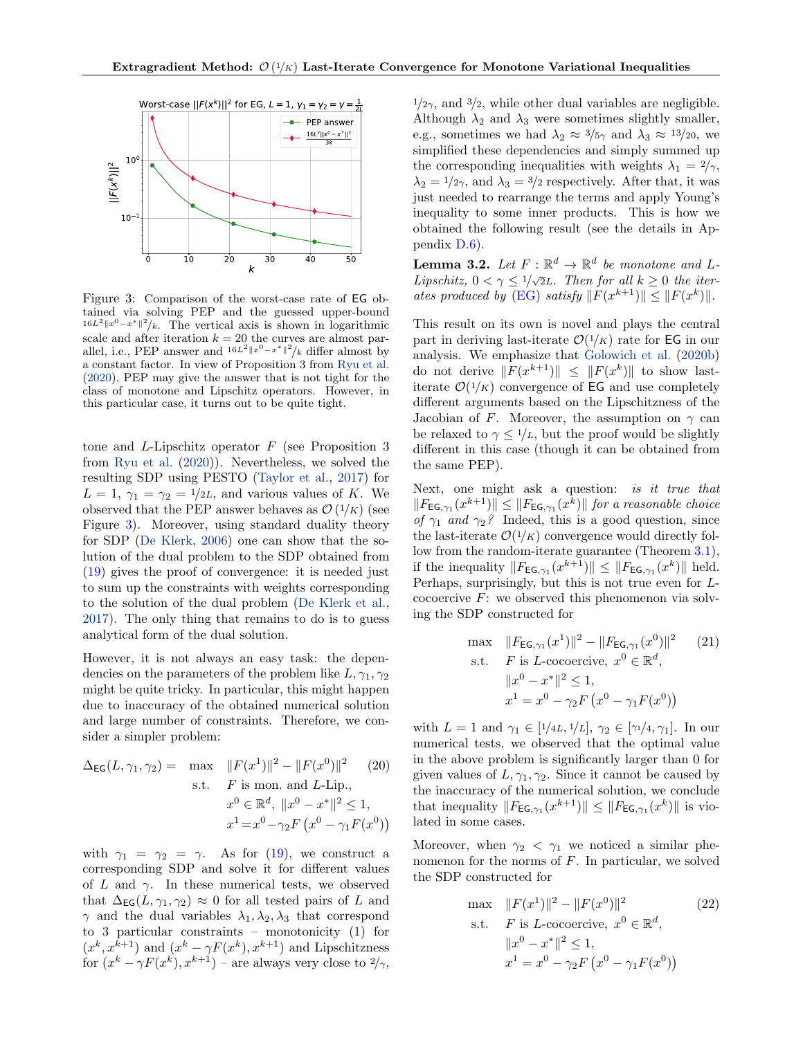Figure 3: Comparison of the worst-case rate of EG obtained via solving PEP and the guessed upper-bound $^{16L^2\|x^0-x^*\|^2}/_k$. The vertical axis is shown in logarithmic scale and after iteration $k = 20$ the curves are almost parallel, i.e., PEP answer and $^{16L^2\|x^0-x^*\|^2}/_k$ differ almost by a constant factor. In view of Proposition 3 from Ryu et al. (2020), PEP may give the answer that is not tight for the class of monotone and Lipschitz operators. However, in this particular case, it turns out to be quite tight.

tone and $L$-Lipschitz operator $F$ (see Proposition 3 from Ryu et al. (2020)). Nevertheless, we solved the resulting SDP using PESTO (Taylor et al., 2017) for $L = 1$, $\gamma_1 = \gamma_2 = {}^1/_{2L}$, and various values of $K$. We observed that the PEP answer behaves as $\mathcal{O}(1/K)$ (see Figure 3). Moreover, using standard duality theory for SDP (De Klerk, 2006) one can show that the solution of the dual problem to the SDP obtained from (19) gives the proof of convergence: it is needed just to sum up the constraints with weights corresponding to the solution of the dual problem (De Klerk et al., 2017). The only thing that remains to do is to guess analytical form of the dual solution.

However, it is not always an easy task: the dependencies on the parameters of the problem like $L, \gamma_1, \gamma_2$ might be quite tricky. In particular, this might happen due to inaccuracy of the obtained numerical solution and large number of constraints. Therefore, we consider a simpler problem:

$$
\begin{aligned}
\Delta_{\mathsf{EG}}(L,\gamma_1,\gamma_2) = \quad \max \quad & \|F(x^1)\|^2 - \|F(x^0)\|^2 \qquad (20)\\
\text{s.t.} \quad & F \text{ is mon. and } L\text{-Lip.},\\
& x^0 \in \mathbb{R}^d,\ \|x^0 - x^*\|^2 \le 1,\\
& x^1 = x^0 - \gamma_2 F\left(x^0 - \gamma_1 F(x^0)\right)
\end{aligned}
$$

with $\gamma_1 = \gamma_2 = \gamma$. As for (19), we construct a corresponding SDP and solve it for different values of $L$ and $\gamma$. In these numerical tests, we observed that $\Delta_{\mathsf{EG}}(L,\gamma_1,\gamma_2) \approx 0$ for all tested pairs of $L$ and $\gamma$ and the dual variables $\lambda_1, \lambda_2, \lambda_3$ that correspond to 3 particular constraints – monotonicity (1) for $(x^k, x^{k+1})$ and $(x^k - \gamma F(x^k), x^{k+1})$ and Lipschitzness for $(x^k - \gamma F(x^k), x^{k+1})$ – are always very close to ${}^2/_\gamma$, ${}^1/_{2\gamma}$, and ${}^3/_2$, while other dual variables are negligible. Although $\lambda_2$ and $\lambda_3$ were sometimes slightly smaller, e.g., sometimes we had $\lambda_2 \approx {}^3/_{5\gamma}$ and $\lambda_3 \approx {}^{13}/_{20}$, we simplified these dependencies and simply summed up the corresponding inequalities with weights $\lambda_1 = {}^2/_\gamma$, $\lambda_2 = {}^1/_{2\gamma}$, and $\lambda_3 = {}^3/_2$ respectively. After that, it was just needed to rearrange the terms and apply Young's inequality to some inner products. This is how we obtained the following result (see the details in Appendix D.6).

**Lemma 3.2.** *Let $F : \mathbb{R}^d \to \mathbb{R}^d$ be monotone and $L$-Lipschitz, $0 < \gamma \le {}^1/_{\sqrt{2}L}$. Then for all $k \ge 0$ the iterates produced by (EG) satisfy $\|F(x^{k+1})\| \le \|F(x^k)\|$.*

This result on its own is novel and plays the central part in deriving last-iterate $\mathcal{O}(1/K)$ rate for EG in our analysis. We emphasize that Golowich et al. (2020b) do not derive $\|F(x^{k+1})\| \le \|F(x^k)\|$ to show last-iterate $\mathcal{O}(1/K)$ convergence of EG and use completely different arguments based on the Lipschitzness of the Jacobian of $F$. Moreover, the assumption on $\gamma$ can be relaxed to $\gamma \le {}^1/_L$, but the proof would be slightly different in this case (though it can be obtained from the same PEP).

Next, one might ask a question: *is it true that $\|F_{\mathsf{EG},\gamma_1}(x^{k+1})\| \le \|F_{\mathsf{EG},\gamma_1}(x^k)\|$ for a reasonable choice of $\gamma_1$ and $\gamma_2$?* Indeed, this is a good question, since the last-iterate $\mathcal{O}(1/K)$ convergence would directly follow from the random-iterate guarantee (Theorem 3.1), if the inequality $\|F_{\mathsf{EG},\gamma_1}(x^{k+1})\| \le \|F_{\mathsf{EG},\gamma_1}(x^k)\|$ held. Perhaps, surprisingly, but this is not true even for $L$-cocoercive $F$: we observed this phenomenon via solving the SDP constructed for

$$
\begin{aligned}
\max \quad & \|F_{\mathsf{EG},\gamma_1}(x^1)\|^2 - \|F_{\mathsf{EG},\gamma_1}(x^0)\|^2 \qquad (21)\\
\text{s.t.} \quad & F \text{ is } L\text{-cocoercive},\ x^0 \in \mathbb{R}^d,\\
& \|x^0 - x^*\|^2 \le 1,\\
& x^1 = x^0 - \gamma_2 F\left(x^0 - \gamma_1 F(x^0)\right)
\end{aligned}
$$

with $L = 1$ and $\gamma_1 \in [{}^1/_{4L}, {}^1/_L]$, $\gamma_2 \in [{}^{\gamma_1}/_4, \gamma_1]$. In our numerical tests, we observed that the optimal value in the above problem is significantly larger than 0 for given values of $L, \gamma_1, \gamma_2$. Since it cannot be caused by the inaccuracy of the numerical solution, we conclude that inequality $\|F_{\mathsf{EG},\gamma_1}(x^{k+1})\| \le \|F_{\mathsf{EG},\gamma_1}(x^k)\|$ is violated in some cases.

Moreover, when $\gamma_2 < \gamma_1$ we noticed a similar phenomenon for the norms of $F$. In particular, we solved the SDP constructed for

$$
\begin{aligned}
\max \quad & \|F(x^1)\|^2 - \|F(x^0)\|^2 \qquad (22)\\
\text{s.t.} \quad & F \text{ is } L\text{-cocoercive},\ x^0 \in \mathbb{R}^d,\\
& \|x^0 - x^*\|^2 \le 1,\\
& x^1 = x^0 - \gamma_2 F\left(x^0 - \gamma_1 F(x^0)\right)
\end{aligned}
$$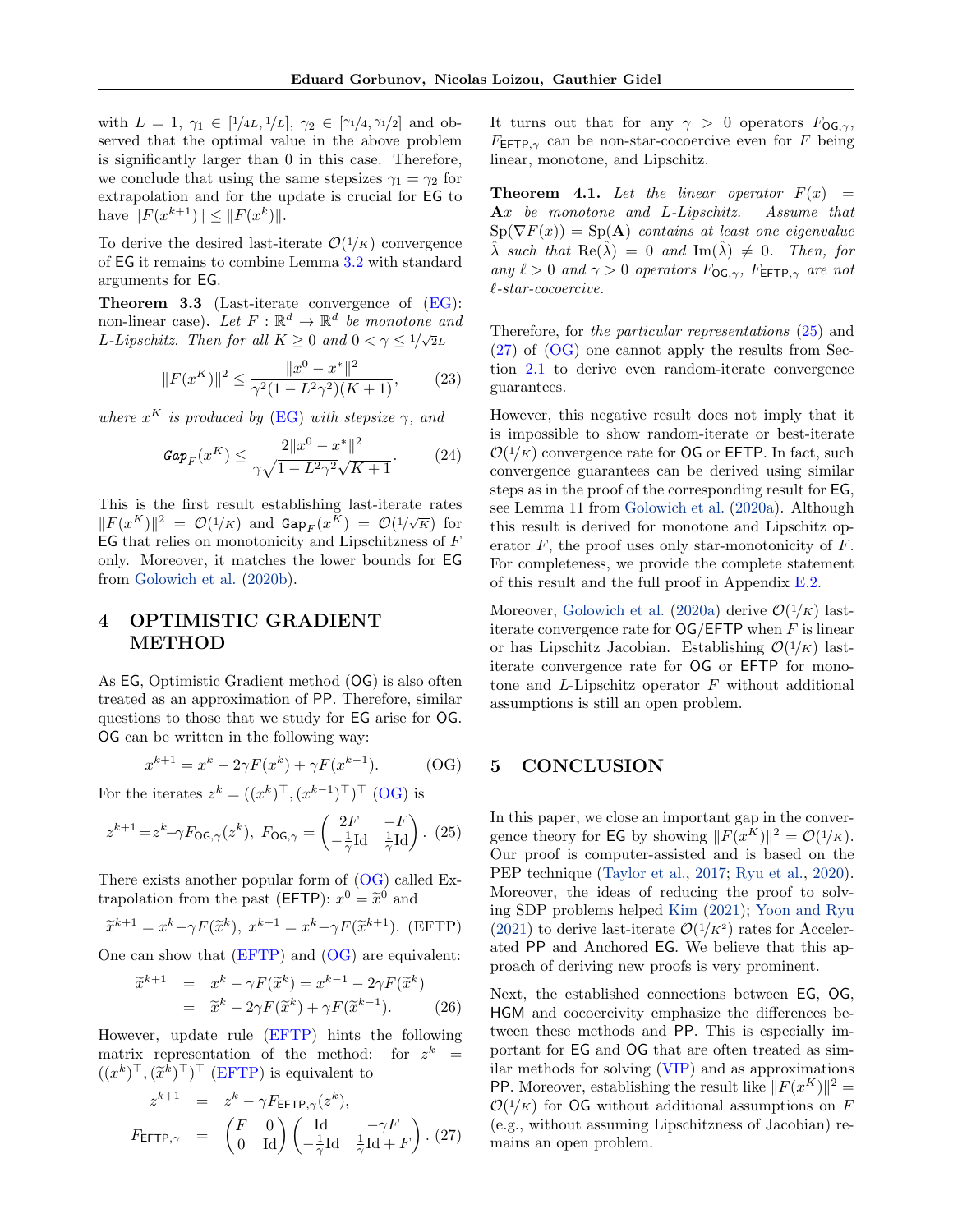with $L = 1$, $\gamma_1 \in [1/4L, 1/L]$, $\gamma_2 \in [\gamma_1/4, \gamma_1/2]$ and observed that the optimal value in the above problem is significantly larger than 0 in this case. Therefore, we conclude that using the same stepsizes $\gamma_1 = \gamma_2$ for extrapolation and for the update is crucial for EG to have $\|F(x^{k+1})\| \leq \|F(x^k)\|$.

To derive the desired last-iterate $\mathcal{O}(1/K)$ convergence of EG it remains to combine Lemma 3.2 with standard arguments for EG.

**Theorem 3.3** (Last-iterate convergence of (EG): non-linear case)**.** *Let $F : \mathbb{R}^d \to \mathbb{R}^d$ be monotone and $L$-Lipschitz. Then for all $K \geq 0$ and $0 < \gamma \leq 1/\sqrt{2}L$*

$$\|F(x^K)\|^2 \leq \frac{\|x^0 - x^*\|^2}{\gamma^2(1 - L^2\gamma^2)(K+1)}, \tag{23}$$

*where $x^K$ is produced by (EG) with stepsize $\gamma$, and*

$$\texttt{Gap}_F(x^K) \leq \frac{2\|x^0 - x^*\|^2}{\gamma\sqrt{1 - L^2\gamma^2}\sqrt{K+1}}. \tag{24}$$

This is the first result establishing last-iterate rates $\|F(x^K)\|^2 = \mathcal{O}(1/K)$ and $\texttt{Gap}_F(x^K) = \mathcal{O}(1/\sqrt{K})$ for EG that relies on monotonicity and Lipschitzness of $F$ only. Moreover, it matches the lower bounds for EG from Golowich et al. (2020b).

# 4 OPTIMISTIC GRADIENT METHOD

As EG, Optimistic Gradient method (OG) is also often treated as an approximation of PP. Therefore, similar questions to those that we study for EG arise for OG. OG can be written in the following way:

$$x^{k+1} = x^k - 2\gamma F(x^k) + \gamma F(x^{k-1}). \tag{OG}$$

For the iterates $z^k = ((x^k)^\top, (x^{k-1})^\top)^\top$ (OG) is

$$z^{k+1} = z^k - \gamma F_{\mathsf{OG},\gamma}(z^k),\ F_{\mathsf{OG},\gamma} = \begin{pmatrix} 2F & -F \\ -\frac{1}{\gamma}\mathrm{Id} & \frac{1}{\gamma}\mathrm{Id} \end{pmatrix}. \tag{25}$$

There exists another popular form of (OG) called Extrapolation from the past (EFTP): $x^0 = \widetilde{x}^0$ and

$$\widetilde{x}^{k+1} = x^k - \gamma F(\widetilde{x}^k),\ x^{k+1} = x^k - \gamma F(\widetilde{x}^{k+1}). \tag{EFTP}$$

One can show that (EFTP) and (OG) are equivalent:

$$\begin{aligned} \widetilde{x}^{k+1} &= x^k - \gamma F(\widetilde{x}^k) = x^{k-1} - 2\gamma F(\widetilde{x}^k) \\ &= \widetilde{x}^k - 2\gamma F(\widetilde{x}^k) + \gamma F(\widetilde{x}^{k-1}). \end{aligned} \tag{26}$$

However, update rule (EFTP) hints the following matrix representation of the method: for $z^k = ((x^k)^\top, (\widetilde{x}^k)^\top)^\top$ (EFTP) is equivalent to

$$\begin{aligned} z^{k+1} &= z^k - \gamma F_{\mathsf{EFTP},\gamma}(z^k), \\ F_{\mathsf{EFTP},\gamma} &= \begin{pmatrix} F & 0 \\ 0 & \mathrm{Id} \end{pmatrix} \begin{pmatrix} \mathrm{Id} & -\gamma F \\ -\frac{1}{\gamma}\mathrm{Id} & \frac{1}{\gamma}\mathrm{Id} + F \end{pmatrix}. \end{aligned} \tag{27}$$

It turns out that for any $\gamma > 0$ operators $F_{\mathsf{OG},\gamma}$, $F_{\mathsf{EFTP},\gamma}$ can be non-star-cocoercive even for $F$ being linear, monotone, and Lipschitz.

**Theorem 4.1.** *Let the linear operator $F(x) = \mathbf{A}x$ be monotone and $L$-Lipschitz. Assume that $\mathrm{Sp}(\nabla F(x)) = \mathrm{Sp}(\mathbf{A})$ contains at least one eigenvalue $\hat{\lambda}$ such that $\mathrm{Re}(\hat{\lambda}) = 0$ and $\mathrm{Im}(\hat{\lambda}) \neq 0$. Then, for any $\ell > 0$ and $\gamma > 0$ operators $F_{\mathsf{OG},\gamma}$, $F_{\mathsf{EFTP},\gamma}$ are not $\ell$-star-cocoercive.*

Therefore, for *the particular representations* (25) and (27) of (OG) one cannot apply the results from Section 2.1 to derive even random-iterate convergence guarantees.

However, this negative result does not imply that it is impossible to show random-iterate or best-iterate $\mathcal{O}(1/K)$ convergence rate for OG or EFTP. In fact, such convergence guarantees can be derived using similar steps as in the proof of the corresponding result for EG, see Lemma 11 from Golowich et al. (2020a). Although this result is derived for monotone and Lipschitz operator $F$, the proof uses only star-monotonicity of $F$. For completeness, we provide the complete statement of this result and the full proof in Appendix E.2.

Moreover, Golowich et al. (2020a) derive $\mathcal{O}(1/K)$ last-iterate convergence rate for OG/EFTP when $F$ is linear or has Lipschitz Jacobian. Establishing $\mathcal{O}(1/K)$ last-iterate convergence rate for OG or EFTP for monotone and $L$-Lipschitz operator $F$ without additional assumptions is still an open problem.

# 5 CONCLUSION

In this paper, we close an important gap in the convergence theory for EG by showing $\|F(x^K)\|^2 = \mathcal{O}(1/K)$. Our proof is computer-assisted and is based on the PEP technique (Taylor et al., 2017; Ryu et al., 2020). Moreover, the ideas of reducing the proof to solving SDP problems helped Kim (2021); Yoon and Ryu (2021) to derive last-iterate $\mathcal{O}(1/K^2)$ rates for Accelerated PP and Anchored EG. We believe that this approach of deriving new proofs is very prominent.

Next, the established connections between EG, OG, HGM and cocoercivity emphasize the differences between these methods and PP. This is especially important for EG and OG that are often treated as similar methods for solving (VIP) and as approximations PP. Moreover, establishing the result like $\|F(x^K)\|^2 = \mathcal{O}(1/K)$ for OG without additional assumptions on $F$ (e.g., without assuming Lipschitzness of Jacobian) remains an open problem.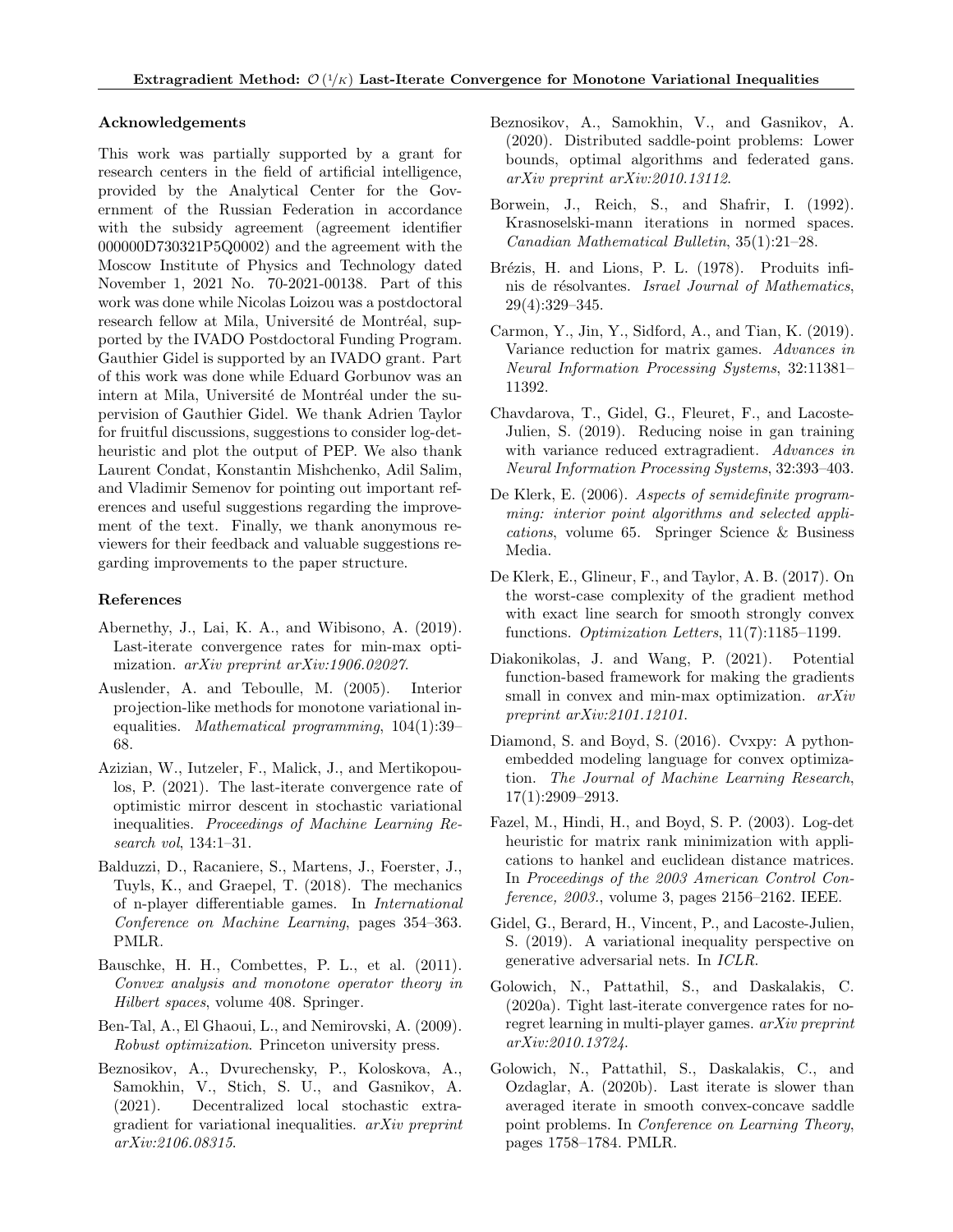### Acknowledgements

This work was partially supported by a grant for research centers in the field of artificial intelligence, provided by the Analytical Center for the Government of the Russian Federation in accordance with the subsidy agreement (agreement identifier 000000D730321P5Q0002) and the agreement with the Moscow Institute of Physics and Technology dated November 1, 2021 No. 70-2021-00138. Part of this work was done while Nicolas Loizou was a postdoctoral research fellow at Mila, Université de Montréal, supported by the IVADO Postdoctoral Funding Program. Gauthier Gidel is supported by an IVADO grant. Part of this work was done while Eduard Gorbunov was an intern at Mila, Université de Montréal under the supervision of Gauthier Gidel. We thank Adrien Taylor for fruitful discussions, suggestions to consider log-det-heuristic and plot the output of PEP. We also thank Laurent Condat, Konstantin Mishchenko, Adil Salim, and Vladimir Semenov for pointing out important references and useful suggestions regarding the improvement of the text. Finally, we thank anonymous reviewers for their feedback and valuable suggestions regarding improvements to the paper structure.

### References

Abernethy, J., Lai, K. A., and Wibisono, A. (2019). Last-iterate convergence rates for min-max optimization. *arXiv preprint arXiv:1906.02027*.

Auslender, A. and Teboulle, M. (2005). Interior projection-like methods for monotone variational inequalities. *Mathematical programming*, 104(1):39–68.

Azizian, W., Iutzeler, F., Malick, J., and Mertikopoulos, P. (2021). The last-iterate convergence rate of optimistic mirror descent in stochastic variational inequalities. *Proceedings of Machine Learning Research vol*, 134:1–31.

Balduzzi, D., Racaniere, S., Martens, J., Foerster, J., Tuyls, K., and Graepel, T. (2018). The mechanics of n-player differentiable games. In *International Conference on Machine Learning*, pages 354–363. PMLR.

Bauschke, H. H., Combettes, P. L., et al. (2011). *Convex analysis and monotone operator theory in Hilbert spaces*, volume 408. Springer.

Ben-Tal, A., El Ghaoui, L., and Nemirovski, A. (2009). *Robust optimization*. Princeton university press.

Beznosikov, A., Dvurechensky, P., Koloskova, A., Samokhin, V., Stich, S. U., and Gasnikov, A. (2021). Decentralized local stochastic extra-gradient for variational inequalities. *arXiv preprint arXiv:2106.08315*.

Beznosikov, A., Samokhin, V., and Gasnikov, A. (2020). Distributed saddle-point problems: Lower bounds, optimal algorithms and federated gans. *arXiv preprint arXiv:2010.13112*.

Borwein, J., Reich, S., and Shafrir, I. (1992). Krasnoselski-mann iterations in normed spaces. *Canadian Mathematical Bulletin*, 35(1):21–28.

Brézis, H. and Lions, P. L. (1978). Produits infinis de résolvantes. *Israel Journal of Mathematics*, 29(4):329–345.

Carmon, Y., Jin, Y., Sidford, A., and Tian, K. (2019). Variance reduction for matrix games. *Advances in Neural Information Processing Systems*, 32:11381–11392.

Chavdarova, T., Gidel, G., Fleuret, F., and Lacoste-Julien, S. (2019). Reducing noise in gan training with variance reduced extragradient. *Advances in Neural Information Processing Systems*, 32:393–403.

De Klerk, E. (2006). *Aspects of semidefinite programming: interior point algorithms and selected applications*, volume 65. Springer Science & Business Media.

De Klerk, E., Glineur, F., and Taylor, A. B. (2017). On the worst-case complexity of the gradient method with exact line search for smooth strongly convex functions. *Optimization Letters*, 11(7):1185–1199.

Diakonikolas, J. and Wang, P. (2021). Potential function-based framework for making the gradients small in convex and min-max optimization. *arXiv preprint arXiv:2101.12101*.

Diamond, S. and Boyd, S. (2016). Cvxpy: A python-embedded modeling language for convex optimization. *The Journal of Machine Learning Research*, 17(1):2909–2913.

Fazel, M., Hindi, H., and Boyd, S. P. (2003). Log-det heuristic for matrix rank minimization with applications to hankel and euclidean distance matrices. In *Proceedings of the 2003 American Control Conference, 2003.*, volume 3, pages 2156–2162. IEEE.

Gidel, G., Berard, H., Vincent, P., and Lacoste-Julien, S. (2019). A variational inequality perspective on generative adversarial nets. In *ICLR*.

Golowich, N., Pattathil, S., and Daskalakis, C. (2020a). Tight last-iterate convergence rates for no-regret learning in multi-player games. *arXiv preprint arXiv:2010.13724*.

Golowich, N., Pattathil, S., Daskalakis, C., and Ozdaglar, A. (2020b). Last iterate is slower than averaged iterate in smooth convex-concave saddle point problems. In *Conference on Learning Theory*, pages 1758–1784. PMLR.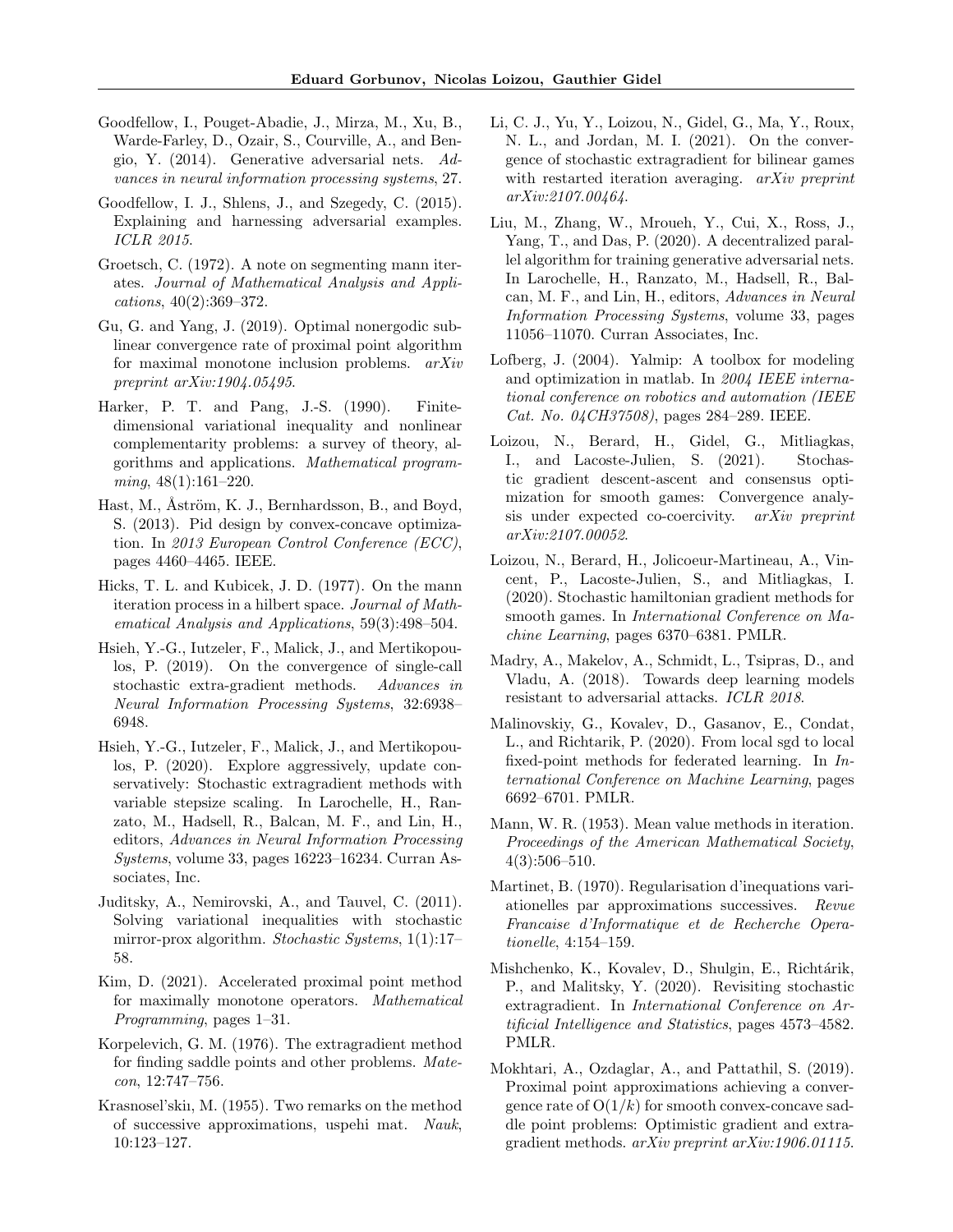Goodfellow, I., Pouget-Abadie, J., Mirza, M., Xu, B., Warde-Farley, D., Ozair, S., Courville, A., and Bengio, Y. (2014). Generative adversarial nets. *Advances in neural information processing sytems*, 27.

Goodfellow, I. J., Shlens, J., and Szegedy, C. (2015). Explaining and harnessing adversarial examples. *ICLR 2015*.

Groetsch, C. (1972). A note on segmenting mann iterates. *Journal of Mathematical Analysis and Applications*, 40(2):369–372.

Gu, G. and Yang, J. (2019). Optimal nonergodic sublinear convergence rate of proximal point algorithm for maximal monotone inclusion problems. *arXiv preprint arXiv:1904.05495*.

Harker, P. T. and Pang, J.-S. (1990). Finite-dimensional variational inequality and nonlinear complementarity problems: a survey of theory, algorithms and applications. *Mathematical programming*, 48(1):161–220.

Hast, M., Åström, K. J., Bernhardsson, B., and Boyd, S. (2013). Pid design by convex-concave optimization. In *2013 European Control Conference (ECC)*, pages 4460–4465. IEEE.

Hicks, T. L. and Kubicek, J. D. (1977). On the mann iteration process in a hilbert space. *Journal of Mathematical Analysis and Applications*, 59(3):498–504.

Hsieh, Y.-G., Iutzeler, F., Malick, J., and Mertikopoulos, P. (2019). On the convergence of single-call stochastic extra-gradient methods. *Advances in Neural Information Processing Systems*, 32:6938–6948.

Hsieh, Y.-G., Iutzeler, F., Malick, J., and Mertikopoulos, P. (2020). Explore aggressively, update conservatively: Stochastic extragradient methods with variable stepsize scaling. In Larochelle, H., Ranzato, M., Hadsell, R., Balcan, M. F., and Lin, H., editors, *Advances in Neural Information Processing Systems*, volume 33, pages 16223–16234. Curran Associates, Inc.

Juditsky, A., Nemirovski, A., and Tauvel, C. (2011). Solving variational inequalities with stochastic mirror-prox algorithm. *Stochastic Systems*, 1(1):17–58.

Kim, D. (2021). Accelerated proximal point method for maximally monotone operators. *Mathematical Programming*, pages 1–31.

Korpelevich, G. M. (1976). The extragradient method for finding saddle points and other problems. *Matecon*, 12:747–756.

Krasnosel'skii, M. (1955). Two remarks on the method of successive approximations, uspehi mat. *Nauk*, 10:123–127.

Li, C. J., Yu, Y., Loizou, N., Gidel, G., Ma, Y., Roux, N. L., and Jordan, M. I. (2021). On the convergence of stochastic extragradient for bilinear games with restarted iteration averaging. *arXiv preprint arXiv:2107.00464*.

Liu, M., Zhang, W., Mroueh, Y., Cui, X., Ross, J., Yang, T., and Das, P. (2020). A decentralized parallel algorithm for training generative adversarial nets. In Larochelle, H., Ranzato, M., Hadsell, R., Balcan, M. F., and Lin, H., editors, *Advances in Neural Information Processing Systems*, volume 33, pages 11056–11070. Curran Associates, Inc.

Lofberg, J. (2004). Yalmip: A toolbox for modeling and optimization in matlab. In *2004 IEEE international conference on robotics and automation (IEEE Cat. No. 04CH37508)*, pages 284–289. IEEE.

Loizou, N., Berard, H., Gidel, G., Mitliagkas, I., and Lacoste-Julien, S. (2021). Stochastic gradient descent-ascent and consensus optimization for smooth games: Convergence analysis under expected co-coercivity. *arXiv preprint arXiv:2107.00052*.

Loizou, N., Berard, H., Jolicoeur-Martineau, A., Vincent, P., Lacoste-Julien, S., and Mitliagkas, I. (2020). Stochastic hamiltonian gradient methods for smooth games. In *International Conference on Machine Learning*, pages 6370–6381. PMLR.

Madry, A., Makelov, A., Schmidt, L., Tsipras, D., and Vladu, A. (2018). Towards deep learning models resistant to adversarial attacks. *ICLR 2018*.

Malinovskiy, G., Kovalev, D., Gasanov, E., Condat, L., and Richtarik, P. (2020). From local sgd to local fixed-point methods for federated learning. In *International Conference on Machine Learning*, pages 6692–6701. PMLR.

Mann, W. R. (1953). Mean value methods in iteration. *Proceedings of the American Mathematical Society*, 4(3):506–510.

Martinet, B. (1970). Regularisation d'inequations variationelles par approximations successives. *Revue Francaise d'Informatique et de Recherche Operationelle*, 4:154–159.

Mishchenko, K., Kovalev, D., Shulgin, E., Richtárik, P., and Malitsky, Y. (2020). Revisiting stochastic extragradient. In *International Conference on Artificial Intelligence and Statistics*, pages 4573–4582. PMLR.

Mokhtari, A., Ozdaglar, A., and Pattathil, S. (2019). Proximal point approximations achieving a convergence rate of $O(1/k)$ for smooth convex-concave saddle point problems: Optimistic gradient and extragradient methods. *arXiv preprint arXiv:1906.01115*.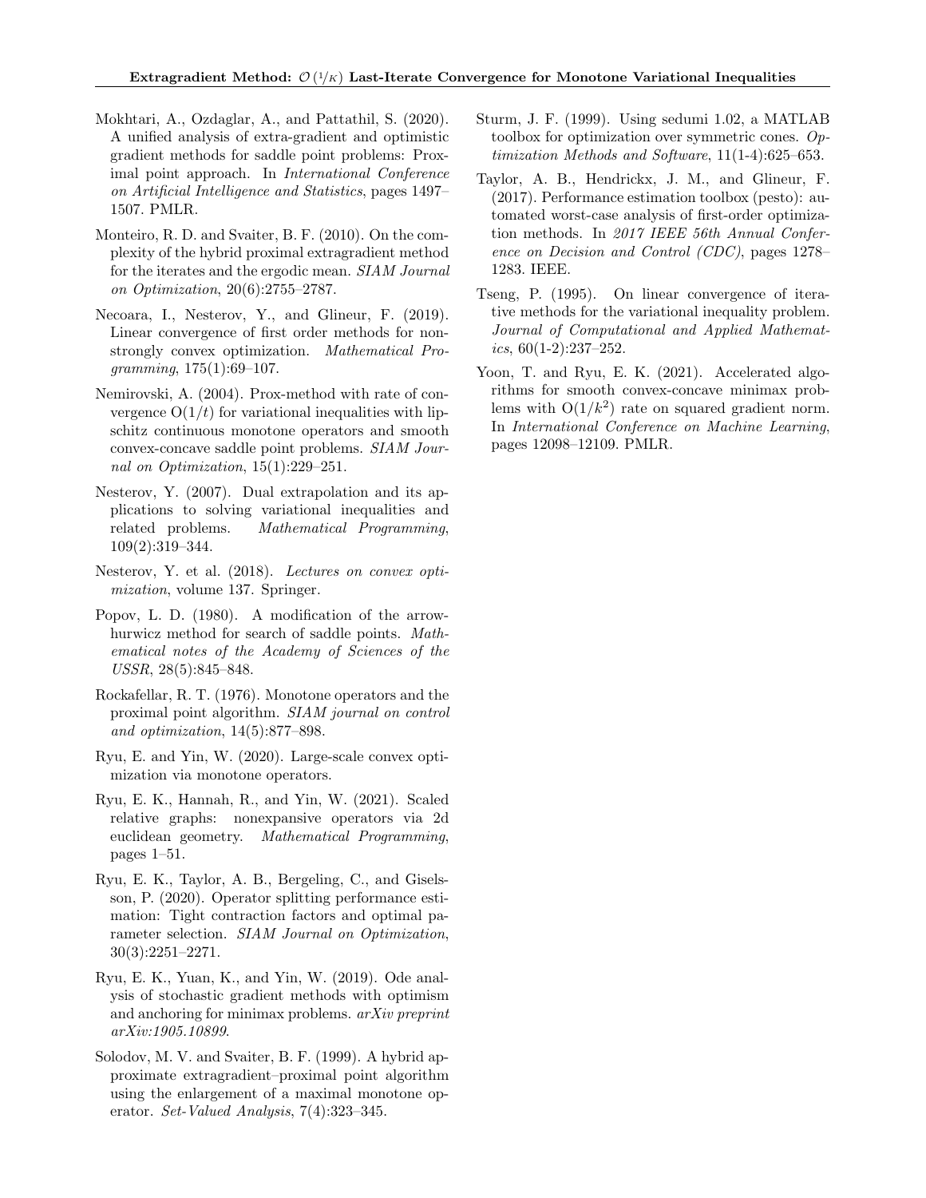Mokhtari, A., Ozdaglar, A., and Pattathil, S. (2020). A unified analysis of extra-gradient and optimistic gradient methods for saddle point problems: Proximal point approach. In *International Conference on Artificial Intelligence and Statistics*, pages 1497–1507. PMLR.

Monteiro, R. D. and Svaiter, B. F. (2010). On the complexity of the hybrid proximal extragradient method for the iterates and the ergodic mean. *SIAM Journal on Optimization*, 20(6):2755–2787.

Necoara, I., Nesterov, Y., and Glineur, F. (2019). Linear convergence of first order methods for non-strongly convex optimization. *Mathematical Programming*, 175(1):69–107.

Nemirovski, A. (2004). Prox-method with rate of convergence $O(1/t)$ for variational inequalities with lipschitz continuous monotone operators and smooth convex-concave saddle point problems. *SIAM Journal on Optimization*, 15(1):229–251.

Nesterov, Y. (2007). Dual extrapolation and its applications to solving variational inequalities and related problems. *Mathematical Programming*, 109(2):319–344.

Nesterov, Y. et al. (2018). *Lectures on convex optimization*, volume 137. Springer.

Popov, L. D. (1980). A modification of the arrow-hurwicz method for search of saddle points. *Mathematical notes of the Academy of Sciences of the USSR*, 28(5):845–848.

Rockafellar, R. T. (1976). Monotone operators and the proximal point algorithm. *SIAM journal on control and optimization*, 14(5):877–898.

Ryu, E. and Yin, W. (2020). Large-scale convex optimization via monotone operators.

Ryu, E. K., Hannah, R., and Yin, W. (2021). Scaled relative graphs: nonexpansive operators via 2d euclidean geometry. *Mathematical Programming*, pages 1–51.

Ryu, E. K., Taylor, A. B., Bergeling, C., and Giselsson, P. (2020). Operator splitting performance estimation: Tight contraction factors and optimal parameter selection. *SIAM Journal on Optimization*, 30(3):2251–2271.

Ryu, E. K., Yuan, K., and Yin, W. (2019). Ode analysis of stochastic gradient methods with optimism and anchoring for minimax problems. *arXiv preprint arXiv:1905.10899*.

Solodov, M. V. and Svaiter, B. F. (1999). A hybrid approximate extragradient–proximal point algorithm using the enlargement of a maximal monotone operator. *Set-Valued Analysis*, 7(4):323–345.

Sturm, J. F. (1999). Using sedumi 1.02, a MATLAB toolbox for optimization over symmetric cones. *Optimization Methods and Software*, 11(1-4):625–653.

Taylor, A. B., Hendrickx, J. M., and Glineur, F. (2017). Performance estimation toolbox (pesto): automated worst-case analysis of first-order optimization methods. In *2017 IEEE 56th Annual Conference on Decision and Control (CDC)*, pages 1278–1283. IEEE.

Tseng, P. (1995). On linear convergence of iterative methods for the variational inequality problem. *Journal of Computational and Applied Mathematics*, 60(1-2):237–252.

Yoon, T. and Ryu, E. K. (2021). Accelerated algorithms for smooth convex-concave minimax problems with $O(1/k^2)$ rate on squared gradient norm. In *International Conference on Machine Learning*, pages 12098–12109. PMLR.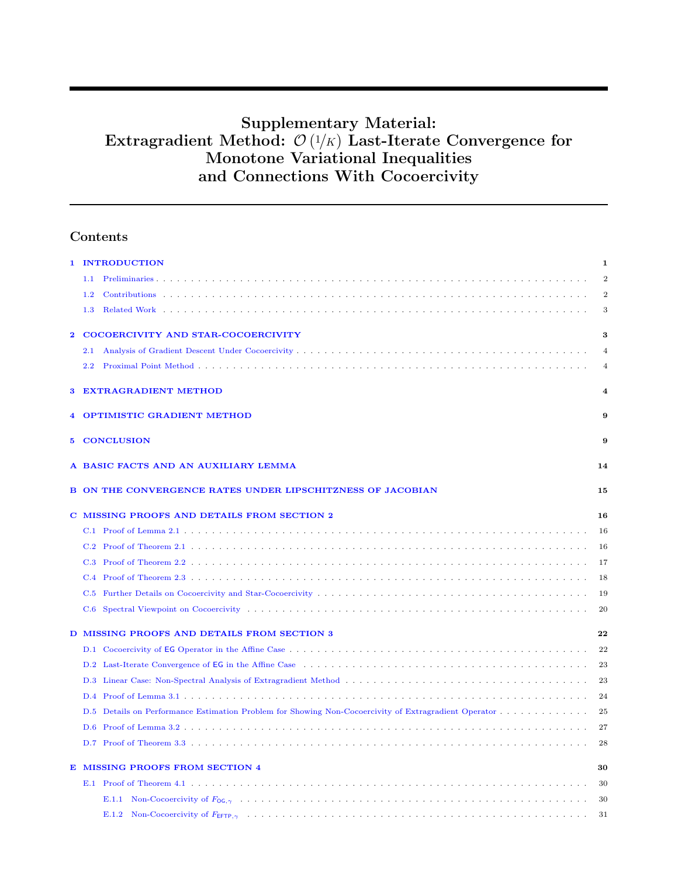# Supplementary Material: Extragradient Method: $\mathcal{O}\left(1/K\right)$ Last-Iterate Convergence for Monotone Variational Inequalities and Connections With Cocoercivity

## Contents

1 INTRODUCTION . . . 1
- 1.1 Preliminaries . . . 2
- 1.2 Contributions . . . 2
- 1.3 Related Work . . . 3

2 COCOERCIVITY AND STAR-COCOERCIVITY . . . 3
- 2.1 Analysis of Gradient Descent Under Cocoercivity . . . 4
- 2.2 Proximal Point Method . . . 4

3 EXTRAGRADIENT METHOD . . . 4

4 OPTIMISTIC GRADIENT METHOD . . . 9

5 CONCLUSION . . . 9

A BASIC FACTS AND AN AUXILIARY LEMMA . . . 14

B ON THE CONVERGENCE RATES UNDER LIPSCHITZNESS OF JACOBIAN . . . 15

C MISSING PROOFS AND DETAILS FROM SECTION 2 . . . 16
- C.1 Proof of Lemma 2.1 . . . 16
- C.2 Proof of Theorem 2.1 . . . 16
- C.3 Proof of Theorem 2.2 . . . 17
- C.4 Proof of Theorem 2.3 . . . 18
- C.5 Further Details on Cocoercivity and Star-Cocoercivity . . . 19
- C.6 Spectral Viewpoint on Cocoercivity . . . 20

D MISSING PROOFS AND DETAILS FROM SECTION 3 . . . 22
- D.1 Cocoercivity of EG Operator in the Affine Case . . . 22
- D.2 Last-Iterate Convergence of EG in the Affine Case . . . 23
- D.3 Linear Case: Non-Spectral Analysis of Extragradient Method . . . 23
- D.4 Proof of Lemma 3.1 . . . 24
- D.5 Details on Performance Estimation Problem for Showing Non-Cocoercivity of Extragradient Operator . . . 25
- D.6 Proof of Lemma 3.2 . . . 27
- D.7 Proof of Theorem 3.3 . . . 28

E MISSING PROOFS FROM SECTION 4 . . . 30
- E.1 Proof of Theorem 4.1 . . . 30
  - E.1.1 Non-Cocoercivity of $F_{\mathsf{OG},\gamma}$ . . . 30
  - E.1.2 Non-Cocoercivity of $F_{\mathsf{EFTP},\gamma}$ . . . 31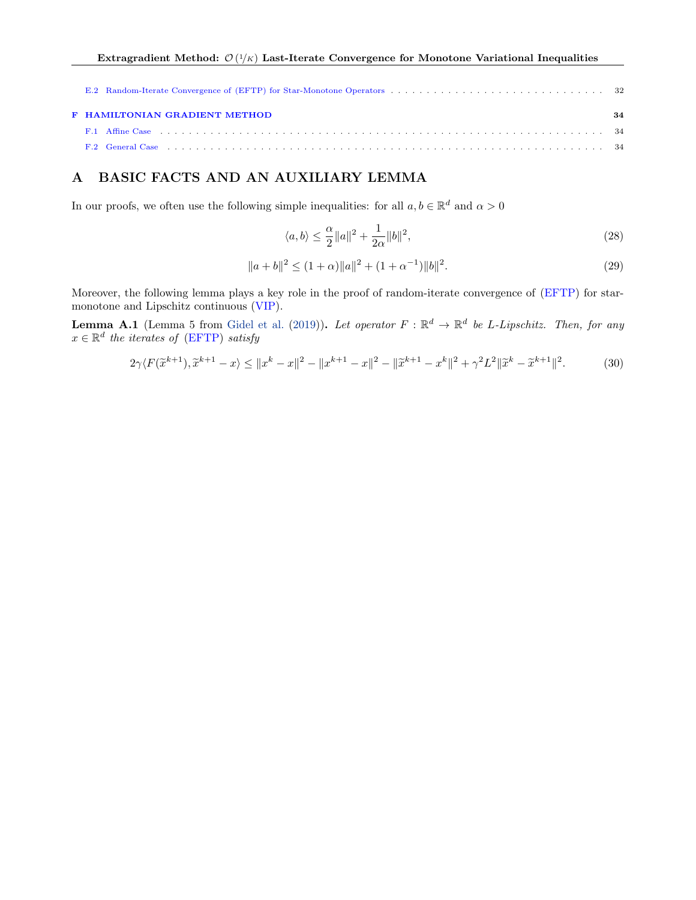E.2 Random-Iterate Convergence of (EFTP) for Star-Monotone Operators . . . . . 32

**F HAMILTONIAN GRADIENT METHOD** . . . . . 34

F.1 Affine Case . . . . . 34

F.2 General Case . . . . . 34

# A BASIC FACTS AND AN AUXILIARY LEMMA

In our proofs, we often use the following simple inequalities: for all $a, b \in \mathbb{R}^d$ and $\alpha > 0$

$$\langle a, b\rangle \leq \frac{\alpha}{2}\|a\|^2 + \frac{1}{2\alpha}\|b\|^2, \tag{28}$$

$$\|a+b\|^2 \leq (1+\alpha)\|a\|^2 + (1+\alpha^{-1})\|b\|^2. \tag{29}$$

Moreover, the following lemma plays a key role in the proof of random-iterate convergence of (EFTP) for star-monotone and Lipschitz continuous (VIP).

**Lemma A.1** (Lemma 5 from Gidel et al. (2019))**.** *Let operator $F : \mathbb{R}^d \to \mathbb{R}^d$ be $L$-Lipschitz. Then, for any $x \in \mathbb{R}^d$ the iterates of (EFTP) satisfy*

$$2\gamma\langle F(\widetilde{x}^{k+1}), \widetilde{x}^{k+1} - x\rangle \leq \|x^k - x\|^2 - \|x^{k+1} - x\|^2 - \|\widetilde{x}^{k+1} - x^k\|^2 + \gamma^2 L^2\|\widetilde{x}^k - \widetilde{x}^{k+1}\|^2. \tag{30}$$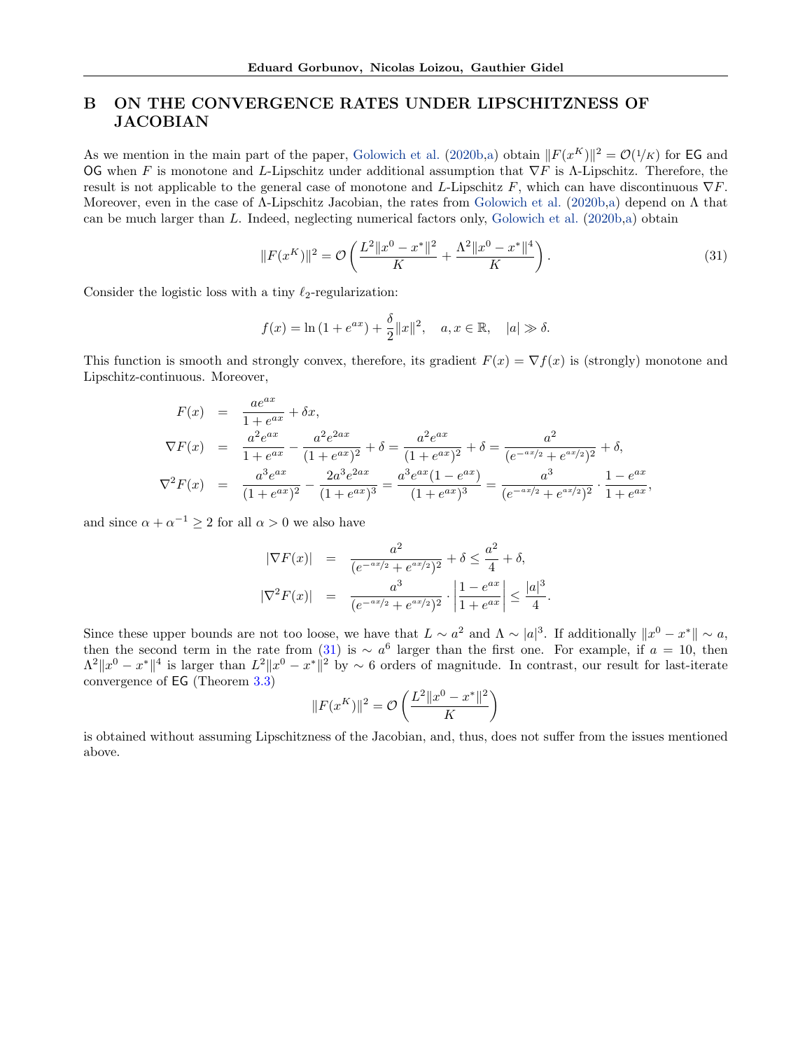## B ON THE CONVERGENCE RATES UNDER LIPSCHITZNESS OF JACOBIAN

As we mention in the main part of the paper, Golowich et al. (2020b,a) obtain $\|F(x^K)\|^2 = \mathcal{O}(1/K)$ for EG and OG when $F$ is monotone and $L$-Lipschitz under additional assumption that $\nabla F$ is $\Lambda$-Lipschitz. Therefore, the result is not applicable to the general case of monotone and $L$-Lipschitz $F$, which can have discontinuous $\nabla F$. Moreover, even in the case of $\Lambda$-Lipschitz Jacobian, the rates from Golowich et al. (2020b,a) depend on $\Lambda$ that can be much larger than $L$. Indeed, neglecting numerical factors only, Golowich et al. (2020b,a) obtain

$$\|F(x^K)\|^2 = \mathcal{O}\left(\frac{L^2\|x^0 - x^*\|^2}{K} + \frac{\Lambda^2\|x^0 - x^*\|^4}{K}\right). \tag{31}$$

Consider the logistic loss with a tiny $\ell_2$-regularization:

$$f(x) = \ln\left(1 + e^{ax}\right) + \frac{\delta}{2}\|x\|^2, \quad a, x \in \mathbb{R}, \quad |a| \gg \delta.$$

This function is smooth and strongly convex, therefore, its gradient $F(x) = \nabla f(x)$ is (strongly) monotone and Lipschitz-continuous. Moreover,

$$\begin{aligned}
F(x) &= \frac{ae^{ax}}{1 + e^{ax}} + \delta x, \\
\nabla F(x) &= \frac{a^2 e^{ax}}{1 + e^{ax}} - \frac{a^2 e^{2ax}}{(1 + e^{ax})^2} + \delta = \frac{a^2 e^{ax}}{(1 + e^{ax})^2} + \delta = \frac{a^2}{(e^{-ax/2} + e^{ax/2})^2} + \delta, \\
\nabla^2 F(x) &= \frac{a^3 e^{ax}}{(1 + e^{ax})^2} - \frac{2a^3 e^{2ax}}{(1 + e^{ax})^3} = \frac{a^3 e^{ax}(1 - e^{ax})}{(1 + e^{ax})^3} = \frac{a^3}{(e^{-ax/2} + e^{ax/2})^2} \cdot \frac{1 - e^{ax}}{1 + e^{ax}},
\end{aligned}$$

and since $\alpha + \alpha^{-1} \geq 2$ for all $\alpha > 0$ we also have

$$\begin{aligned}
|\nabla F(x)| &= \frac{a^2}{(e^{-ax/2} + e^{ax/2})^2} + \delta \leq \frac{a^2}{4} + \delta, \\
|\nabla^2 F(x)| &= \frac{a^3}{(e^{-ax/2} + e^{ax/2})^2} \cdot \left|\frac{1 - e^{ax}}{1 + e^{ax}}\right| \leq \frac{|a|^3}{4}.
\end{aligned}$$

Since these upper bounds are not too loose, we have that $L \sim a^2$ and $\Lambda \sim |a|^3$. If additionally $\|x^0 - x^*\| \sim a$, then the second term in the rate from (31) is $\sim a^6$ larger than the first one. For example, if $a = 10$, then $\Lambda^2\|x^0 - x^*\|^4$ is larger than $L^2\|x^0 - x^*\|^2$ by $\sim 6$ orders of magnitude. In contrast, our result for last-iterate convergence of EG (Theorem 3.3)

$$\|F(x^K)\|^2 = \mathcal{O}\left(\frac{L^2\|x^0 - x^*\|^2}{K}\right)$$

is obtained without assuming Lipschitzness of the Jacobian, and, thus, does not suffer from the issues mentioned above.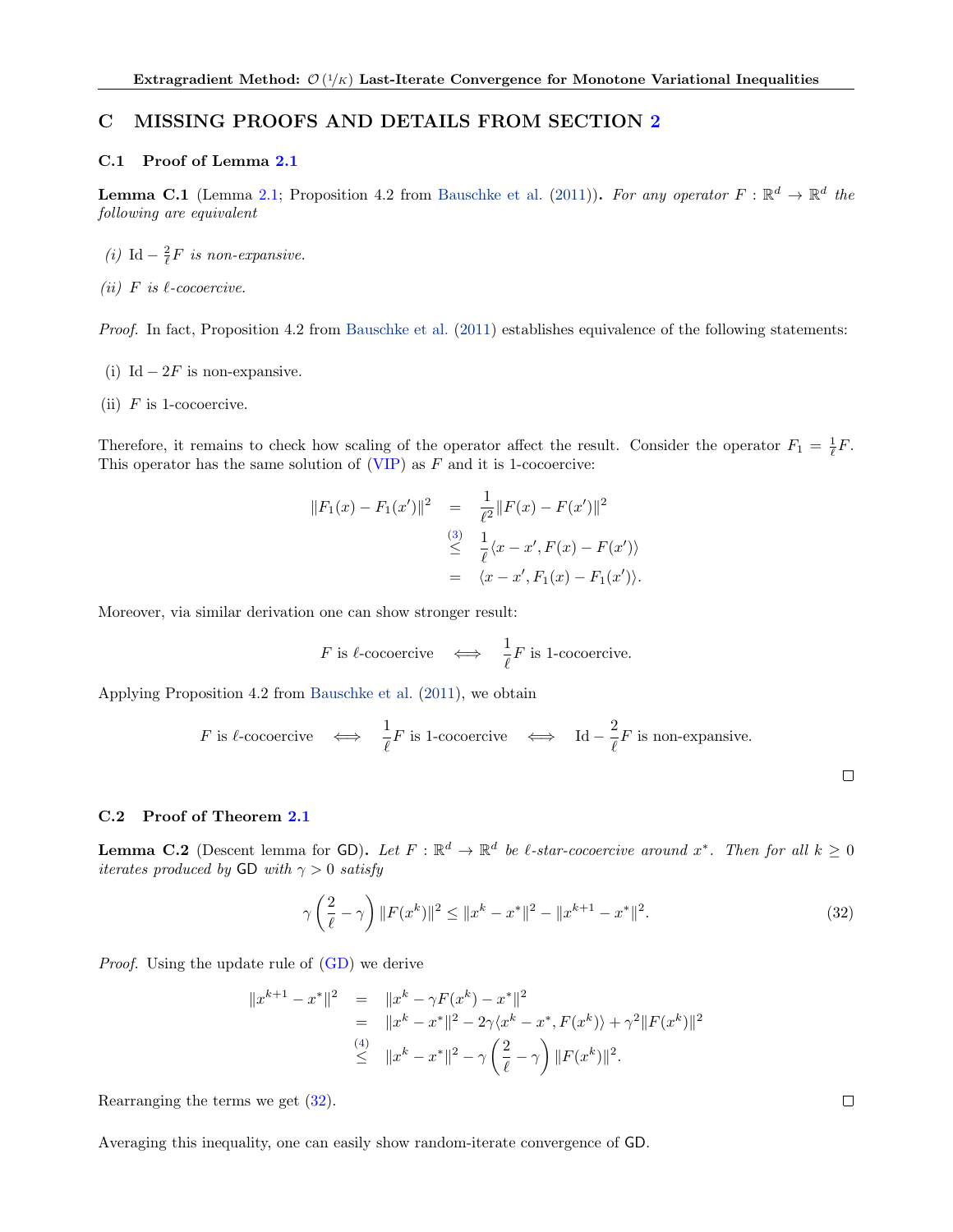## C MISSING PROOFS AND DETAILS FROM SECTION 2

### C.1 Proof of Lemma 2.1

**Lemma C.1** (Lemma 2.1; Proposition 4.2 from Bauschke et al. (2011)). *For any operator $F : \mathbb{R}^d \to \mathbb{R}^d$ the following are equivalent*

*(i)* $\mathrm{Id} - \frac{2}{\ell}F$ *is non-expansive.*

*(ii)* $F$ *is $\ell$-cocoercive.*

*Proof.* In fact, Proposition 4.2 from Bauschke et al. (2011) establishes equivalence of the following statements:

(i) $\mathrm{Id} - 2F$ is non-expansive.

(ii) $F$ is 1-cocoercive.

Therefore, it remains to check how scaling of the operator affect the result. Consider the operator $F_1 = \frac{1}{\ell}F$. This operator has the same solution of (VIP) as $F$ and it is 1-cocoercive:

$$
\begin{aligned}
\|F_1(x) - F_1(x')\|^2 &= \frac{1}{\ell^2}\|F(x) - F(x')\|^2 \\
&\overset{(3)}{\leq} \frac{1}{\ell}\langle x - x', F(x) - F(x')\rangle \\
&= \langle x - x', F_1(x) - F_1(x')\rangle.
\end{aligned}
$$

Moreover, via similar derivation one can show stronger result:

$$
F \text{ is } \ell\text{-cocoercive} \quad \Longleftrightarrow \quad \frac{1}{\ell}F \text{ is 1-cocoercive.}
$$

Applying Proposition 4.2 from Bauschke et al. (2011), we obtain

$$
F \text{ is } \ell\text{-cocoercive} \quad \Longleftrightarrow \quad \frac{1}{\ell}F \text{ is 1-cocoercive} \quad \Longleftrightarrow \quad \mathrm{Id} - \frac{2}{\ell}F \text{ is non-expansive.}
$$

□

### C.2 Proof of Theorem 2.1

**Lemma C.2** (Descent lemma for GD). *Let $F : \mathbb{R}^d \to \mathbb{R}^d$ be $\ell$-star-cocoercive around $x^*$. Then for all $k \geq 0$ iterates produced by GD with $\gamma > 0$ satisfy*

$$
\gamma\left(\frac{2}{\ell} - \gamma\right)\|F(x^k)\|^2 \leq \|x^k - x^*\|^2 - \|x^{k+1} - x^*\|^2. \tag{32}
$$

*Proof.* Using the update rule of (GD) we derive

$$
\begin{aligned}
\|x^{k+1} - x^*\|^2 &= \|x^k - \gamma F(x^k) - x^*\|^2 \\
&= \|x^k - x^*\|^2 - 2\gamma\langle x^k - x^*, F(x^k)\rangle + \gamma^2\|F(x^k)\|^2 \\
&\overset{(4)}{\leq} \|x^k - x^*\|^2 - \gamma\left(\frac{2}{\ell} - \gamma\right)\|F(x^k)\|^2.
\end{aligned}
$$

Rearranging the terms we get (32).

□

Averaging this inequality, one can easily show random-iterate convergence of GD.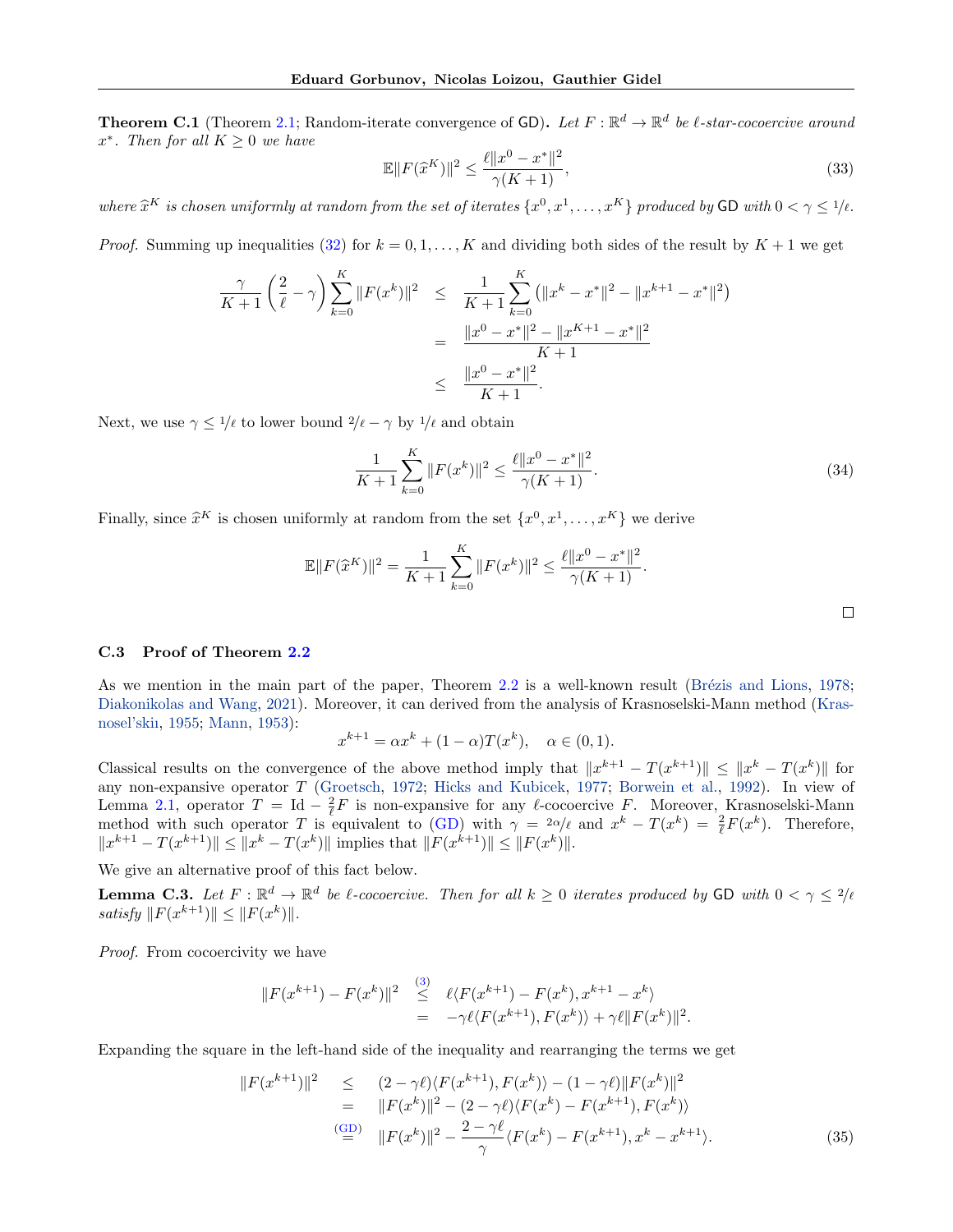**Theorem C.1** (Theorem 2.1; Random-iterate convergence of GD)**.** *Let $F : \mathbb{R}^d \to \mathbb{R}^d$ be $\ell$-star-cocoercive around $x^*$. Then for all $K \geq 0$ we have*

$$\mathbb{E}\|F(\widehat{x}^K)\|^2 \leq \frac{\ell\|x^0 - x^*\|^2}{\gamma(K+1)}, \tag{33}$$

*where $\widehat{x}^K$ is chosen uniformly at random from the set of iterates $\{x^0, x^1, \ldots, x^K\}$ produced by GD with $0 < \gamma \leq 1/\ell$.*

*Proof.* Summing up inequalities (32) for $k = 0, 1, \ldots, K$ and dividing both sides of the result by $K+1$ we get

$$\begin{aligned}
\frac{\gamma}{K+1}\left(\frac{2}{\ell} - \gamma\right)\sum_{k=0}^{K}\|F(x^k)\|^2 &\leq \frac{1}{K+1}\sum_{k=0}^{K}\left(\|x^k - x^*\|^2 - \|x^{k+1} - x^*\|^2\right) \\
&= \frac{\|x^0 - x^*\|^2 - \|x^{K+1} - x^*\|^2}{K+1} \\
&\leq \frac{\|x^0 - x^*\|^2}{K+1}.
\end{aligned}$$

Next, we use $\gamma \leq 1/\ell$ to lower bound $2/\ell - \gamma$ by $1/\ell$ and obtain

$$\frac{1}{K+1}\sum_{k=0}^{K}\|F(x^k)\|^2 \leq \frac{\ell\|x^0 - x^*\|^2}{\gamma(K+1)}. \tag{34}$$

Finally, since $\widehat{x}^K$ is chosen uniformly at random from the set $\{x^0, x^1, \ldots, x^K\}$ we derive

$$\mathbb{E}\|F(\widehat{x}^K)\|^2 = \frac{1}{K+1}\sum_{k=0}^{K}\|F(x^k)\|^2 \leq \frac{\ell\|x^0 - x^*\|^2}{\gamma(K+1)}.$$

□

### C.3 Proof of Theorem 2.2

As we mention in the main part of the paper, Theorem 2.2 is a well-known result (Brézis and Lions, 1978; Diakonikolas and Wang, 2021). Moreover, it can derived from the analysis of Krasnoselski-Mann method (Krasnosel'skii, 1955; Mann, 1953):

$$x^{k+1} = \alpha x^k + (1-\alpha)T(x^k), \quad \alpha \in (0,1).$$

Classical results on the convergence of the above method imply that $\|x^{k+1} - T(x^{k+1})\| \leq \|x^k - T(x^k)\|$ for any non-expansive operator $T$ (Groetsch, 1972; Hicks and Kubicek, 1977; Borwein et al., 1992). In view of Lemma 2.1, operator $T = \mathrm{Id} - \frac{2}{\ell}F$ is non-expansive for any $\ell$-cocoercive $F$. Moreover, Krasnoselski-Mann method with such operator $T$ is equivalent to (GD) with $\gamma = 2\alpha/\ell$ and $x^k - T(x^k) = \frac{2}{\ell}F(x^k)$. Therefore, $\|x^{k+1} - T(x^{k+1})\| \leq \|x^k - T(x^k)\|$ implies that $\|F(x^{k+1})\| \leq \|F(x^k)\|$.

We give an alternative proof of this fact below.

**Lemma C.3.** *Let $F : \mathbb{R}^d \to \mathbb{R}^d$ be $\ell$-cocoercive. Then for all $k \geq 0$ iterates produced by GD with $0 < \gamma \leq 2/\ell$ satisfy $\|F(x^{k+1})\| \leq \|F(x^k)\|$.*

*Proof.* From cocoercivity we have

$$\begin{aligned}
\|F(x^{k+1}) - F(x^k)\|^2 &\overset{(3)}{\leq} \ell\langle F(x^{k+1}) - F(x^k), x^{k+1} - x^k\rangle \\
&= -\gamma\ell\langle F(x^{k+1}), F(x^k)\rangle + \gamma\ell\|F(x^k)\|^2.
\end{aligned}$$

Expanding the square in the left-hand side of the inequality and rearranging the terms we get

$$\begin{aligned}
\|F(x^{k+1})\|^2 &\leq (2-\gamma\ell)\langle F(x^{k+1}), F(x^k)\rangle - (1-\gamma\ell)\|F(x^k)\|^2 \\
&= \|F(x^k)\|^2 - (2-\gamma\ell)\langle F(x^k) - F(x^{k+1}), F(x^k)\rangle \\
&\overset{(\text{GD})}{=} \|F(x^k)\|^2 - \frac{2-\gamma\ell}{\gamma}\langle F(x^k) - F(x^{k+1}), x^k - x^{k+1}\rangle.
\end{aligned} \tag{35}$$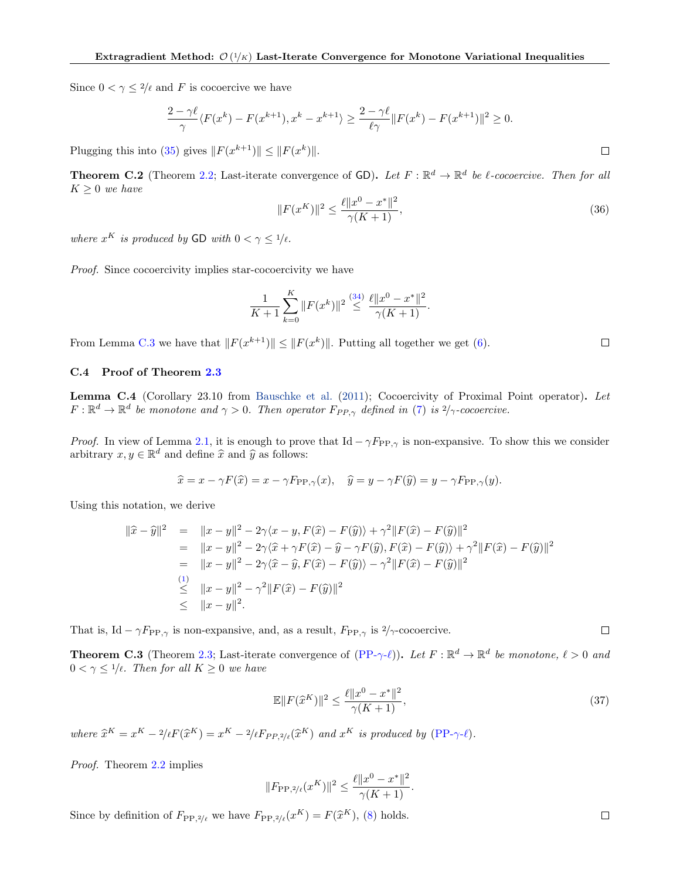Since $0 < \gamma \leq 2/\ell$ and $F$ is cocoercive we have

$$\frac{2-\gamma\ell}{\gamma}\langle F(x^k) - F(x^{k+1}), x^k - x^{k+1}\rangle \geq \frac{2-\gamma\ell}{\ell\gamma}\|F(x^k) - F(x^{k+1})\|^2 \geq 0.$$

Plugging this into (35) gives $\|F(x^{k+1})\| \leq \|F(x^k)\|$. $\square$

**Theorem C.2** (Theorem 2.2; Last-iterate convergence of GD)**.** *Let $F : \mathbb{R}^d \to \mathbb{R}^d$ be $\ell$-cocoercive. Then for all $K \geq 0$ we have*

$$\|F(x^K)\|^2 \leq \frac{\ell\|x^0 - x^*\|^2}{\gamma(K+1)}, \tag{36}$$

*where $x^K$ is produced by GD with $0 < \gamma \leq 1/\ell$.*

*Proof.* Since cocoercivity implies star-cocoercivity we have

$$\frac{1}{K+1}\sum_{k=0}^{K}\|F(x^k)\|^2 \overset{(34)}{\leq} \frac{\ell\|x^0 - x^*\|^2}{\gamma(K+1)}.$$

From Lemma C.3 we have that $\|F(x^{k+1})\| \leq \|F(x^k)\|$. Putting all together we get (6). $\square$

### C.4 Proof of Theorem 2.3

**Lemma C.4** (Corollary 23.10 from Bauschke et al. (2011); Cocoercivity of Proximal Point operator)**.** *Let $F : \mathbb{R}^d \to \mathbb{R}^d$ be monotone and $\gamma > 0$. Then operator $F_{PP,\gamma}$ defined in (7) is $2/\gamma$-cocoercive.*

*Proof.* In view of Lemma 2.1, it is enough to prove that $\mathrm{Id} - \gamma F_{\mathrm{PP},\gamma}$ is non-expansive. To show this we consider arbitrary $x, y \in \mathbb{R}^d$ and define $\widehat{x}$ and $\widehat{y}$ as follows:

$$\widehat{x} = x - \gamma F(\widehat{x}) = x - \gamma F_{\mathrm{PP},\gamma}(x), \quad \widehat{y} = y - \gamma F(\widehat{y}) = y - \gamma F_{\mathrm{PP},\gamma}(y).$$

Using this notation, we derive

$$\begin{aligned}
\|\widehat{x} - \widehat{y}\|^2 &= \|x - y\|^2 - 2\gamma\langle x - y, F(\widehat{x}) - F(\widehat{y})\rangle + \gamma^2\|F(\widehat{x}) - F(\widehat{y})\|^2 \\
&= \|x - y\|^2 - 2\gamma\langle \widehat{x} + \gamma F(\widehat{x}) - \widehat{y} - \gamma F(\widehat{y}), F(\widehat{x}) - F(\widehat{y})\rangle + \gamma^2\|F(\widehat{x}) - F(\widehat{y})\|^2 \\
&= \|x - y\|^2 - 2\gamma\langle \widehat{x} - \widehat{y}, F(\widehat{x}) - F(\widehat{y})\rangle - \gamma^2\|F(\widehat{x}) - F(\widehat{y})\|^2 \\
&\overset{(1)}{\leq} \|x - y\|^2 - \gamma^2\|F(\widehat{x}) - F(\widehat{y})\|^2 \\
&\leq \|x - y\|^2.
\end{aligned}$$

That is, $\mathrm{Id} - \gamma F_{\mathrm{PP},\gamma}$ is non-expansive, and, as a result, $F_{\mathrm{PP},\gamma}$ is $2/\gamma$-cocoercive. $\square$

**Theorem C.3** (Theorem 2.3; Last-iterate convergence of (PP-$\gamma$-$\ell$))**.** *Let $F : \mathbb{R}^d \to \mathbb{R}^d$ be monotone, $\ell > 0$ and $0 < \gamma \leq 1/\ell$. Then for all $K \geq 0$ we have*

$$\mathbb{E}\|F(\widehat{x}^K)\|^2 \leq \frac{\ell\|x^0 - x^*\|^2}{\gamma(K+1)}, \tag{37}$$

*where $\widehat{x}^K = x^K - 2/\ell F(\widehat{x}^K) = x^K - 2/\ell F_{PP,2/\ell}(\widehat{x}^K)$ and $x^K$ is produced by (PP-$\gamma$-$\ell$).*

*Proof.* Theorem 2.2 implies

$$\|F_{\mathrm{PP},2/\ell}(x^K)\|^2 \leq \frac{\ell\|x^0 - x^*\|^2}{\gamma(K+1)}.$$

Since by definition of $F_{\mathrm{PP},2/\ell}$ we have $F_{\mathrm{PP},2/\ell}(x^K) = F(\widehat{x}^K)$, (8) holds. $\square$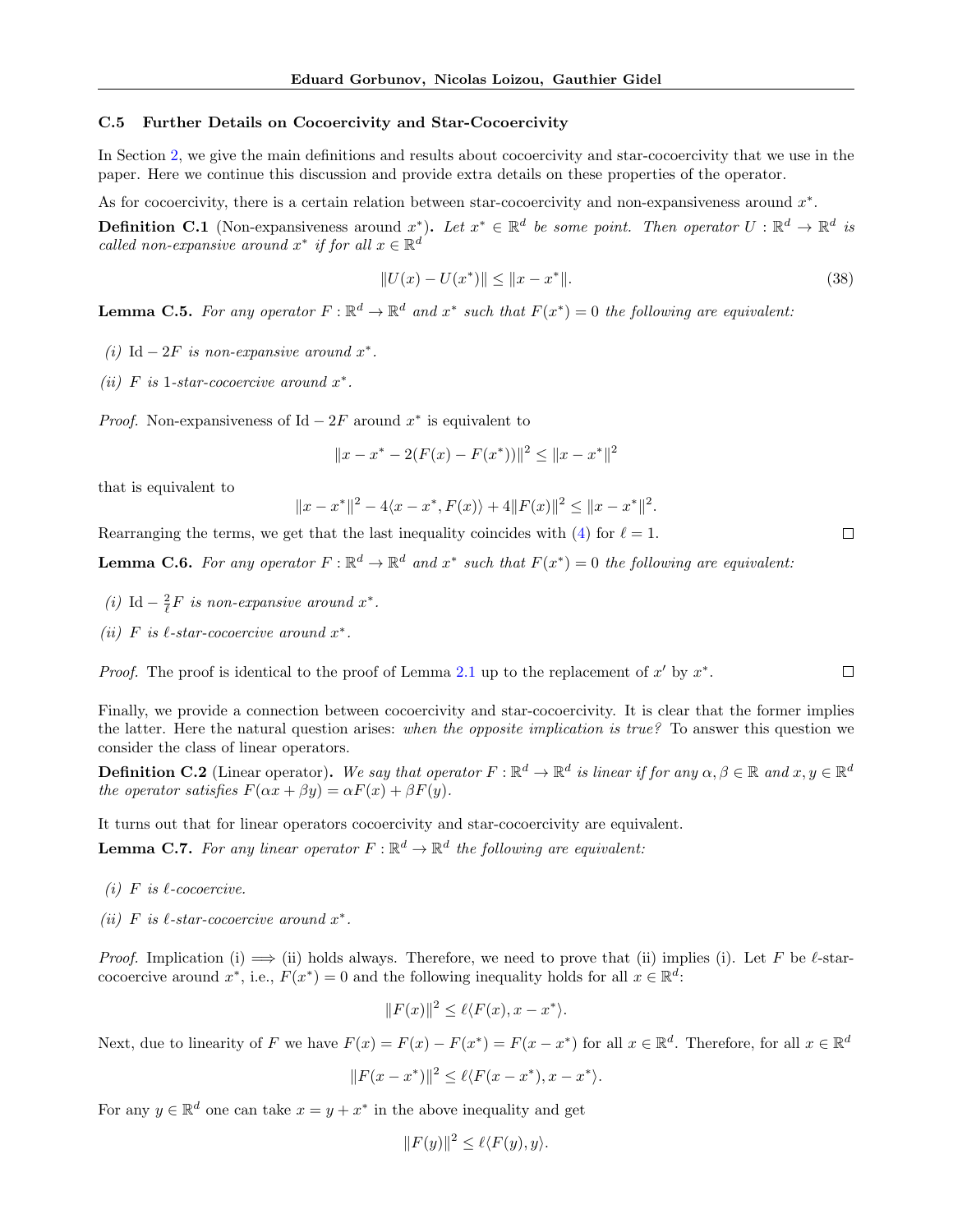### C.5 Further Details on Cocoercivity and Star-Cocoercivity

In Section 2, we give the main definitions and results about cocoercivity and star-cocoercivity that we use in the paper. Here we continue this discussion and provide extra details on these properties of the operator.

As for cocoercivity, there is a certain relation between star-cocoercivity and non-expansiveness around $x^*$.

**Definition C.1** (Non-expansiveness around $x^*$)**.** *Let $x^* \in \mathbb{R}^d$ be some point. Then operator $U : \mathbb{R}^d \to \mathbb{R}^d$ is called non-expansive around $x^*$ if for all $x \in \mathbb{R}^d$*

$$\|U(x) - U(x^*)\| \leq \|x - x^*\|. \tag{38}$$

**Lemma C.5.** *For any operator $F : \mathbb{R}^d \to \mathbb{R}^d$ and $x^*$ such that $F(x^*) = 0$ the following are equivalent:*

*(i) $\mathrm{Id} - 2F$ is non-expansive around $x^*$.*

*(ii) $F$ is 1-star-cocoercive around $x^*$.*

*Proof.* Non-expansiveness of $\mathrm{Id} - 2F$ around $x^*$ is equivalent to

$$\|x - x^* - 2(F(x) - F(x^*))\|^2 \leq \|x - x^*\|^2$$

that is equivalent to

$$\|x - x^*\|^2 - 4\langle x - x^*, F(x)\rangle + 4\|F(x)\|^2 \leq \|x - x^*\|^2.$$

Rearranging the terms, we get that the last inequality coincides with (4) for $\ell = 1$. □

**Lemma C.6.** *For any operator $F : \mathbb{R}^d \to \mathbb{R}^d$ and $x^*$ such that $F(x^*) = 0$ the following are equivalent:*

*(i) $\mathrm{Id} - \frac{2}{\ell}F$ is non-expansive around $x^*$.*

*(ii) $F$ is $\ell$-star-cocoercive around $x^*$.*

*Proof.* The proof is identical to the proof of Lemma 2.1 up to the replacement of $x'$ by $x^*$. □

Finally, we provide a connection between cocoercivity and star-cocoercivity. It is clear that the former implies the latter. Here the natural question arises: *when the opposite implication is true?* To answer this question we consider the class of linear operators.

**Definition C.2** (Linear operator)**.** *We say that operator $F : \mathbb{R}^d \to \mathbb{R}^d$ is linear if for any $\alpha, \beta \in \mathbb{R}$ and $x, y \in \mathbb{R}^d$ the operator satisfies $F(\alpha x + \beta y) = \alpha F(x) + \beta F(y)$.*

It turns out that for linear operators cocoercivity and star-cocoercivity are equivalent.

**Lemma C.7.** *For any linear operator $F : \mathbb{R}^d \to \mathbb{R}^d$ the following are equivalent:*

*(i) $F$ is $\ell$-cocoercive.*

*(ii) $F$ is $\ell$-star-cocoercive around $x^*$.*

*Proof.* Implication (i) $\Longrightarrow$ (ii) holds always. Therefore, we need to prove that (ii) implies (i). Let $F$ be $\ell$-star-cocoercive around $x^*$, i.e., $F(x^*) = 0$ and the following inequality holds for all $x \in \mathbb{R}^d$:

$$\|F(x)\|^2 \leq \ell\langle F(x), x - x^*\rangle.$$

Next, due to linearity of $F$ we have $F(x) = F(x) - F(x^*) = F(x - x^*)$ for all $x \in \mathbb{R}^d$. Therefore, for all $x \in \mathbb{R}^d$

$$\|F(x - x^*)\|^2 \leq \ell\langle F(x - x^*), x - x^*\rangle.$$

For any $y \in \mathbb{R}^d$ one can take $x = y + x^*$ in the above inequality and get

$$\|F(y)\|^2 \leq \ell\langle F(y), y\rangle.$$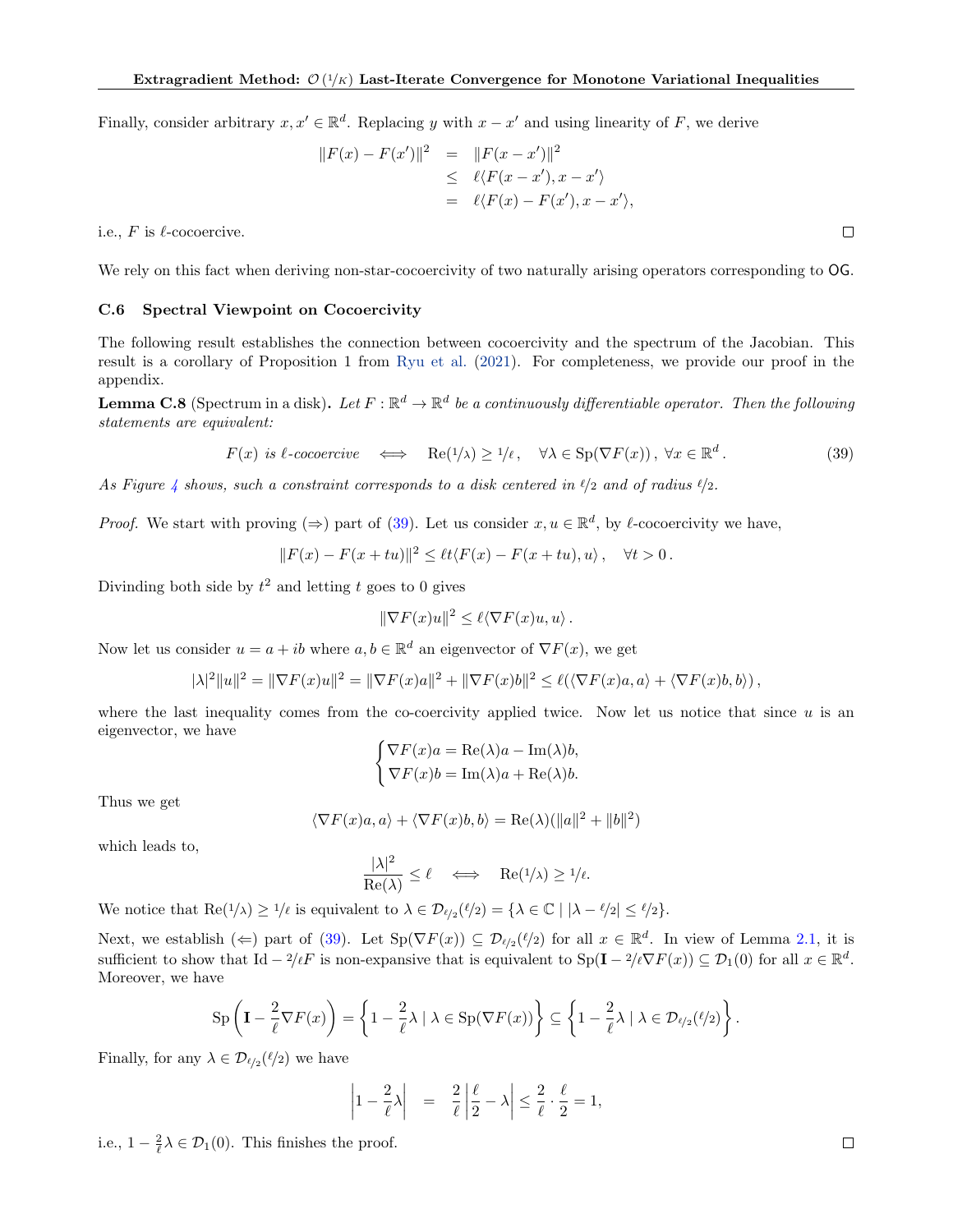Finally, consider arbitrary $x, x' \in \mathbb{R}^d$. Replacing $y$ with $x - x'$ and using linearity of $F$, we derive

$$
\begin{aligned}
\|F(x) - F(x')\|^2 &= \|F(x - x')\|^2 \\
&\leq \ell\langle F(x - x'), x - x'\rangle \\
&= \ell\langle F(x) - F(x'), x - x'\rangle,
\end{aligned}
$$

i.e., $F$ is $\ell$-cocoercive. □

We rely on this fact when deriving non-star-cocoercivity of two naturally arising operators corresponding to OG.

### C.6 Spectral Viewpoint on Cocoercivity

The following result establishes the connection between cocoercivity and the spectrum of the Jacobian. This result is a corollary of Proposition 1 from Ryu et al. (2021). For completeness, we provide our proof in the appendix.

**Lemma C.8** (Spectrum in a disk). *Let $F : \mathbb{R}^d \to \mathbb{R}^d$ be a continuously differentiable operator. Then the following statements are equivalent:*

$$
F(x) \text{ is } \ell\text{-cocoercive} \quad \Longleftrightarrow \quad \mathrm{Re}(1/\lambda) \geq 1/\ell\,, \quad \forall \lambda \in \mathrm{Sp}(\nabla F(x))\,,\ \forall x \in \mathbb{R}^d\,. \tag{39}
$$

*As Figure 4 shows, such a constraint corresponds to a disk centered in $\ell/2$ and of radius $\ell/2$.*

*Proof.* We start with proving ($\Rightarrow$) part of (39). Let us consider $x, u \in \mathbb{R}^d$, by $\ell$-cocoercivity we have,

$$
\|F(x) - F(x + tu)\|^2 \leq \ell t\langle F(x) - F(x + tu), u\rangle\,, \quad \forall t > 0\,.
$$

Divinding both side by $t^2$ and letting $t$ goes to 0 gives

$$
\|\nabla F(x)u\|^2 \leq \ell\langle \nabla F(x)u, u\rangle\,.
$$

Now let us consider $u = a + ib$ where $a, b \in \mathbb{R}^d$ an eigenvector of $\nabla F(x)$, we get

$$
|\lambda|^2\|u\|^2 = \|\nabla F(x)u\|^2 = \|\nabla F(x)a\|^2 + \|\nabla F(x)b\|^2 \leq \ell(\langle \nabla F(x)a, a\rangle + \langle \nabla F(x)b, b\rangle)\,,
$$

where the last inequality comes from the co-coercivity applied twice. Now let us notice that since $u$ is an eigenvector, we have

$$
\begin{cases}
\nabla F(x)a = \mathrm{Re}(\lambda)a - \mathrm{Im}(\lambda)b, \\
\nabla F(x)b = \mathrm{Im}(\lambda)a + \mathrm{Re}(\lambda)b.
\end{cases}
$$

Thus we get

$$
\langle \nabla F(x)a, a\rangle + \langle \nabla F(x)b, b\rangle = \mathrm{Re}(\lambda)(\|a\|^2 + \|b\|^2)
$$

which leads to,

$$
\frac{|\lambda|^2}{\mathrm{Re}(\lambda)} \leq \ell \quad \Longleftrightarrow \quad \mathrm{Re}(1/\lambda) \geq 1/\ell.
$$

We notice that $\mathrm{Re}(1/\lambda) \geq 1/\ell$ is equivalent to $\lambda \in \mathcal{D}_{\ell/2}(\ell/2) = \{\lambda \in \mathbb{C} \mid |\lambda - \ell/2| \leq \ell/2\}$.

Next, we establish ($\Leftarrow$) part of (39). Let $\mathrm{Sp}(\nabla F(x)) \subseteq \mathcal{D}_{\ell/2}(\ell/2)$ for all $x \in \mathbb{R}^d$. In view of Lemma 2.1, it is sufficient to show that $\mathrm{Id} - 2/\ell F$ is non-expansive that is equivalent to $\mathrm{Sp}(\mathbf{I} - 2/\ell \nabla F(x)) \subseteq \mathcal{D}_1(0)$ for all $x \in \mathbb{R}^d$. Moreover, we have

$$
\mathrm{Sp}\left(\mathbf{I} - \frac{2}{\ell}\nabla F(x)\right) = \left\{1 - \frac{2}{\ell}\lambda \mid \lambda \in \mathrm{Sp}(\nabla F(x))\right\} \subseteq \left\{1 - \frac{2}{\ell}\lambda \mid \lambda \in \mathcal{D}_{\ell/2}(\ell/2)\right\}.
$$

Finally, for any $\lambda \in \mathcal{D}_{\ell/2}(\ell/2)$ we have

$$
\left|1 - \frac{2}{\ell}\lambda\right| = \frac{2}{\ell}\left|\frac{\ell}{2} - \lambda\right| \leq \frac{2}{\ell} \cdot \frac{\ell}{2} = 1,
$$

i.e., $1 - \frac{2}{\ell}\lambda \in \mathcal{D}_1(0)$. This finishes the proof. □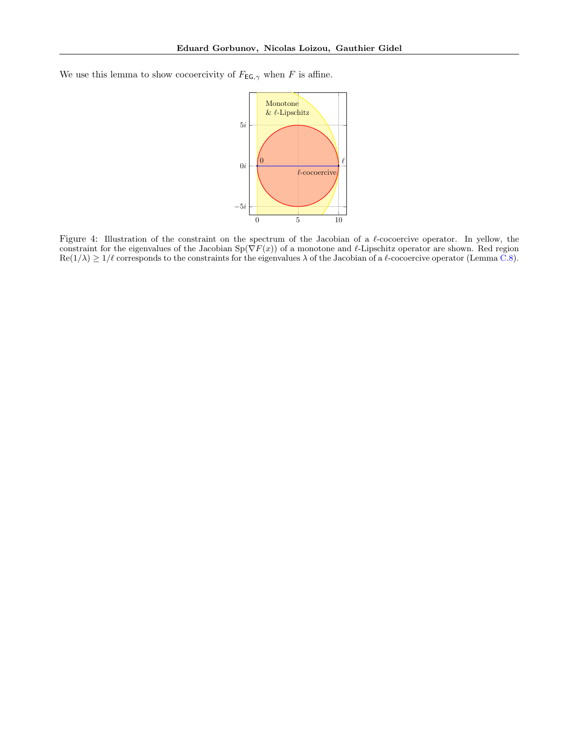We use this lemma to show cocoercivity of $F_{\mathsf{EG},\gamma}$ when $F$ is affine.

Figure 4: Illustration of the constraint on the spectrum of the Jacobian of a $\ell$-cocoercive operator. In yellow, the constraint for the eigenvalues of the Jacobian $\mathrm{Sp}(\nabla F(x))$ of a monotone and $\ell$-Lipschitz operator are shown. Red region $\mathrm{Re}(1/\lambda) \geq 1/\ell$ corresponds to the constraints for the eigenvalues $\lambda$ of the Jacobian of a $\ell$-cocoercive operator (Lemma C.8).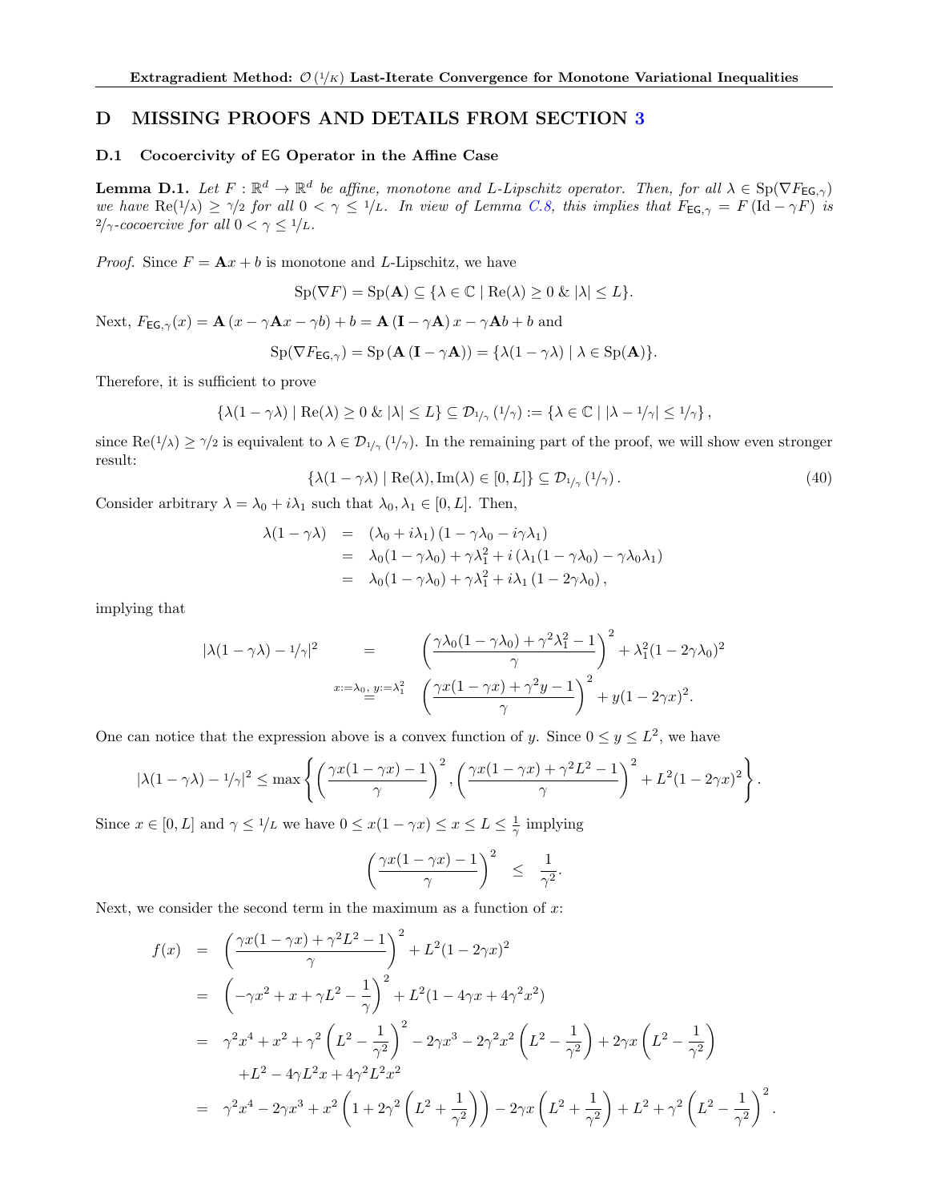## D MISSING PROOFS AND DETAILS FROM SECTION 3

### D.1 Cocoercivity of EG Operator in the Affine Case

**Lemma D.1.** *Let $F : \mathbb{R}^d \to \mathbb{R}^d$ be affine, monotone and $L$-Lipschitz operator. Then, for all $\lambda \in \mathrm{Sp}(\nabla F_{\mathsf{EG},\gamma})$ we have $\mathrm{Re}(1/\lambda) \geq \gamma/2$ for all $0 < \gamma \leq 1/L$. In view of Lemma C.8, this implies that $F_{\mathsf{EG},\gamma} = F(\mathrm{Id} - \gamma F)$ is $2/\gamma$-cocoercive for all $0 < \gamma \leq 1/L$.*

*Proof.* Since $F = \mathbf{A}x + b$ is monotone and $L$-Lipschitz, we have

$$\mathrm{Sp}(\nabla F) = \mathrm{Sp}(\mathbf{A}) \subseteq \{\lambda \in \mathbb{C} \mid \mathrm{Re}(\lambda) \geq 0 \;\&\; |\lambda| \leq L\}.$$

Next, $F_{\mathsf{EG},\gamma}(x) = \mathbf{A}(x - \gamma \mathbf{A}x - \gamma b) + b = \mathbf{A}(\mathbf{I} - \gamma\mathbf{A})x - \gamma \mathbf{A}b + b$ and

$$\mathrm{Sp}(\nabla F_{\mathsf{EG},\gamma}) = \mathrm{Sp}(\mathbf{A}(\mathbf{I} - \gamma\mathbf{A})) = \{\lambda(1-\gamma\lambda) \mid \lambda \in \mathrm{Sp}(\mathbf{A})\}.$$

Therefore, it is sufficient to prove

$$\{\lambda(1-\gamma\lambda) \mid \mathrm{Re}(\lambda) \geq 0 \;\&\; |\lambda| \leq L\} \subseteq \mathcal{D}_{1/\gamma}(1/\gamma) := \{\lambda \in \mathbb{C} \mid |\lambda - 1/\gamma| \leq 1/\gamma\},$$

since $\mathrm{Re}(1/\lambda) \geq \gamma/2$ is equivalent to $\lambda \in \mathcal{D}_{1/\gamma}(1/\gamma)$. In the remaining part of the proof, we will show even stronger result:

$$\{\lambda(1-\gamma\lambda) \mid \mathrm{Re}(\lambda), \mathrm{Im}(\lambda) \in [0, L]\} \subseteq \mathcal{D}_{1/\gamma}(1/\gamma). \tag{40}$$

Consider arbitrary $\lambda = \lambda_0 + i\lambda_1$ such that $\lambda_0, \lambda_1 \in [0, L]$. Then,

$$\begin{aligned}
\lambda(1-\gamma\lambda) &= (\lambda_0 + i\lambda_1)(1 - \gamma\lambda_0 - i\gamma\lambda_1) \\
&= \lambda_0(1-\gamma\lambda_0) + \gamma\lambda_1^2 + i(\lambda_1(1-\gamma\lambda_0) - \gamma\lambda_0\lambda_1) \\
&= \lambda_0(1-\gamma\lambda_0) + \gamma\lambda_1^2 + i\lambda_1(1 - 2\gamma\lambda_0),
\end{aligned}$$

implying that

$$\begin{aligned}
|\lambda(1-\gamma\lambda) - 1/\gamma|^2 &= \left(\frac{\gamma\lambda_0(1-\gamma\lambda_0) + \gamma^2\lambda_1^2 - 1}{\gamma}\right)^2 + \lambda_1^2(1-2\gamma\lambda_0)^2 \\
&\overset{x:=\lambda_0,\, y:=\lambda_1^2}{=} \left(\frac{\gamma x(1-\gamma x) + \gamma^2 y - 1}{\gamma}\right)^2 + y(1-2\gamma x)^2.
\end{aligned}$$

One can notice that the expression above is a convex function of $y$. Since $0 \leq y \leq L^2$, we have

$$|\lambda(1-\gamma\lambda) - 1/\gamma|^2 \leq \max\left\{\left(\frac{\gamma x(1-\gamma x) - 1}{\gamma}\right)^2, \left(\frac{\gamma x(1-\gamma x) + \gamma^2 L^2 - 1}{\gamma}\right)^2 + L^2(1-2\gamma x)^2\right\}.$$

Since $x \in [0, L]$ and $\gamma \leq 1/L$ we have $0 \leq x(1-\gamma x) \leq x \leq L \leq \frac{1}{\gamma}$ implying

$$\left(\frac{\gamma x(1-\gamma x) - 1}{\gamma}\right)^2 \leq \frac{1}{\gamma^2}.$$

Next, we consider the second term in the maximum as a function of $x$:

$$\begin{aligned}
f(x) &= \left(\frac{\gamma x(1-\gamma x) + \gamma^2 L^2 - 1}{\gamma}\right)^2 + L^2(1-2\gamma x)^2 \\
&= \left(-\gamma x^2 + x + \gamma L^2 - \frac{1}{\gamma}\right)^2 + L^2(1 - 4\gamma x + 4\gamma^2 x^2) \\
&= \gamma^2 x^4 + x^2 + \gamma^2\left(L^2 - \frac{1}{\gamma^2}\right)^2 - 2\gamma x^3 - 2\gamma^2 x^2\left(L^2 - \frac{1}{\gamma^2}\right) + 2\gamma x\left(L^2 - \frac{1}{\gamma^2}\right) \\
&\quad + L^2 - 4\gamma L^2 x + 4\gamma^2 L^2 x^2 \\
&= \gamma^2 x^4 - 2\gamma x^3 + x^2\left(1 + 2\gamma^2\left(L^2 + \frac{1}{\gamma^2}\right)\right) - 2\gamma x\left(L^2 + \frac{1}{\gamma^2}\right) + L^2 + \gamma^2\left(L^2 - \frac{1}{\gamma^2}\right)^2.
\end{aligned}$$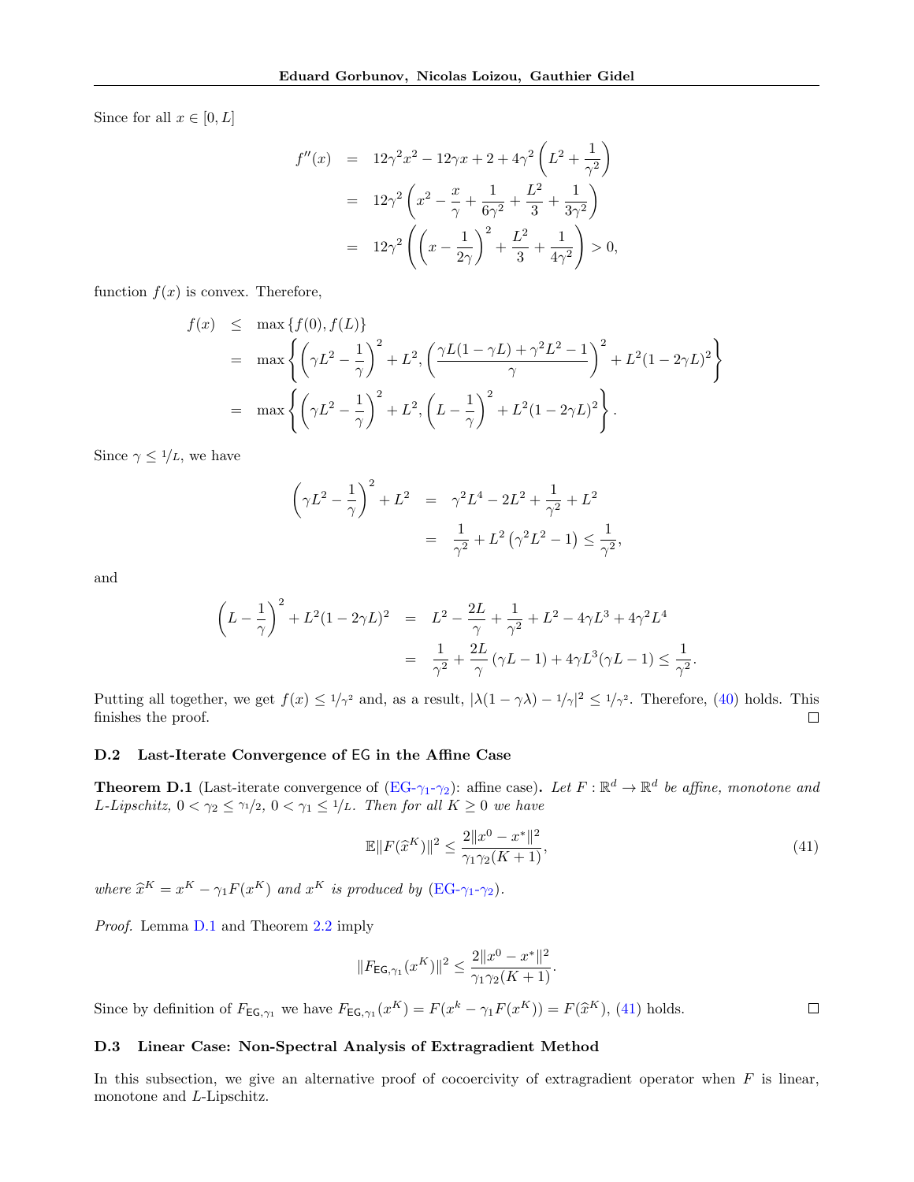Since for all $x \in [0, L]$

$$
\begin{aligned}
f''(x) &= 12\gamma^2 x^2 - 12\gamma x + 2 + 4\gamma^2\left(L^2 + \frac{1}{\gamma^2}\right) \\
&= 12\gamma^2\left(x^2 - \frac{x}{\gamma} + \frac{1}{6\gamma^2} + \frac{L^2}{3} + \frac{1}{3\gamma^2}\right) \\
&= 12\gamma^2\left(\left(x - \frac{1}{2\gamma}\right)^2 + \frac{L^2}{3} + \frac{1}{4\gamma^2}\right) > 0,
\end{aligned}
$$

function $f(x)$ is convex. Therefore,

$$
\begin{aligned}
f(x) &\leq \max\{f(0), f(L)\} \\
&= \max\left\{\left(\gamma L^2 - \frac{1}{\gamma}\right)^2 + L^2, \left(\frac{\gamma L(1-\gamma L) + \gamma^2 L^2 - 1}{\gamma}\right)^2 + L^2(1-2\gamma L)^2\right\} \\
&= \max\left\{\left(\gamma L^2 - \frac{1}{\gamma}\right)^2 + L^2, \left(L - \frac{1}{\gamma}\right)^2 + L^2(1-2\gamma L)^2\right\}.
\end{aligned}
$$

Since $\gamma \leq 1/L$, we have

$$
\begin{aligned}
\left(\gamma L^2 - \frac{1}{\gamma}\right)^2 + L^2 &= \gamma^2 L^4 - 2L^2 + \frac{1}{\gamma^2} + L^2 \\
&= \frac{1}{\gamma^2} + L^2\left(\gamma^2 L^2 - 1\right) \leq \frac{1}{\gamma^2},
\end{aligned}
$$

and

$$
\begin{aligned}
\left(L - \frac{1}{\gamma}\right)^2 + L^2(1-2\gamma L)^2 &= L^2 - \frac{2L}{\gamma} + \frac{1}{\gamma^2} + L^2 - 4\gamma L^3 + 4\gamma^2 L^4 \\
&= \frac{1}{\gamma^2} + \frac{2L}{\gamma}(\gamma L - 1) + 4\gamma L^3(\gamma L - 1) \leq \frac{1}{\gamma^2}.
\end{aligned}
$$

Putting all together, we get $f(x) \leq 1/\gamma^2$ and, as a result, $|\lambda(1-\gamma\lambda) - 1/\gamma|^2 \leq 1/\gamma^2$. Therefore, (40) holds. This finishes the proof. □

### D.2 Last-Iterate Convergence of EG in the Affine Case

**Theorem D.1** (Last-iterate convergence of (EG-$\gamma_1$-$\gamma_2$): affine case)**.** *Let $F : \mathbb{R}^d \to \mathbb{R}^d$ be affine, monotone and $L$-Lipschitz, $0 < \gamma_2 \leq \gamma_1/2$, $0 < \gamma_1 \leq 1/L$. Then for all $K \geq 0$ we have*

$$
\mathbb{E}\|F(\widehat{x}^K)\|^2 \leq \frac{2\|x^0 - x^*\|^2}{\gamma_1\gamma_2(K+1)}, \tag{41}
$$

*where $\widehat{x}^K = x^K - \gamma_1 F(x^K)$ and $x^K$ is produced by (EG-$\gamma_1$-$\gamma_2$).*

*Proof.* Lemma D.1 and Theorem 2.2 imply

$$
\|F_{\mathsf{EG},\gamma_1}(x^K)\|^2 \leq \frac{2\|x^0 - x^*\|^2}{\gamma_1\gamma_2(K+1)}.
$$

Since by definition of $F_{\mathsf{EG},\gamma_1}$ we have $F_{\mathsf{EG},\gamma_1}(x^K) = F(x^k - \gamma_1 F(x^K)) = F(\widehat{x}^K)$, (41) holds. □

### D.3 Linear Case: Non-Spectral Analysis of Extragradient Method

In this subsection, we give an alternative proof of cocoercivity of extragradient operator when $F$ is linear, monotone and $L$-Lipschitz.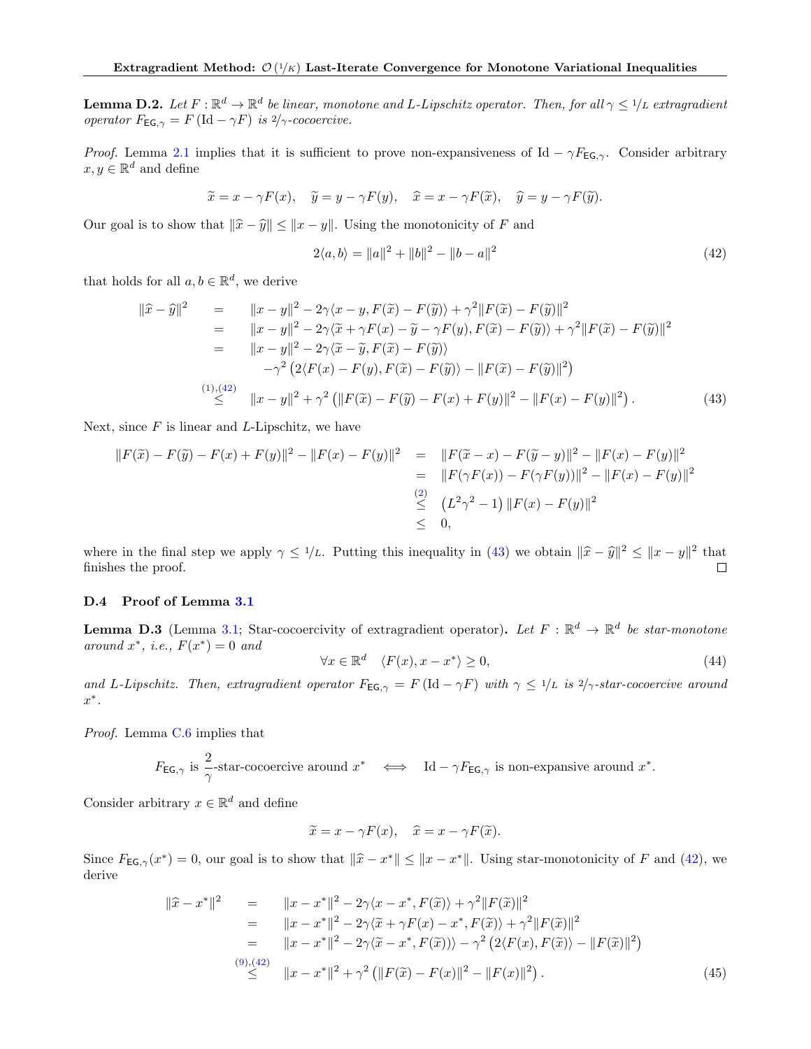**Lemma D.2.** *Let $F : \mathbb{R}^d \to \mathbb{R}^d$ be linear, monotone and $L$-Lipschitz operator. Then, for all $\gamma \leq 1/L$ extragradient operator $F_{\mathsf{EG},\gamma} = F(\mathrm{Id} - \gamma F)$ is $2/\gamma$-cocoercive.*

*Proof.* Lemma 2.1 implies that it is sufficient to prove non-expansiveness of $\mathrm{Id} - \gamma F_{\mathsf{EG},\gamma}$. Consider arbitrary $x, y \in \mathbb{R}^d$ and define

$$\widetilde{x} = x - \gamma F(x), \quad \widetilde{y} = y - \gamma F(y), \quad \widehat{x} = x - \gamma F(\widetilde{x}), \quad \widehat{y} = y - \gamma F(\widetilde{y}).$$

Our goal is to show that $\|\widehat{x} - \widehat{y}\| \leq \|x - y\|$. Using the monotonicity of $F$ and

$$2\langle a, b\rangle = \|a\|^2 + \|b\|^2 - \|b - a\|^2 \tag{42}$$

that holds for all $a, b \in \mathbb{R}^d$, we derive

$$\begin{aligned}
\|\widehat{x} - \widehat{y}\|^2 &= \|x - y\|^2 - 2\gamma\langle x - y, F(\widetilde{x}) - F(\widetilde{y})\rangle + \gamma^2\|F(\widetilde{x}) - F(\widetilde{y})\|^2 \\
&= \|x - y\|^2 - 2\gamma\langle \widetilde{x} + \gamma F(x) - \widetilde{y} - \gamma F(y), F(\widetilde{x}) - F(\widetilde{y})\rangle + \gamma^2\|F(\widetilde{x}) - F(\widetilde{y})\|^2 \\
&= \|x - y\|^2 - 2\gamma\langle \widetilde{x} - \widetilde{y}, F(\widetilde{x}) - F(\widetilde{y})\rangle \\
&\quad -\gamma^2\left(2\langle F(x) - F(y), F(\widetilde{x}) - F(\widetilde{y})\rangle - \|F(\widetilde{x}) - F(\widetilde{y})\|^2\right) \\
&\overset{(1),(42)}{\leq} \|x - y\|^2 + \gamma^2\left(\|F(\widetilde{x}) - F(\widetilde{y}) - F(x) + F(y)\|^2 - \|F(x) - F(y)\|^2\right).
\end{aligned} \tag{43}$$

Next, since $F$ is linear and $L$-Lipschitz, we have

$$\begin{aligned}
\|F(\widetilde{x}) - F(\widetilde{y}) - F(x) + F(y)\|^2 - \|F(x) - F(y)\|^2 &= \|F(\widetilde{x} - x) - F(\widetilde{y} - y)\|^2 - \|F(x) - F(y)\|^2 \\
&= \|F(\gamma F(x)) - F(\gamma F(y))\|^2 - \|F(x) - F(y)\|^2 \\
&\overset{(2)}{\leq} \left(L^2\gamma^2 - 1\right)\|F(x) - F(y)\|^2 \\
&\leq 0,
\end{aligned}$$

where in the final step we apply $\gamma \leq 1/L$. Putting this inequality in (43) we obtain $\|\widehat{x} - \widehat{y}\|^2 \leq \|x - y\|^2$ that finishes the proof. $\square$

### D.4 Proof of Lemma 3.1

**Lemma D.3** (Lemma 3.1; Star-cocoercivity of extragradient operator)**.** *Let $F : \mathbb{R}^d \to \mathbb{R}^d$ be star-monotone around $x^*$, i.e., $F(x^*) = 0$ and*

$$\forall x \in \mathbb{R}^d \quad \langle F(x), x - x^*\rangle \geq 0, \tag{44}$$

*and $L$-Lipschitz. Then, extragradient operator $F_{\mathsf{EG},\gamma} = F(\mathrm{Id} - \gamma F)$ with $\gamma \leq 1/L$ is $2/\gamma$-star-cocoercive around $x^*$.*

*Proof.* Lemma C.6 implies that

$$F_{\mathsf{EG},\gamma} \text{ is } \frac{2}{\gamma}\text{-star-cocoercive around } x^* \quad \Longleftrightarrow \quad \mathrm{Id} - \gamma F_{\mathsf{EG},\gamma} \text{ is non-expansive around } x^*.$$

Consider arbitrary $x \in \mathbb{R}^d$ and define

$$\widetilde{x} = x - \gamma F(x), \quad \widehat{x} = x - \gamma F(\widetilde{x}).$$

Since $F_{\mathsf{EG},\gamma}(x^*) = 0$, our goal is to show that $\|\widehat{x} - x^*\| \leq \|x - x^*\|$. Using star-monotonicity of $F$ and (42), we derive

$$\begin{aligned}
\|\widehat{x} - x^*\|^2 &= \|x - x^*\|^2 - 2\gamma\langle x - x^*, F(\widetilde{x})\rangle + \gamma^2\|F(\widetilde{x})\|^2 \\
&= \|x - x^*\|^2 - 2\gamma\langle \widetilde{x} + \gamma F(x) - x^*, F(\widetilde{x})\rangle + \gamma^2\|F(\widetilde{x})\|^2 \\
&= \|x - x^*\|^2 - 2\gamma\langle \widetilde{x} - x^*, F(\widetilde{x})\rangle - \gamma^2\left(2\langle F(x), F(\widetilde{x})\rangle - \|F(\widetilde{x})\|^2\right) \\
&\overset{(9),(42)}{\leq} \|x - x^*\|^2 + \gamma^2\left(\|F(\widetilde{x}) - F(x)\|^2 - \|F(x)\|^2\right).
\end{aligned} \tag{45}$$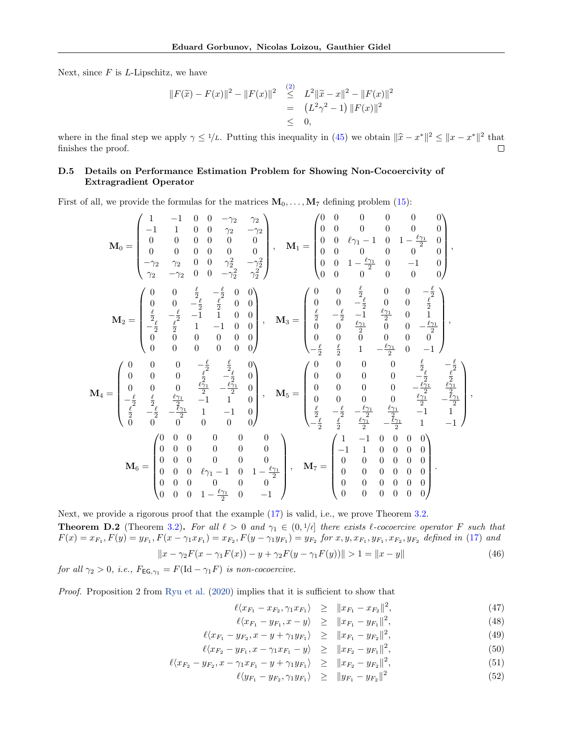Next, since $F$ is $L$-Lipschitz, we have

$$
\begin{array}{rcl}
\|F(\widetilde{x}) - F(x)\|^2 - \|F(x)\|^2 & \overset{(2)}{\leq} & L^2\|\widetilde{x} - x\|^2 - \|F(x)\|^2 \\
& = & \left(L^2\gamma^2 - 1\right)\|F(x)\|^2 \\
& \leq & 0,
\end{array}
$$

where in the final step we apply $\gamma \leq 1/L$. Putting this inequality in (45) we obtain $\|\widehat{x} - x^*\|^2 \leq \|x - x^*\|^2$ that finishes the proof. □

### D.5 Details on Performance Estimation Problem for Showing Non-Cocoercivity of Extragradient Operator

First of all, we provide the formulas for the matrices $\mathbf{M}_0, \ldots, \mathbf{M}_7$ defining problem (15):

$$
\mathbf{M}_0 = \begin{pmatrix} 1 & -1 & 0 & 0 & -\gamma_2 & \gamma_2 \\ -1 & 1 & 0 & 0 & \gamma_2 & -\gamma_2 \\ 0 & 0 & 0 & 0 & 0 & 0 \\ 0 & 0 & 0 & 0 & 0 & 0 \\ -\gamma_2 & \gamma_2 & 0 & 0 & \gamma_2^2 & -\gamma_2^2 \\ \gamma_2 & -\gamma_2 & 0 & 0 & -\gamma_2^2 & \gamma_2^2 \end{pmatrix}, \quad \mathbf{M}_1 = \begin{pmatrix} 0 & 0 & 0 & 0 & 0 & 0 \\ 0 & 0 & 0 & 0 & 0 & 0 \\ 0 & 0 & \ell\gamma_1 - 1 & 0 & 1 - \frac{\ell\gamma_1}{2} & 0 \\ 0 & 0 & 0 & 0 & 0 & 0 \\ 0 & 0 & 1 - \frac{\ell\gamma_1}{2} & 0 & -1 & 0 \\ 0 & 0 & 0 & 0 & 0 & 0 \end{pmatrix},
$$

$$
\mathbf{M}_2 = \begin{pmatrix} 0 & 0 & \frac{\ell}{2} & -\frac{\ell}{2} & 0 & 0 \\ 0 & 0 & -\frac{\ell}{2} & \frac{\ell}{2} & 0 & 0 \\ \frac{\ell}{2} & -\frac{\ell}{2} & -1 & 1 & 0 & 0 \\ -\frac{\ell}{2} & \frac{\ell}{2} & 1 & -1 & 0 & 0 \\ 0 & 0 & 0 & 0 & 0 & 0 \\ 0 & 0 & 0 & 0 & 0 & 0 \end{pmatrix}, \quad \mathbf{M}_3 = \begin{pmatrix} 0 & 0 & \frac{\ell}{2} & 0 & 0 & -\frac{\ell}{2} \\ 0 & 0 & -\frac{\ell}{2} & 0 & 0 & \frac{\ell}{2} \\ \frac{\ell}{2} & -\frac{\ell}{2} & -1 & \frac{\ell\gamma_1}{2} & 0 & 1 \\ 0 & 0 & \frac{\ell\gamma_1}{2} & 0 & 0 & -\frac{\ell\gamma_1}{2} \\ 0 & 0 & 0 & 0 & 0 & 0 \\ -\frac{\ell}{2} & \frac{\ell}{2} & 1 & -\frac{\ell\gamma_1}{2} & 0 & -1 \end{pmatrix},
$$

$$
\mathbf{M}_4 = \begin{pmatrix} 0 & 0 & 0 & -\frac{\ell}{2} & \frac{\ell}{2} & 0 \\ 0 & 0 & 0 & \frac{\ell}{2} & -\frac{\ell}{2} & 0 \\ 0 & 0 & 0 & \frac{\ell\gamma_1}{2} & -\frac{\ell\gamma_1}{2} & 0 \\ -\frac{\ell}{2} & \frac{\ell}{2} & \frac{\ell\gamma_1}{2} & -1 & 1 & 0 \\ \frac{\ell}{2} & -\frac{\ell}{2} & -\frac{\ell\gamma_1}{2} & 1 & -1 & 0 \\ 0 & 0 & 0 & 0 & 0 & 0 \end{pmatrix}, \quad \mathbf{M}_5 = \begin{pmatrix} 0 & 0 & 0 & 0 & \frac{\ell}{2} & -\frac{\ell}{2} \\ 0 & 0 & 0 & 0 & -\frac{\ell}{2} & \frac{\ell}{2} \\ 0 & 0 & 0 & 0 & -\frac{\ell\gamma_1}{2} & \frac{\ell\gamma_1}{2} \\ 0 & 0 & 0 & 0 & \frac{\ell\gamma_1}{2} & -\frac{\ell\gamma_1}{2} \\ \frac{\ell}{2} & -\frac{\ell}{2} & -\frac{\ell\gamma_1}{2} & \frac{\ell\gamma_1}{2} & -1 & 1 \\ -\frac{\ell}{2} & \frac{\ell}{2} & \frac{\ell\gamma_1}{2} & -\frac{\ell\gamma_1}{2} & 1 & -1 \end{pmatrix},
$$

$$
\mathbf{M}_6 = \begin{pmatrix} 0 & 0 & 0 & 0 & 0 & 0 \\ 0 & 0 & 0 & 0 & 0 & 0 \\ 0 & 0 & 0 & 0 & 0 & 0 \\ 0 & 0 & 0 & \ell\gamma_1 - 1 & 0 & 1 - \frac{\ell\gamma_1}{2} \\ 0 & 0 & 0 & 0 & 0 & 0 \\ 0 & 0 & 0 & 1 - \frac{\ell\gamma_1}{2} & 0 & -1 \end{pmatrix}, \quad \mathbf{M}_7 = \begin{pmatrix} 1 & -1 & 0 & 0 & 0 & 0 \\ -1 & 1 & 0 & 0 & 0 & 0 \\ 0 & 0 & 0 & 0 & 0 & 0 \\ 0 & 0 & 0 & 0 & 0 & 0 \\ 0 & 0 & 0 & 0 & 0 & 0 \\ 0 & 0 & 0 & 0 & 0 & 0 \end{pmatrix}.
$$

Next, we provide a rigorous proof that the example (17) is valid, i.e., we prove Theorem 3.2.

**Theorem D.2** (Theorem 3.2)**.** *For all $\ell > 0$ and $\gamma_1 \in (0, 1/\ell]$ there exists $\ell$-cocoercive operator $F$ such that $F(x) = x_{F_1}, F(y) = y_{F_1}, F(x - \gamma_1 x_{F_1}) = x_{F_2}, F(y - \gamma_1 y_{F_1}) = y_{F_2}$ for $x, y, x_{F_1}, y_{F_1}, x_{F_2}, y_{F_2}$ defined in (17) and*

$$
\|x - \gamma_2 F(x - \gamma_1 F(x)) - y + \gamma_2 F(y - \gamma_1 F(y))\| > 1 = \|x - y\| \tag{46}
$$

*for all $\gamma_2 > 0$, i.e., $F_{\mathsf{EG},\gamma_1} = F(\mathrm{Id} - \gamma_1 F)$ is non-cocoercive.*

*Proof.* Proposition 2 from Ryu et al. (2020) implies that it is sufficient to show that

$$
\begin{array}{rcl}
\ell\langle x_{F_1} - x_{F_2}, \gamma_1 x_{F_1}\rangle & \geq & \|x_{F_1} - x_{F_2}\|^2, \quad (47) \\
\ell\langle x_{F_1} - y_{F_1}, x - y\rangle & \geq & \|x_{F_1} - y_{F_1}\|^2, \quad (48) \\
\ell\langle x_{F_1} - y_{F_2}, x - y + \gamma_1 y_{F_1}\rangle & \geq & \|x_{F_1} - y_{F_2}\|^2, \quad (49) \\
\ell\langle x_{F_2} - y_{F_1}, x - \gamma_1 x_{F_1} - y\rangle & \geq & \|x_{F_2} - y_{F_1}\|^2, \quad (50) \\
\ell\langle x_{F_2} - y_{F_2}, x - \gamma_1 x_{F_1} - y + \gamma_1 y_{F_1}\rangle & \geq & \|x_{F_2} - y_{F_2}\|^2, \quad (51) \\
\ell\langle y_{F_1} - y_{F_2}, \gamma_1 y_{F_1}\rangle & \geq & \|y_{F_1} - y_{F_2}\|^2 \quad (52)
\end{array}
$$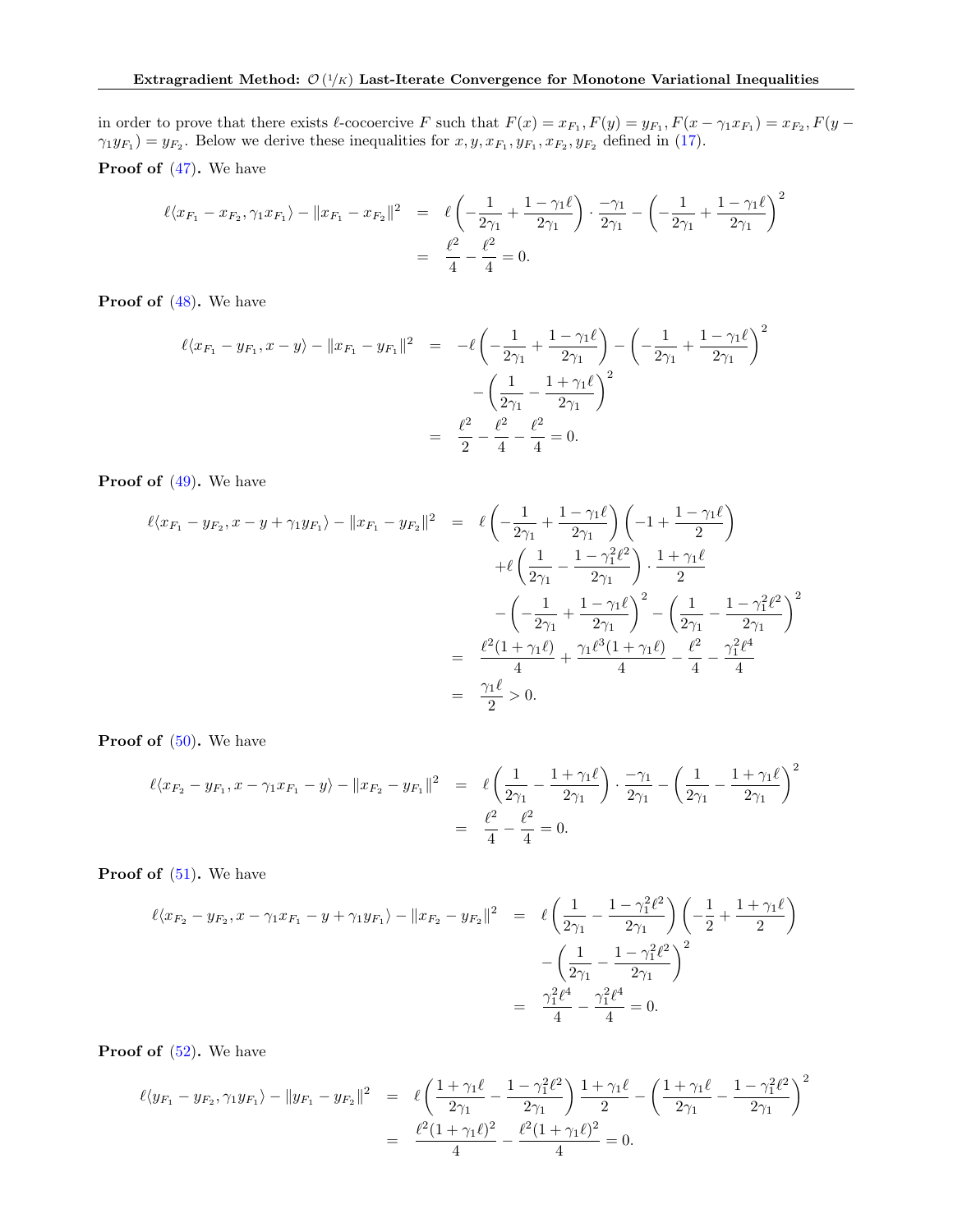in order to prove that there exists $\ell$-cocoercive $F$ such that $F(x) = x_{F_1}, F(y) = y_{F_1}, F(x - \gamma_1 x_{F_1}) = x_{F_2}, F(y - \gamma_1 y_{F_1}) = y_{F_2}$. Below we derive these inequalities for $x, y, x_{F_1}, y_{F_1}, x_{F_2}, y_{F_2}$ defined in (17).

**Proof of (47).** We have

$$
\begin{aligned}
\ell\langle x_{F_1} - x_{F_2}, \gamma_1 x_{F_1}\rangle - \|x_{F_1} - x_{F_2}\|^2 &= \ell\left(-\frac{1}{2\gamma_1} + \frac{1-\gamma_1\ell}{2\gamma_1}\right)\cdot\frac{-\gamma_1}{2\gamma_1} - \left(-\frac{1}{2\gamma_1} + \frac{1-\gamma_1\ell}{2\gamma_1}\right)^2 \\
&= \frac{\ell^2}{4} - \frac{\ell^2}{4} = 0.
\end{aligned}
$$

**Proof of (48).** We have

$$
\begin{aligned}
\ell\langle x_{F_1} - y_{F_1}, x - y\rangle - \|x_{F_1} - y_{F_1}\|^2 &= -\ell\left(-\frac{1}{2\gamma_1} + \frac{1-\gamma_1\ell}{2\gamma_1}\right) - \left(-\frac{1}{2\gamma_1} + \frac{1-\gamma_1\ell}{2\gamma_1}\right)^2 \\
&\quad - \left(\frac{1}{2\gamma_1} - \frac{1+\gamma_1\ell}{2\gamma_1}\right)^2 \\
&= \frac{\ell^2}{2} - \frac{\ell^2}{4} - \frac{\ell^2}{4} = 0.
\end{aligned}
$$

**Proof of (49).** We have

$$
\begin{aligned}
\ell\langle x_{F_1} - y_{F_2}, x - y + \gamma_1 y_{F_1}\rangle - \|x_{F_1} - y_{F_2}\|^2 &= \ell\left(-\frac{1}{2\gamma_1} + \frac{1-\gamma_1\ell}{2\gamma_1}\right)\left(-1 + \frac{1-\gamma_1\ell}{2}\right) \\
&\quad + \ell\left(\frac{1}{2\gamma_1} - \frac{1-\gamma_1^2\ell^2}{2\gamma_1}\right)\cdot\frac{1+\gamma_1\ell}{2} \\
&\quad - \left(-\frac{1}{2\gamma_1} + \frac{1-\gamma_1\ell}{2\gamma_1}\right)^2 - \left(\frac{1}{2\gamma_1} - \frac{1-\gamma_1^2\ell^2}{2\gamma_1}\right)^2 \\
&= \frac{\ell^2(1+\gamma_1\ell)}{4} + \frac{\gamma_1\ell^3(1+\gamma_1\ell)}{4} - \frac{\ell^2}{4} - \frac{\gamma_1^2\ell^4}{4} \\
&= \frac{\gamma_1\ell}{2} > 0.
\end{aligned}
$$

**Proof of (50).** We have

$$
\begin{aligned}
\ell\langle x_{F_2} - y_{F_1}, x - \gamma_1 x_{F_1} - y\rangle - \|x_{F_2} - y_{F_1}\|^2 &= \ell\left(\frac{1}{2\gamma_1} - \frac{1+\gamma_1\ell}{2\gamma_1}\right)\cdot\frac{-\gamma_1}{2\gamma_1} - \left(\frac{1}{2\gamma_1} - \frac{1+\gamma_1\ell}{2\gamma_1}\right)^2 \\
&= \frac{\ell^2}{4} - \frac{\ell^2}{4} = 0.
\end{aligned}
$$

**Proof of (51).** We have

$$
\begin{aligned}
\ell\langle x_{F_2} - y_{F_2}, x - \gamma_1 x_{F_1} - y + \gamma_1 y_{F_1}\rangle - \|x_{F_2} - y_{F_2}\|^2 &= \ell\left(\frac{1}{2\gamma_1} - \frac{1-\gamma_1^2\ell^2}{2\gamma_1}\right)\left(-\frac{1}{2} + \frac{1+\gamma_1\ell}{2}\right) \\
&\quad - \left(\frac{1}{2\gamma_1} - \frac{1-\gamma_1^2\ell^2}{2\gamma_1}\right)^2 \\
&= \frac{\gamma_1^2\ell^4}{4} - \frac{\gamma_1^2\ell^4}{4} = 0.
\end{aligned}
$$

**Proof of (52).** We have

$$
\begin{aligned}
\ell\langle y_{F_1} - y_{F_2}, \gamma_1 y_{F_1}\rangle - \|y_{F_1} - y_{F_2}\|^2 &= \ell\left(\frac{1+\gamma_1\ell}{2\gamma_1} - \frac{1-\gamma_1^2\ell^2}{2\gamma_1}\right)\frac{1+\gamma_1\ell}{2} - \left(\frac{1+\gamma_1\ell}{2\gamma_1} - \frac{1-\gamma_1^2\ell^2}{2\gamma_1}\right)^2 \\
&= \frac{\ell^2(1+\gamma_1\ell)^2}{4} - \frac{\ell^2(1+\gamma_1\ell)^2}{4} = 0.
\end{aligned}
$$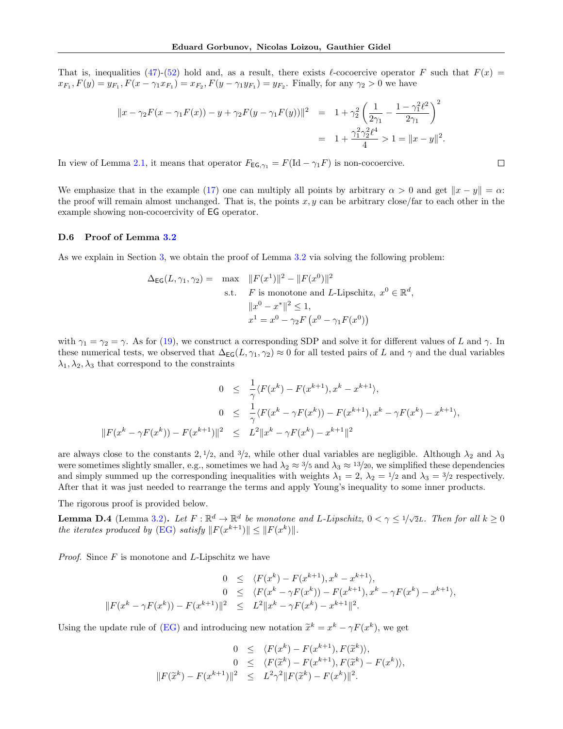That is, inequalities (47)-(52) hold and, as a result, there exists $\ell$-cocoercive operator $F$ such that $F(x) = x_{F_1}, F(y) = y_{F_1}, F(x - \gamma_1 x_{F_1}) = x_{F_2}, F(y - \gamma_1 y_{F_1}) = y_{F_2}$. Finally, for any $\gamma_2 > 0$ we have

$$
\begin{aligned}
\|x - \gamma_2 F(x - \gamma_1 F(x)) - y + \gamma_2 F(y - \gamma_1 F(y))\|^2 &= 1 + \gamma_2^2 \left(\frac{1}{2\gamma_1} - \frac{1 - \gamma_1^2 \ell^2}{2\gamma_1}\right)^2 \\
&= 1 + \frac{\gamma_1^2 \gamma_2^2 \ell^4}{4} > 1 = \|x - y\|^2.
\end{aligned}
$$

In view of Lemma 2.1, it means that operator $F_{\mathsf{EG},\gamma_1} = F(\mathrm{Id} - \gamma_1 F)$ is non-cocoercive. $\square$

We emphasize that in the example (17) one can multiply all points by arbitrary $\alpha > 0$ and get $\|x - y\| = \alpha$: the proof will remain almost unchanged. That is, the points $x, y$ can be arbitrary close/far to each other in the example showing non-cocoercivity of $\mathsf{EG}$ operator.

### D.6 Proof of Lemma 3.2

As we explain in Section 3, we obtain the proof of Lemma 3.2 via solving the following problem:

$$
\begin{aligned}
\Delta_{\mathsf{EG}}(L, \gamma_1, \gamma_2) = \quad & \max \quad \|F(x^1)\|^2 - \|F(x^0)\|^2 \\
& \text{s.t.} \quad F \text{ is monotone and } L\text{-Lipschitz}, \ x^0 \in \mathbb{R}^d, \\
& \qquad \|x^0 - x^*\|^2 \le 1, \\
& \qquad x^1 = x^0 - \gamma_2 F\left(x^0 - \gamma_1 F(x^0)\right)
\end{aligned}
$$

with $\gamma_1 = \gamma_2 = \gamma$. As for (19), we construct a corresponding SDP and solve it for different values of $L$ and $\gamma$. In these numerical tests, we observed that $\Delta_{\mathsf{EG}}(L, \gamma_1, \gamma_2) \approx 0$ for all tested pairs of $L$ and $\gamma$ and the dual variables $\lambda_1, \lambda_2, \lambda_3$ that correspond to the constraints

$$
\begin{aligned}
0 &\le \frac{1}{\gamma}\langle F(x^k) - F(x^{k+1}), x^k - x^{k+1}\rangle, \\
0 &\le \frac{1}{\gamma}\langle F(x^k - \gamma F(x^k)) - F(x^{k+1}), x^k - \gamma F(x^k) - x^{k+1}\rangle, \\
\|F(x^k - \gamma F(x^k)) - F(x^{k+1})\|^2 &\le L^2 \|x^k - \gamma F(x^k) - x^{k+1}\|^2
\end{aligned}
$$

are always close to the constants $2, 1/2$, and $3/2$, while other dual variables are negligible. Although $\lambda_2$ and $\lambda_3$ were sometimes slightly smaller, e.g., sometimes we had $\lambda_2 \approx 3/5$ and $\lambda_3 \approx 13/20$, we simplified these dependencies and simply summed up the corresponding inequalities with weights $\lambda_1 = 2$, $\lambda_2 = 1/2$ and $\lambda_3 = 3/2$ respectively. After that it was just needed to rearrange the terms and apply Young's inequality to some inner products.

The rigorous proof is provided below.

**Lemma D.4** (Lemma 3.2)**.** *Let $F : \mathbb{R}^d \to \mathbb{R}^d$ be monotone and $L$-Lipschitz, $0 < \gamma \le 1/\sqrt{2}L$. Then for all $k \ge 0$ the iterates produced by (EG) satisfy $\|F(x^{k+1})\| \le \|F(x^k)\|$.*

*Proof.* Since $F$ is monotone and $L$-Lipschitz we have

$$
\begin{aligned}
0 &\le \langle F(x^k) - F(x^{k+1}), x^k - x^{k+1}\rangle, \\
0 &\le \langle F(x^k - \gamma F(x^k)) - F(x^{k+1}), x^k - \gamma F(x^k) - x^{k+1}\rangle, \\
\|F(x^k - \gamma F(x^k)) - F(x^{k+1})\|^2 &\le L^2 \|x^k - \gamma F(x^k) - x^{k+1}\|^2.
\end{aligned}
$$

Using the update rule of (EG) and introducing new notation $\widetilde{x}^k = x^k - \gamma F(x^k)$, we get

$$
\begin{aligned}
0 &\le \langle F(x^k) - F(x^{k+1}), F(\widetilde{x}^k)\rangle, \\
0 &\le \langle F(\widetilde{x}^k) - F(x^{k+1}), F(\widetilde{x}^k) - F(x^k)\rangle, \\
\|F(\widetilde{x}^k) - F(x^{k+1})\|^2 &\le L^2 \gamma^2 \|F(\widetilde{x}^k) - F(x^k)\|^2.
\end{aligned}
$$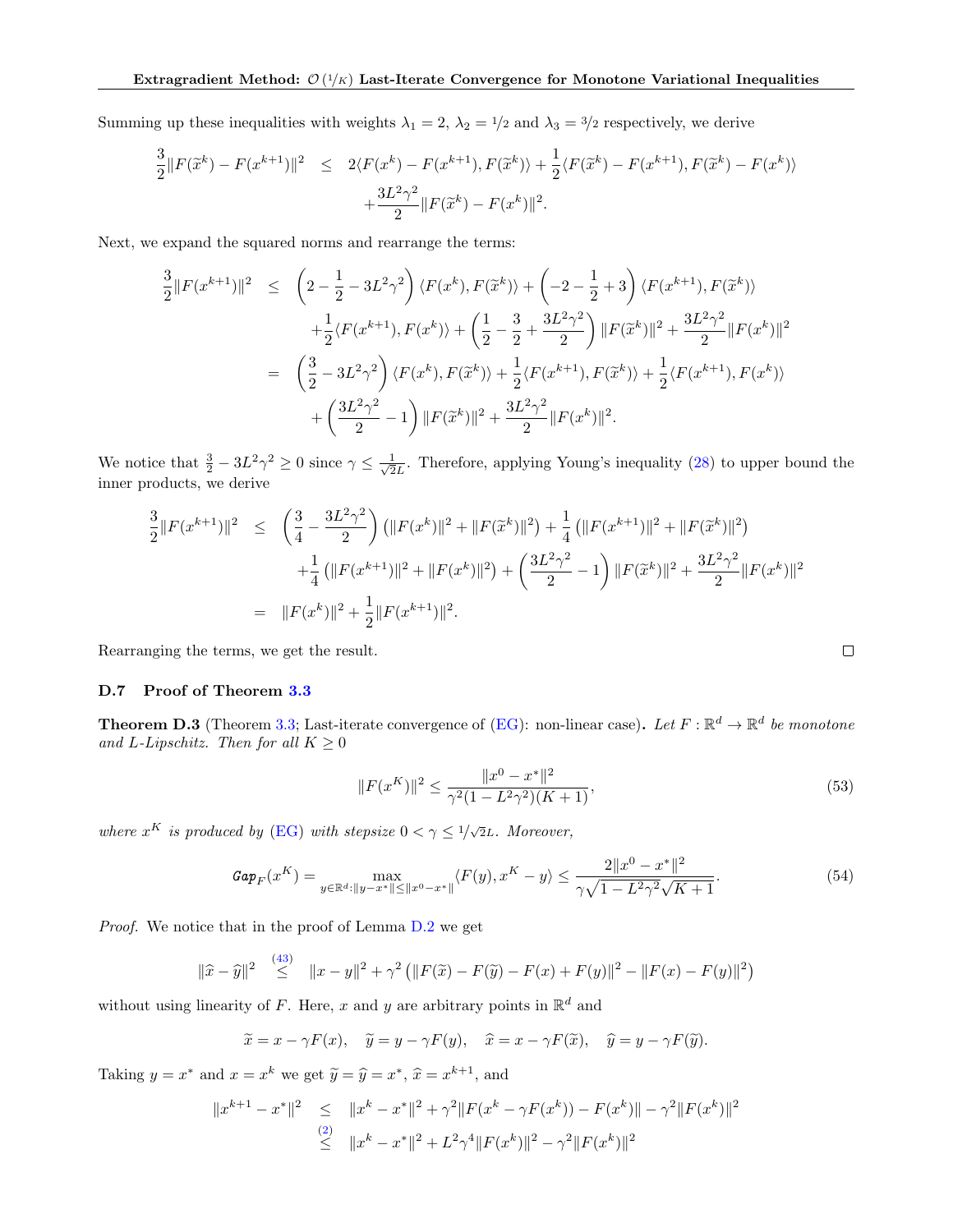Summing up these inequalities with weights $\lambda_1 = 2$, $\lambda_2 = 1/2$ and $\lambda_3 = 3/2$ respectively, we derive

$$
\begin{aligned}
\frac{3}{2}\|F(\widetilde{x}^k) - F(x^{k+1})\|^2 \quad &\leq \quad 2\langle F(x^k) - F(x^{k+1}), F(\widetilde{x}^k)\rangle + \frac{1}{2}\langle F(\widetilde{x}^k) - F(x^{k+1}), F(\widetilde{x}^k) - F(x^k)\rangle \\
&\quad + \frac{3L^2\gamma^2}{2}\|F(\widetilde{x}^k) - F(x^k)\|^2.
\end{aligned}
$$

Next, we expand the squared norms and rearrange the terms:

$$
\begin{aligned}
\frac{3}{2}\|F(x^{k+1})\|^2 \quad &\leq \quad \left(2 - \frac{1}{2} - 3L^2\gamma^2\right)\langle F(x^k), F(\widetilde{x}^k)\rangle + \left(-2 - \frac{1}{2} + 3\right)\langle F(x^{k+1}), F(\widetilde{x}^k)\rangle \\
&\quad + \frac{1}{2}\langle F(x^{k+1}), F(x^k)\rangle + \left(\frac{1}{2} - \frac{3}{2} + \frac{3L^2\gamma^2}{2}\right)\|F(\widetilde{x}^k)\|^2 + \frac{3L^2\gamma^2}{2}\|F(x^k)\|^2 \\
&= \quad \left(\frac{3}{2} - 3L^2\gamma^2\right)\langle F(x^k), F(\widetilde{x}^k)\rangle + \frac{1}{2}\langle F(x^{k+1}), F(\widetilde{x}^k)\rangle + \frac{1}{2}\langle F(x^{k+1}), F(x^k)\rangle \\
&\quad + \left(\frac{3L^2\gamma^2}{2} - 1\right)\|F(\widetilde{x}^k)\|^2 + \frac{3L^2\gamma^2}{2}\|F(x^k)\|^2.
\end{aligned}
$$

We notice that $\frac{3}{2} - 3L^2\gamma^2 \geq 0$ since $\gamma \leq \frac{1}{\sqrt{2}L}$. Therefore, applying Young's inequality (28) to upper bound the inner products, we derive

$$
\begin{aligned}
\frac{3}{2}\|F(x^{k+1})\|^2 \quad &\leq \quad \left(\frac{3}{4} - \frac{3L^2\gamma^2}{2}\right)\left(\|F(x^k)\|^2 + \|F(\widetilde{x}^k)\|^2\right) + \frac{1}{4}\left(\|F(x^{k+1})\|^2 + \|F(\widetilde{x}^k)\|^2\right) \\
&\quad + \frac{1}{4}\left(\|F(x^{k+1})\|^2 + \|F(x^k)\|^2\right) + \left(\frac{3L^2\gamma^2}{2} - 1\right)\|F(\widetilde{x}^k)\|^2 + \frac{3L^2\gamma^2}{2}\|F(x^k)\|^2 \\
&= \quad \|F(x^k)\|^2 + \frac{1}{2}\|F(x^{k+1})\|^2.
\end{aligned}
$$

Rearranging the terms, we get the result. $\square$

### D.7 Proof of Theorem 3.3

**Theorem D.3** (Theorem 3.3; Last-iterate convergence of (EG): non-linear case). *Let $F : \mathbb{R}^d \to \mathbb{R}^d$ be monotone and $L$-Lipschitz. Then for all $K \geq 0$*

$$
\|F(x^K)\|^2 \leq \frac{\|x^0 - x^*\|^2}{\gamma^2(1 - L^2\gamma^2)(K+1)}, \tag{53}
$$

*where $x^K$ is produced by (EG) with stepsize $0 < \gamma \leq 1/\sqrt{2}L$. Moreover,*

$$
\mathtt{Gap}_F(x^K) = \max_{y \in \mathbb{R}^d : \|y - x^*\| \leq \|x^0 - x^*\|} \langle F(y), x^K - y\rangle \leq \frac{2\|x^0 - x^*\|^2}{\gamma\sqrt{1 - L^2\gamma^2}\sqrt{K+1}}. \tag{54}
$$

*Proof.* We notice that in the proof of Lemma D.2 we get

$$
\|\widehat{x} - \widehat{y}\|^2 \overset{(43)}{\leq} \|x - y\|^2 + \gamma^2\left(\|F(\widetilde{x}) - F(\widetilde{y}) - F(x) + F(y)\|^2 - \|F(x) - F(y)\|^2\right)
$$

without using linearity of $F$. Here, $x$ and $y$ are arbitrary points in $\mathbb{R}^d$ and

$$
\widetilde{x} = x - \gamma F(x), \quad \widetilde{y} = y - \gamma F(y), \quad \widehat{x} = x - \gamma F(\widetilde{x}), \quad \widehat{y} = y - \gamma F(\widetilde{y}).
$$

Taking $y = x^*$ and $x = x^k$ we get $\widetilde{y} = \widehat{y} = x^*$, $\widehat{x} = x^{k+1}$, and

$$
\begin{aligned}
\|x^{k+1} - x^*\|^2 \quad &\leq \quad \|x^k - x^*\|^2 + \gamma^2\|F(x^k - \gamma F(x^k)) - F(x^k)\| - \gamma^2\|F(x^k)\|^2 \\
&\overset{(2)}{\leq} \quad \|x^k - x^*\|^2 + L^2\gamma^4\|F(x^k)\|^2 - \gamma^2\|F(x^k)\|^2
\end{aligned}
$$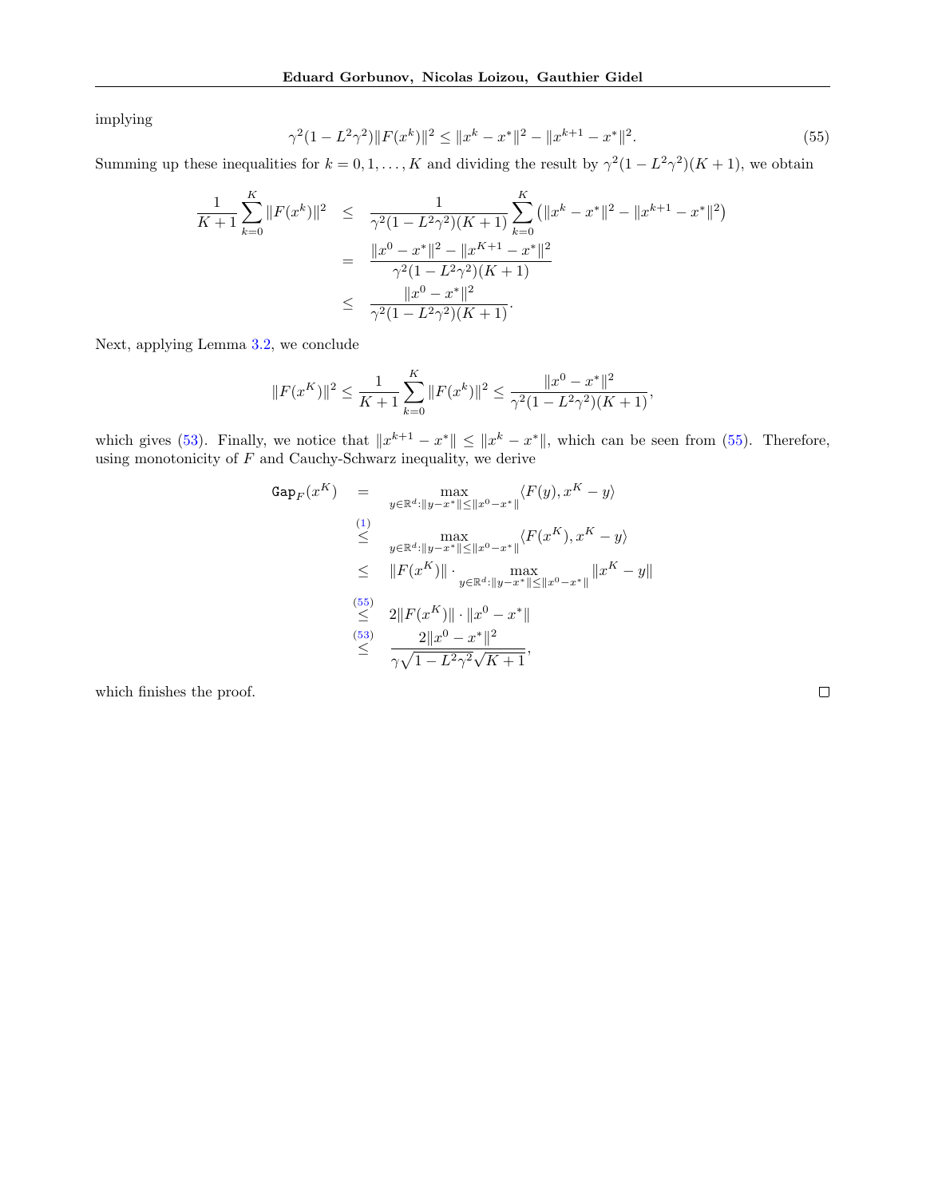implying

$$\gamma^2(1 - L^2\gamma^2)\|F(x^k)\|^2 \leq \|x^k - x^*\|^2 - \|x^{k+1} - x^*\|^2. \tag{55}$$

Summing up these inequalities for $k = 0, 1, \ldots, K$ and dividing the result by $\gamma^2(1 - L^2\gamma^2)(K+1)$, we obtain

$$\begin{aligned}
\frac{1}{K+1}\sum_{k=0}^{K}\|F(x^k)\|^2 &\leq \frac{1}{\gamma^2(1 - L^2\gamma^2)(K+1)}\sum_{k=0}^{K}\left(\|x^k - x^*\|^2 - \|x^{k+1} - x^*\|^2\right) \\
&= \frac{\|x^0 - x^*\|^2 - \|x^{K+1} - x^*\|^2}{\gamma^2(1 - L^2\gamma^2)(K+1)} \\
&\leq \frac{\|x^0 - x^*\|^2}{\gamma^2(1 - L^2\gamma^2)(K+1)}.
\end{aligned}$$

Next, applying Lemma 3.2, we conclude

$$\|F(x^K)\|^2 \leq \frac{1}{K+1}\sum_{k=0}^{K}\|F(x^k)\|^2 \leq \frac{\|x^0 - x^*\|^2}{\gamma^2(1 - L^2\gamma^2)(K+1)},$$

which gives (53). Finally, we notice that $\|x^{k+1} - x^*\| \leq \|x^k - x^*\|$, which can be seen from (55). Therefore, using monotonicity of $F$ and Cauchy-Schwarz inequality, we derive

$$\begin{aligned}
\texttt{Gap}_F(x^K) &= \max_{y \in \mathbb{R}^d : \|y - x^*\| \leq \|x^0 - x^*\|}\langle F(y), x^K - y\rangle \\
&\overset{(1)}{\leq} \max_{y \in \mathbb{R}^d : \|y - x^*\| \leq \|x^0 - x^*\|}\langle F(x^K), x^K - y\rangle \\
&\leq \|F(x^K)\| \cdot \max_{y \in \mathbb{R}^d : \|y - x^*\| \leq \|x^0 - x^*\|}\|x^K - y\| \\
&\overset{(55)}{\leq} 2\|F(x^K)\| \cdot \|x^0 - x^*\| \\
&\overset{(53)}{\leq} \frac{2\|x^0 - x^*\|^2}{\gamma\sqrt{1 - L^2\gamma^2}\sqrt{K+1}},
\end{aligned}$$

which finishes the proof. $\square$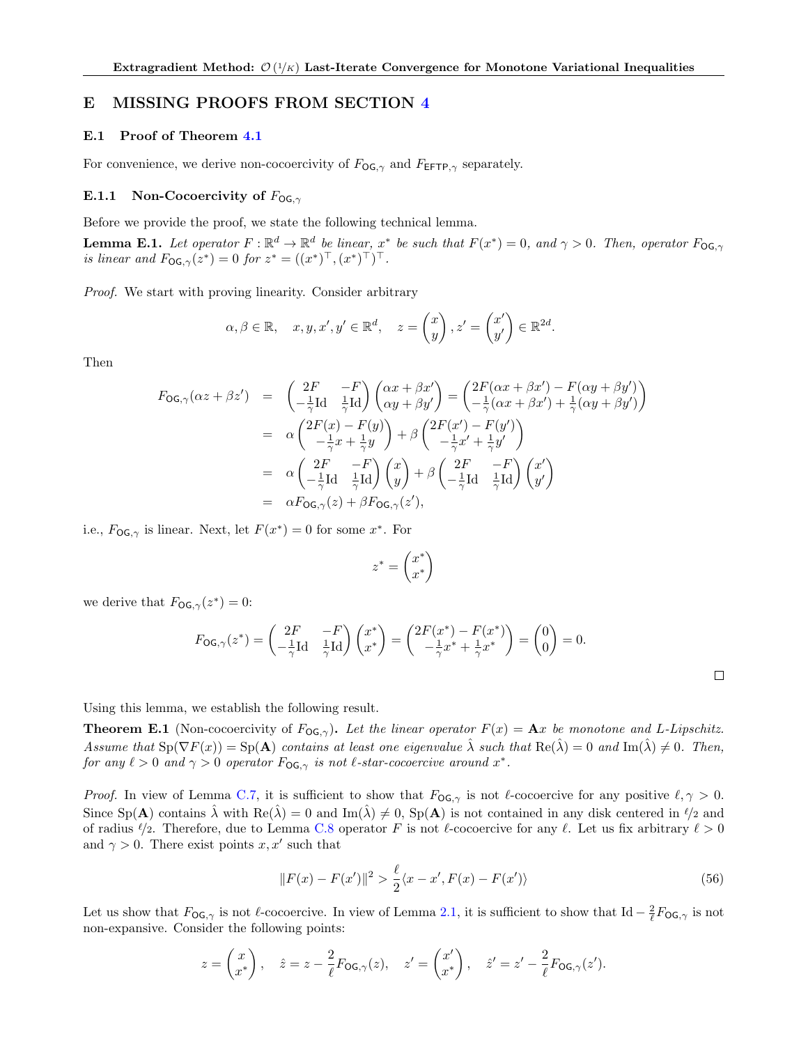## E MISSING PROOFS FROM SECTION 4

### E.1 Proof of Theorem 4.1

For convenience, we derive non-cocoercivity of $F_{\mathsf{OG},\gamma}$ and $F_{\mathsf{EFTP},\gamma}$ separately.

#### E.1.1 Non-Cocoercivity of $F_{\mathsf{OG},\gamma}$

Before we provide the proof, we state the following technical lemma.

**Lemma E.1.** *Let operator $F : \mathbb{R}^d \to \mathbb{R}^d$ be linear, $x^*$ be such that $F(x^*) = 0$, and $\gamma > 0$. Then, operator $F_{\mathsf{OG},\gamma}$ is linear and $F_{\mathsf{OG},\gamma}(z^*) = 0$ for $z^* = ((x^*)^\top, (x^*)^\top)^\top$.*

*Proof.* We start with proving linearity. Consider arbitrary

$$
\alpha, \beta \in \mathbb{R}, \quad x, y, x', y' \in \mathbb{R}^d, \quad z = \begin{pmatrix} x \\ y \end{pmatrix}, z' = \begin{pmatrix} x' \\ y' \end{pmatrix} \in \mathbb{R}^{2d}.
$$

Then

$$
\begin{aligned}
F_{\mathsf{OG},\gamma}(\alpha z + \beta z') &= \begin{pmatrix} 2F & -F \\ -\frac{1}{\gamma}\mathrm{Id} & \frac{1}{\gamma}\mathrm{Id} \end{pmatrix} \begin{pmatrix} \alpha x + \beta x' \\ \alpha y + \beta y' \end{pmatrix} = \begin{pmatrix} 2F(\alpha x + \beta x') - F(\alpha y + \beta y') \\ -\frac{1}{\gamma}(\alpha x + \beta x') + \frac{1}{\gamma}(\alpha y + \beta y') \end{pmatrix} \\
&= \alpha \begin{pmatrix} 2F(x) - F(y) \\ -\frac{1}{\gamma}x + \frac{1}{\gamma}y \end{pmatrix} + \beta \begin{pmatrix} 2F(x') - F(y') \\ -\frac{1}{\gamma}x' + \frac{1}{\gamma}y' \end{pmatrix} \\
&= \alpha \begin{pmatrix} 2F & -F \\ -\frac{1}{\gamma}\mathrm{Id} & \frac{1}{\gamma}\mathrm{Id} \end{pmatrix} \begin{pmatrix} x \\ y \end{pmatrix} + \beta \begin{pmatrix} 2F & -F \\ -\frac{1}{\gamma}\mathrm{Id} & \frac{1}{\gamma}\mathrm{Id} \end{pmatrix} \begin{pmatrix} x' \\ y' \end{pmatrix} \\
&= \alpha F_{\mathsf{OG},\gamma}(z) + \beta F_{\mathsf{OG},\gamma}(z'),
\end{aligned}
$$

i.e., $F_{\mathsf{OG},\gamma}$ is linear. Next, let $F(x^*) = 0$ for some $x^*$. For

$$
z^* = \begin{pmatrix} x^* \\ x^* \end{pmatrix}
$$

we derive that $F_{\mathsf{OG},\gamma}(z^*) = 0$:

$$
F_{\mathsf{OG},\gamma}(z^*) = \begin{pmatrix} 2F & -F \\ -\frac{1}{\gamma}\mathrm{Id} & \frac{1}{\gamma}\mathrm{Id} \end{pmatrix} \begin{pmatrix} x^* \\ x^* \end{pmatrix} = \begin{pmatrix} 2F(x^*) - F(x^*) \\ -\frac{1}{\gamma}x^* + \frac{1}{\gamma}x^* \end{pmatrix} = \begin{pmatrix} 0 \\ 0 \end{pmatrix} = 0.
$$

□

Using this lemma, we establish the following result.

**Theorem E.1** (Non-cocoercivity of $F_{\mathsf{OG},\gamma}$)**.** *Let the linear operator $F(x) = \mathbf{A}x$ be monotone and $L$-Lipschitz. Assume that $\mathrm{Sp}(\nabla F(x)) = \mathrm{Sp}(\mathbf{A})$ contains at least one eigenvalue $\hat{\lambda}$ such that $\mathrm{Re}(\hat{\lambda}) = 0$ and $\mathrm{Im}(\hat{\lambda}) \neq 0$. Then, for any $\ell > 0$ and $\gamma > 0$ operator $F_{\mathsf{OG},\gamma}$ is not $\ell$-star-cocoercive around $x^*$.*

*Proof.* In view of Lemma C.7, it is sufficient to show that $F_{\mathsf{OG},\gamma}$ is not $\ell$-cocoercive for any positive $\ell, \gamma > 0$. Since $\mathrm{Sp}(\mathbf{A})$ contains $\hat{\lambda}$ with $\mathrm{Re}(\hat{\lambda}) = 0$ and $\mathrm{Im}(\hat{\lambda}) \neq 0$, $\mathrm{Sp}(\mathbf{A})$ is not contained in any disk centered in $\ell/2$ and of radius $\ell/2$. Therefore, due to Lemma C.8 operator $F$ is not $\ell$-cocoercive for any $\ell$. Let us fix arbitrary $\ell > 0$ and $\gamma > 0$. There exist points $x, x'$ such that

$$
\|F(x) - F(x')\|^2 > \frac{\ell}{2}\langle x - x', F(x) - F(x')\rangle \tag{56}
$$

Let us show that $F_{\mathsf{OG},\gamma}$ is not $\ell$-cocoercive. In view of Lemma 2.1, it is sufficient to show that $\mathrm{Id} - \frac{2}{\ell}F_{\mathsf{OG},\gamma}$ is not non-expansive. Consider the following points:

$$
z = \begin{pmatrix} x \\ x^* \end{pmatrix}, \quad \hat{z} = z - \frac{2}{\ell}F_{\mathsf{OG},\gamma}(z), \quad z' = \begin{pmatrix} x' \\ x^* \end{pmatrix}, \quad \hat{z}' = z' - \frac{2}{\ell}F_{\mathsf{OG},\gamma}(z').
$$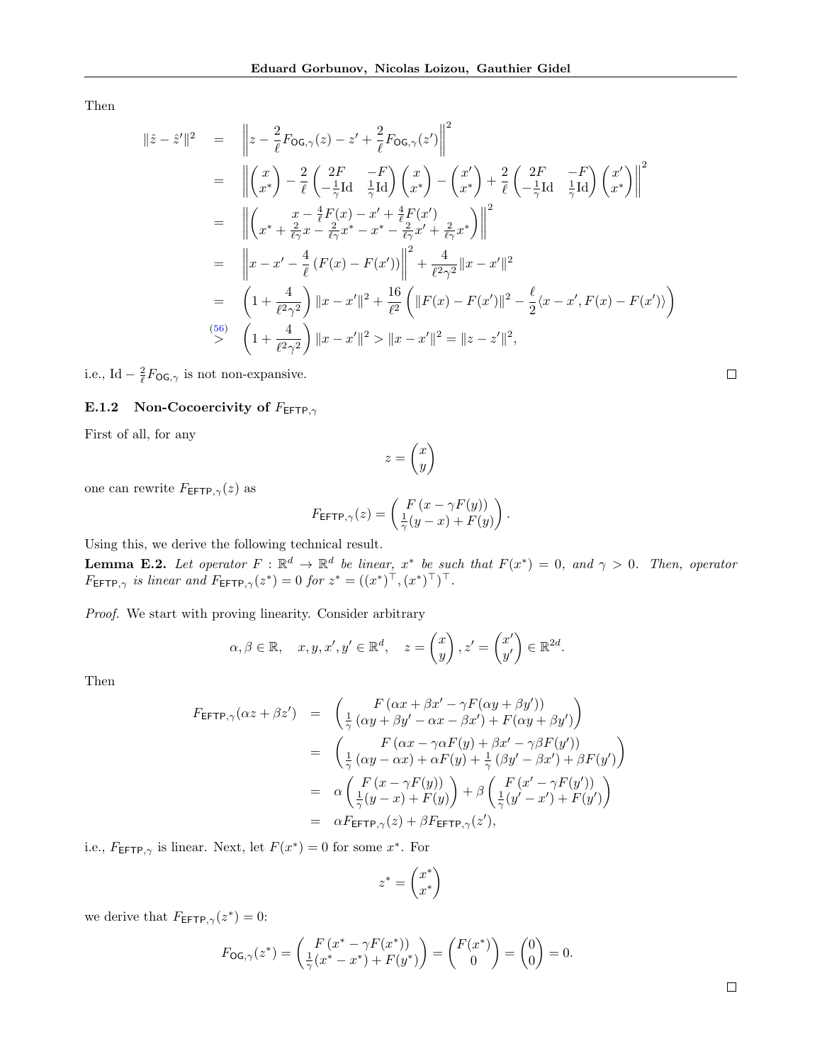Then

$$
\begin{aligned}
\|\hat{z} - \hat{z}'\|^2 &= \left\| z - \frac{2}{\ell} F_{\mathsf{OG},\gamma}(z) - z' + \frac{2}{\ell} F_{\mathsf{OG},\gamma}(z') \right\|^2 \\
&= \left\| \begin{pmatrix} x \\ x^* \end{pmatrix} - \frac{2}{\ell} \begin{pmatrix} 2F & -F \\ -\frac{1}{\gamma}\mathrm{Id} & \frac{1}{\gamma}\mathrm{Id} \end{pmatrix} \begin{pmatrix} x \\ x^* \end{pmatrix} - \begin{pmatrix} x' \\ x^* \end{pmatrix} + \frac{2}{\ell} \begin{pmatrix} 2F & -F \\ -\frac{1}{\gamma}\mathrm{Id} & \frac{1}{\gamma}\mathrm{Id} \end{pmatrix} \begin{pmatrix} x' \\ x^* \end{pmatrix} \right\|^2 \\
&= \left\| \begin{pmatrix} x - \frac{4}{\ell}F(x) - x' + \frac{4}{\ell}F(x') \\ x^* + \frac{2}{\ell\gamma}x - \frac{2}{\ell\gamma}x^* - x^* - \frac{2}{\ell\gamma}x' + \frac{2}{\ell\gamma}x^* \end{pmatrix} \right\|^2 \\
&= \left\| x - x' - \frac{4}{\ell}\left(F(x) - F(x')\right) \right\|^2 + \frac{4}{\ell^2\gamma^2}\|x - x'\|^2 \\
&= \left(1 + \frac{4}{\ell^2\gamma^2}\right)\|x - x'\|^2 + \frac{16}{\ell^2}\left( \|F(x) - F(x')\|^2 - \frac{\ell}{2}\langle x - x', F(x) - F(x')\rangle \right) \\
&\overset{(56)}{>} \left(1 + \frac{4}{\ell^2\gamma^2}\right)\|x - x'\|^2 > \|x - x'\|^2 = \|z - z'\|^2,
\end{aligned}
$$

i.e., $\mathrm{Id} - \frac{2}{\ell}F_{\mathsf{OG},\gamma}$ is not non-expansive. □

#### E.1.2 Non-Cocoercivity of $F_{\mathsf{EFTP},\gamma}$

First of all, for any

$$
z = \begin{pmatrix} x \\ y \end{pmatrix}
$$

one can rewrite $F_{\mathsf{EFTP},\gamma}(z)$ as

$$
F_{\mathsf{EFTP},\gamma}(z) = \begin{pmatrix} F\left(x - \gamma F(y)\right) \\ \frac{1}{\gamma}(y - x) + F(y) \end{pmatrix}.
$$

Using this, we derive the following technical result.

**Lemma E.2.** *Let operator $F : \mathbb{R}^d \to \mathbb{R}^d$ be linear, $x^*$ be such that $F(x^*) = 0$, and $\gamma > 0$. Then, operator $F_{\mathsf{EFTP},\gamma}$ is linear and $F_{\mathsf{EFTP},\gamma}(z^*) = 0$ for $z^* = ((x^*)^\top, (x^*)^\top)^\top$.*

*Proof.* We start with proving linearity. Consider arbitrary

$$
\alpha, \beta \in \mathbb{R}, \quad x, y, x', y' \in \mathbb{R}^d, \quad z = \begin{pmatrix} x \\ y \end{pmatrix}, z' = \begin{pmatrix} x' \\ y' \end{pmatrix} \in \mathbb{R}^{2d}.
$$

Then

$$
\begin{aligned}
F_{\mathsf{EFTP},\gamma}(\alpha z + \beta z') &= \begin{pmatrix} F\left(\alpha x + \beta x' - \gamma F(\alpha y + \beta y')\right) \\ \frac{1}{\gamma}\left(\alpha y + \beta y' - \alpha x - \beta x'\right) + F(\alpha y + \beta y') \end{pmatrix} \\
&= \begin{pmatrix} F\left(\alpha x - \gamma\alpha F(y) + \beta x' - \gamma\beta F(y')\right) \\ \frac{1}{\gamma}\left(\alpha y - \alpha x\right) + \alpha F(y) + \frac{1}{\gamma}\left(\beta y' - \beta x'\right) + \beta F(y') \end{pmatrix} \\
&= \alpha \begin{pmatrix} F\left(x - \gamma F(y)\right) \\ \frac{1}{\gamma}(y - x) + F(y) \end{pmatrix} + \beta \begin{pmatrix} F\left(x' - \gamma F(y')\right) \\ \frac{1}{\gamma}(y' - x') + F(y') \end{pmatrix} \\
&= \alpha F_{\mathsf{EFTP},\gamma}(z) + \beta F_{\mathsf{EFTP},\gamma}(z'),
\end{aligned}
$$

i.e., $F_{\mathsf{EFTP},\gamma}$ is linear. Next, let $F(x^*) = 0$ for some $x^*$. For

$$
z^* = \begin{pmatrix} x^* \\ x^* \end{pmatrix}
$$

we derive that $F_{\mathsf{EFTP},\gamma}(z^*) = 0$:

$$
F_{\mathsf{OG},\gamma}(z^*) = \begin{pmatrix} F\left(x^* - \gamma F(x^*)\right) \\ \frac{1}{\gamma}(x^* - x^*) + F(y^*) \end{pmatrix} = \begin{pmatrix} F(x^*) \\ 0 \end{pmatrix} = \begin{pmatrix} 0 \\ 0 \end{pmatrix} = 0.
$$

□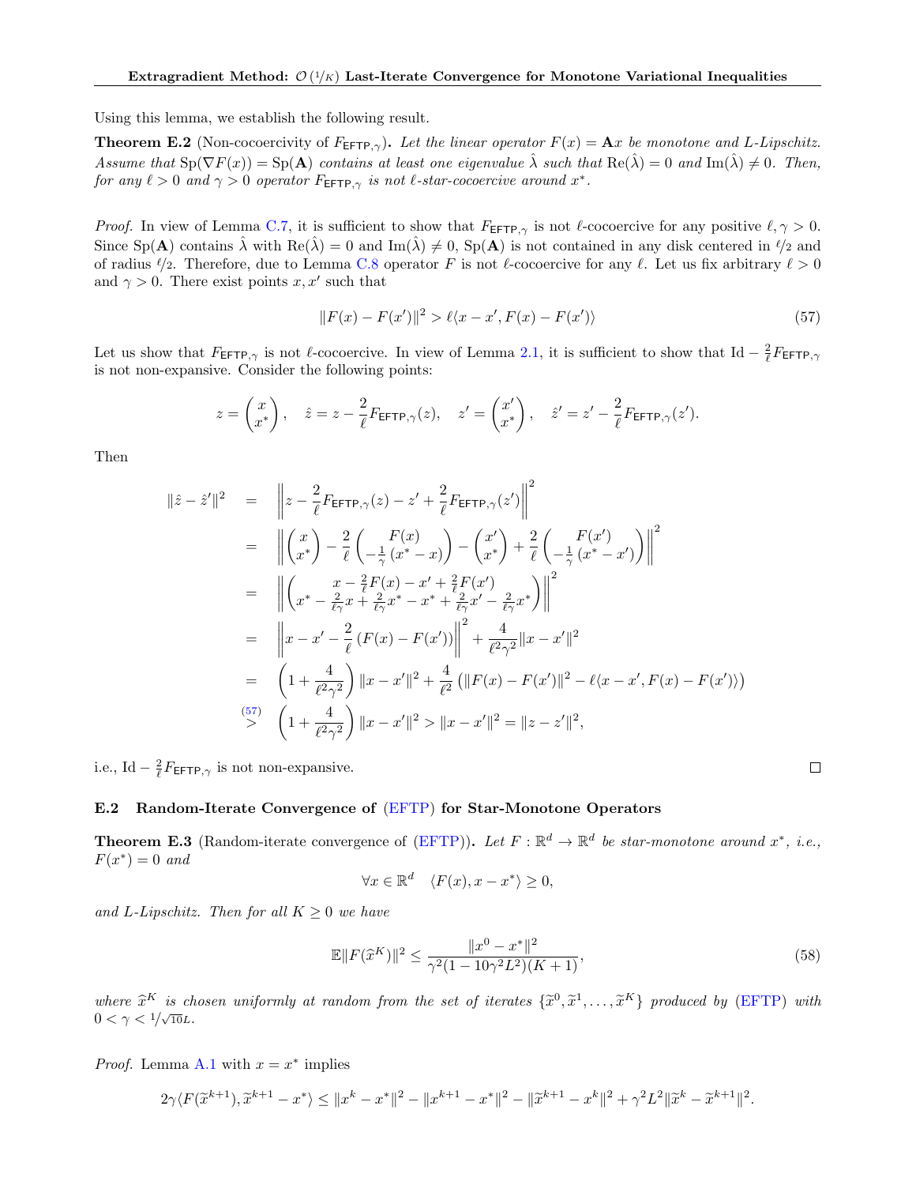Using this lemma, we establish the following result.

**Theorem E.2** (Non-cocoercivity of $F_{\mathsf{EFTP},\gamma}$). *Let the linear operator $F(x) = \mathbf{A}x$ be monotone and $L$-Lipschitz. Assume that $\mathrm{Sp}(\nabla F(x)) = \mathrm{Sp}(\mathbf{A})$ contains at least one eigenvalue $\hat{\lambda}$ such that $\mathrm{Re}(\hat{\lambda}) = 0$ and $\mathrm{Im}(\hat{\lambda}) \neq 0$. Then, for any $\ell > 0$ and $\gamma > 0$ operator $F_{\mathsf{EFTP},\gamma}$ is not $\ell$-star-cocoercive around $x^*$.*

*Proof.* In view of Lemma C.7, it is sufficient to show that $F_{\mathsf{EFTP},\gamma}$ is not $\ell$-cocoercive for any positive $\ell, \gamma > 0$. Since $\mathrm{Sp}(\mathbf{A})$ contains $\hat{\lambda}$ with $\mathrm{Re}(\hat{\lambda}) = 0$ and $\mathrm{Im}(\hat{\lambda}) \neq 0$, $\mathrm{Sp}(\mathbf{A})$ is not contained in any disk centered in $\ell/2$ and of radius $\ell/2$. Therefore, due to Lemma C.8 operator $F$ is not $\ell$-cocoercive for any $\ell$. Let us fix arbitrary $\ell > 0$ and $\gamma > 0$. There exist points $x, x'$ such that

$$\|F(x) - F(x')\|^2 > \ell\langle x - x', F(x) - F(x')\rangle \tag{57}$$

Let us show that $F_{\mathsf{EFTP},\gamma}$ is not $\ell$-cocoercive. In view of Lemma 2.1, it is sufficient to show that $\mathrm{Id} - \frac{2}{\ell}F_{\mathsf{EFTP},\gamma}$ is not non-expansive. Consider the following points:

$$z = \begin{pmatrix} x \\ x^* \end{pmatrix}, \quad \hat{z} = z - \frac{2}{\ell}F_{\mathsf{EFTP},\gamma}(z), \quad z' = \begin{pmatrix} x' \\ x^* \end{pmatrix}, \quad \hat{z}' = z' - \frac{2}{\ell}F_{\mathsf{EFTP},\gamma}(z').$$

Then

$$\begin{aligned}
\|\hat{z} - \hat{z}'\|^2 &= \left\| z - \frac{2}{\ell}F_{\mathsf{EFTP},\gamma}(z) - z' + \frac{2}{\ell}F_{\mathsf{EFTP},\gamma}(z') \right\|^2 \\
&= \left\| \begin{pmatrix} x \\ x^* \end{pmatrix} - \frac{2}{\ell}\begin{pmatrix} F(x) \\ -\frac{1}{\gamma}(x^* - x) \end{pmatrix} - \begin{pmatrix} x' \\ x^* \end{pmatrix} + \frac{2}{\ell}\begin{pmatrix} F(x') \\ -\frac{1}{\gamma}(x^* - x') \end{pmatrix} \right\|^2 \\
&= \left\| \begin{pmatrix} x - \frac{2}{\ell}F(x) - x' + \frac{2}{\ell}F(x') \\ x^* - \frac{2}{\ell\gamma}x + \frac{2}{\ell\gamma}x^* - x^* + \frac{2}{\ell\gamma}x' - \frac{2}{\ell\gamma}x^* \end{pmatrix} \right\|^2 \\
&= \left\| x - x' - \frac{2}{\ell}\left(F(x) - F(x')\right) \right\|^2 + \frac{4}{\ell^2\gamma^2}\|x - x'\|^2 \\
&= \left(1 + \frac{4}{\ell^2\gamma^2}\right)\|x - x'\|^2 + \frac{4}{\ell^2}\left(\|F(x) - F(x')\|^2 - \ell\langle x - x', F(x) - F(x')\rangle\right) \\
&\overset{(57)}{>} \left(1 + \frac{4}{\ell^2\gamma^2}\right)\|x - x'\|^2 > \|x - x'\|^2 = \|z - z'\|^2,
\end{aligned}$$

i.e., $\mathrm{Id} - \frac{2}{\ell}F_{\mathsf{EFTP},\gamma}$ is not non-expansive. $\square$

### E.2 Random-Iterate Convergence of (EFTP) for Star-Monotone Operators

**Theorem E.3** (Random-iterate convergence of (EFTP)). *Let $F : \mathbb{R}^d \to \mathbb{R}^d$ be star-monotone around $x^*$, i.e., $F(x^*) = 0$ and*

$$\forall x \in \mathbb{R}^d \quad \langle F(x), x - x^*\rangle \geq 0,$$

*and $L$-Lipschitz. Then for all $K \geq 0$ we have*

$$\mathbb{E}\|F(\widehat{x}^K)\|^2 \leq \frac{\|x^0 - x^*\|^2}{\gamma^2(1 - 10\gamma^2L^2)(K+1)}, \tag{58}$$

*where $\widehat{x}^K$ is chosen uniformly at random from the set of iterates $\{\widetilde{x}^0, \widetilde{x}^1, \ldots, \widetilde{x}^K\}$ produced by (EFTP) with $0 < \gamma < 1/\sqrt{10}L$.*

*Proof.* Lemma A.1 with $x = x^*$ implies

$$2\gamma\langle F(\widetilde{x}^{k+1}), \widetilde{x}^{k+1} - x^*\rangle \leq \|x^k - x^*\|^2 - \|x^{k+1} - x^*\|^2 - \|\widetilde{x}^{k+1} - x^k\|^2 + \gamma^2L^2\|\widetilde{x}^k - \widetilde{x}^{k+1}\|^2.$$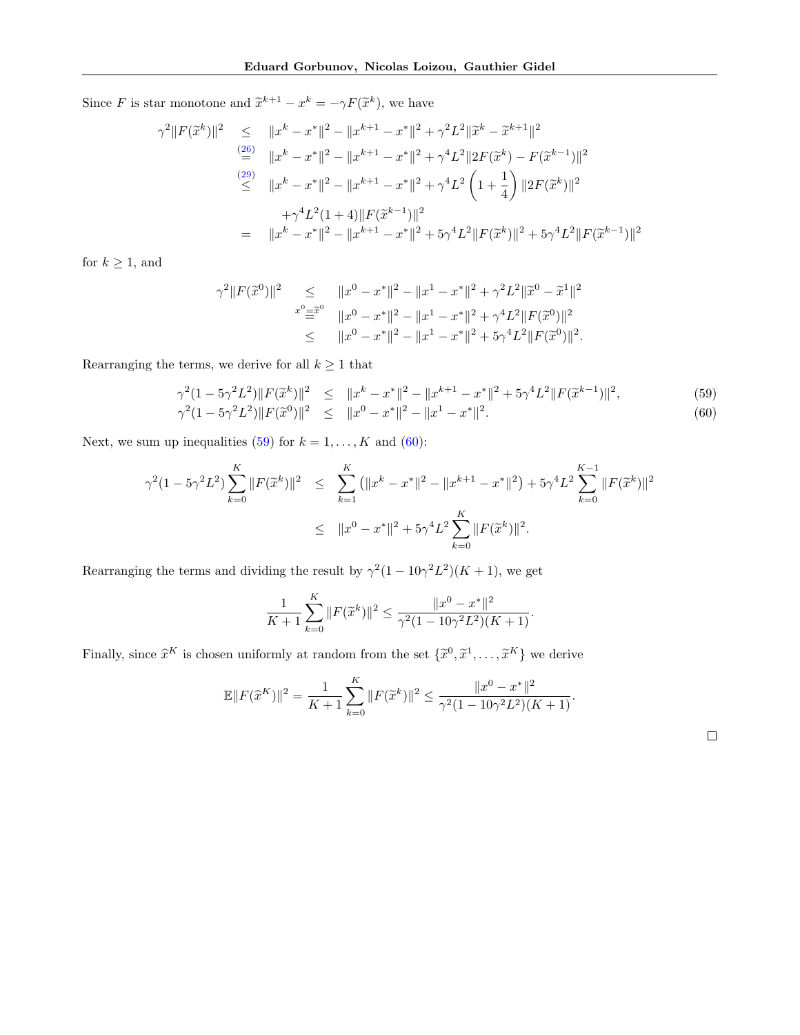Since $F$ is star monotone and $\widetilde{x}^{k+1} - x^k = -\gamma F(\widetilde{x}^k)$, we have

$$
\begin{aligned}
\gamma^2 \|F(\widetilde{x}^k)\|^2 &\leq \|x^k - x^*\|^2 - \|x^{k+1} - x^*\|^2 + \gamma^2 L^2 \|\widetilde{x}^k - \widetilde{x}^{k+1}\|^2 \\
&\overset{(26)}{=} \|x^k - x^*\|^2 - \|x^{k+1} - x^*\|^2 + \gamma^4 L^2 \|2F(\widetilde{x}^k) - F(\widetilde{x}^{k-1})\|^2 \\
&\overset{(29)}{\leq} \|x^k - x^*\|^2 - \|x^{k+1} - x^*\|^2 + \gamma^4 L^2 \left(1 + \frac{1}{4}\right) \|2F(\widetilde{x}^k)\|^2 \\
&\quad + \gamma^4 L^2 (1+4) \|F(\widetilde{x}^{k-1})\|^2 \\
&= \|x^k - x^*\|^2 - \|x^{k+1} - x^*\|^2 + 5\gamma^4 L^2 \|F(\widetilde{x}^k)\|^2 + 5\gamma^4 L^2 \|F(\widetilde{x}^{k-1})\|^2
\end{aligned}
$$

for $k \geq 1$, and

$$
\begin{aligned}
\gamma^2 \|F(\widetilde{x}^0)\|^2 &\leq \|x^0 - x^*\|^2 - \|x^1 - x^*\|^2 + \gamma^2 L^2 \|\widetilde{x}^0 - \widetilde{x}^1\|^2 \\
&\overset{x^0 \equiv \widetilde{x}^0}{=} \|x^0 - x^*\|^2 - \|x^1 - x^*\|^2 + \gamma^4 L^2 \|F(\widetilde{x}^0)\|^2 \\
&\leq \|x^0 - x^*\|^2 - \|x^1 - x^*\|^2 + 5\gamma^4 L^2 \|F(\widetilde{x}^0)\|^2.
\end{aligned}
$$

Rearranging the terms, we derive for all $k \geq 1$ that

$$
\gamma^2 (1 - 5\gamma^2 L^2) \|F(\widetilde{x}^k)\|^2 \leq \|x^k - x^*\|^2 - \|x^{k+1} - x^*\|^2 + 5\gamma^4 L^2 \|F(\widetilde{x}^{k-1})\|^2, \tag{59}
$$

$$
\gamma^2 (1 - 5\gamma^2 L^2) \|F(\widetilde{x}^0)\|^2 \leq \|x^0 - x^*\|^2 - \|x^1 - x^*\|^2. \tag{60}
$$

Next, we sum up inequalities (59) for $k = 1, \ldots, K$ and (60):

$$
\begin{aligned}
\gamma^2 (1 - 5\gamma^2 L^2) \sum_{k=0}^{K} \|F(\widetilde{x}^k)\|^2 &\leq \sum_{k=1}^{K} \left( \|x^k - x^*\|^2 - \|x^{k+1} - x^*\|^2 \right) + 5\gamma^4 L^2 \sum_{k=0}^{K-1} \|F(\widetilde{x}^k)\|^2 \\
&\leq \|x^0 - x^*\|^2 + 5\gamma^4 L^2 \sum_{k=0}^{K} \|F(\widetilde{x}^k)\|^2.
\end{aligned}
$$

Rearranging the terms and dividing the result by $\gamma^2 (1 - 10\gamma^2 L^2)(K+1)$, we get

$$
\frac{1}{K+1} \sum_{k=0}^{K} \|F(\widetilde{x}^k)\|^2 \leq \frac{\|x^0 - x^*\|^2}{\gamma^2 (1 - 10\gamma^2 L^2)(K+1)}.
$$

Finally, since $\widehat{x}^K$ is chosen uniformly at random from the set $\{\widetilde{x}^0, \widetilde{x}^1, \ldots, \widetilde{x}^K\}$ we derive

$$
\mathbb{E}\|F(\widehat{x}^K)\|^2 = \frac{1}{K+1} \sum_{k=0}^{K} \|F(\widetilde{x}^k)\|^2 \leq \frac{\|x^0 - x^*\|^2}{\gamma^2 (1 - 10\gamma^2 L^2)(K+1)}.
$$

□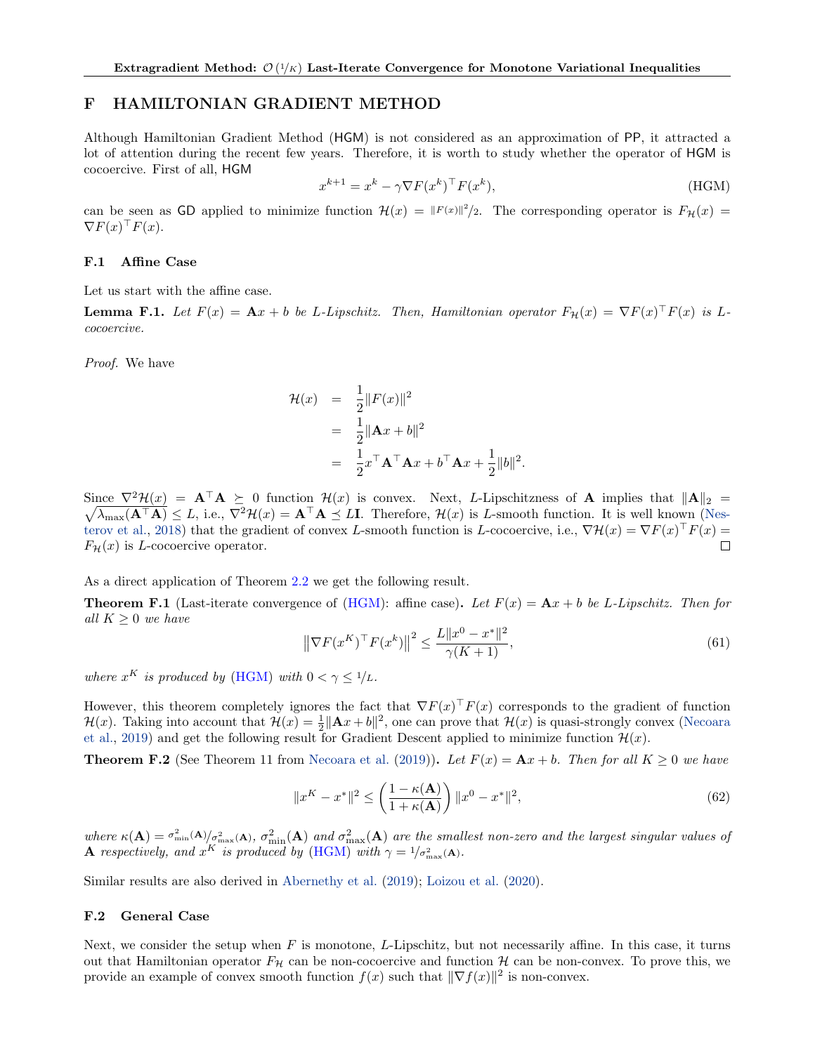# F HAMILTONIAN GRADIENT METHOD

Although Hamiltonian Gradient Method (HGM) is not considered as an approximation of PP, it attracted a lot of attention during the recent few years. Therefore, it is worth to study whether the operator of HGM is cocoercive. First of all, HGM

$$
x^{k+1} = x^k - \gamma \nabla F(x^k)^\top F(x^k), \tag{HGM}
$$

can be seen as GD applied to minimize function $\mathcal{H}(x) = \|F(x)\|^2/2$. The corresponding operator is $F_{\mathcal{H}}(x) = \nabla F(x)^\top F(x)$.

## F.1 Affine Case

Let us start with the affine case.

**Lemma F.1.** *Let $F(x) = \mathbf{A}x + b$ be $L$-Lipschitz. Then, Hamiltonian operator $F_{\mathcal{H}}(x) = \nabla F(x)^\top F(x)$ is $L$-cocoercive.*

*Proof.* We have

$$
\begin{aligned}
\mathcal{H}(x) &= \frac{1}{2}\|F(x)\|^2 \\
&= \frac{1}{2}\|\mathbf{A}x + b\|^2 \\
&= \frac{1}{2}x^\top \mathbf{A}^\top \mathbf{A} x + b^\top \mathbf{A} x + \frac{1}{2}\|b\|^2.
\end{aligned}
$$

Since $\nabla^2 \mathcal{H}(x) = \mathbf{A}^\top \mathbf{A} \succeq 0$ function $\mathcal{H}(x)$ is convex. Next, $L$-Lipschitzness of $\mathbf{A}$ implies that $\|\mathbf{A}\|_2 = \sqrt{\lambda_{\max}(\mathbf{A}^\top \mathbf{A})} \leq L$, i.e., $\nabla^2 \mathcal{H}(x) = \mathbf{A}^\top \mathbf{A} \preceq L\mathbf{I}$. Therefore, $\mathcal{H}(x)$ is $L$-smooth function. It is well known (Nesterov et al., 2018) that the gradient of convex $L$-smooth function is $L$-cocoercive, i.e., $\nabla \mathcal{H}(x) = \nabla F(x)^\top F(x) = F_{\mathcal{H}}(x)$ is $L$-cocoercive operator. □

As a direct application of Theorem 2.2 we get the following result.

**Theorem F.1** (Last-iterate convergence of (HGM): affine case)**.** *Let $F(x) = \mathbf{A}x + b$ be $L$-Lipschitz. Then for all $K \geq 0$ we have*

$$
\left\|\nabla F(x^K)^\top F(x^k)\right\|^2 \leq \frac{L\|x^0 - x^*\|^2}{\gamma(K+1)}, \tag{61}
$$

*where $x^K$ is produced by (HGM) with $0 < \gamma \leq 1/L$.*

However, this theorem completely ignores the fact that $\nabla F(x)^\top F(x)$ corresponds to the gradient of function $\mathcal{H}(x)$. Taking into account that $\mathcal{H}(x) = \frac{1}{2}\|\mathbf{A}x + b\|^2$, one can prove that $\mathcal{H}(x)$ is quasi-strongly convex (Necoara et al., 2019) and get the following result for Gradient Descent applied to minimize function $\mathcal{H}(x)$.

**Theorem F.2** (See Theorem 11 from Necoara et al. (2019))**.** *Let $F(x) = \mathbf{A}x + b$. Then for all $K \geq 0$ we have*

$$
\|x^K - x^*\|^2 \leq \left(\frac{1 - \kappa(\mathbf{A})}{1 + \kappa(\mathbf{A})}\right)\|x^0 - x^*\|^2, \tag{62}
$$

*where $\kappa(\mathbf{A}) = \sigma^2_{\min}(\mathbf{A})/\sigma^2_{\max}(\mathbf{A})$, $\sigma^2_{\min}(\mathbf{A})$ and $\sigma^2_{\max}(\mathbf{A})$ are the smallest non-zero and the largest singular values of $\mathbf{A}$ respectively, and $x^K$ is produced by (HGM) with $\gamma = 1/\sigma^2_{\max}(\mathbf{A})$.*

Similar results are also derived in Abernethy et al. (2019); Loizou et al. (2020).

## F.2 General Case

Next, we consider the setup when $F$ is monotone, $L$-Lipschitz, but not necessarily affine. In this case, it turns out that Hamiltonian operator $F_{\mathcal{H}}$ can be non-cocoercive and function $\mathcal{H}$ can be non-convex. To prove this, we provide an example of convex smooth function $f(x)$ such that $\|\nabla f(x)\|^2$ is non-convex.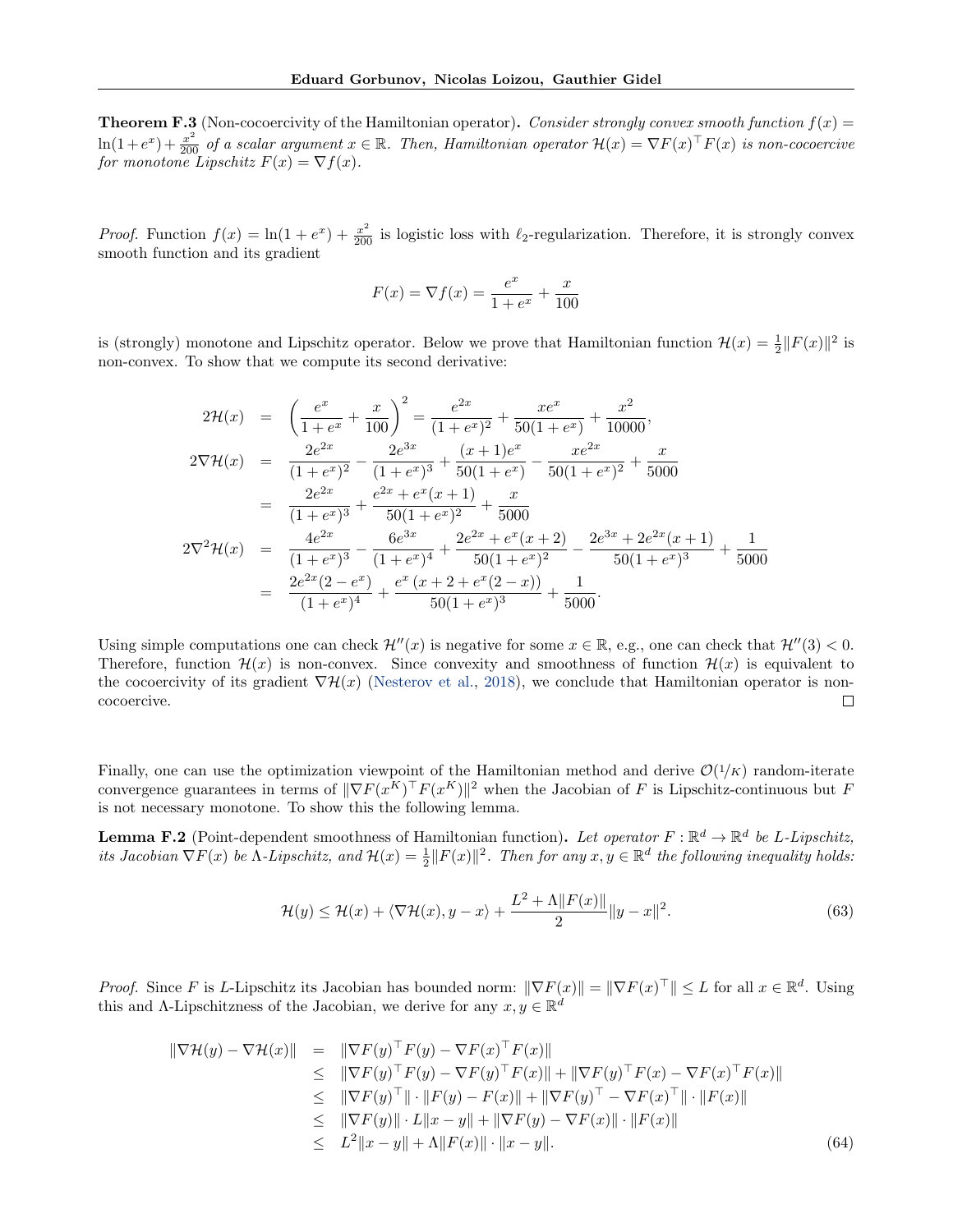**Theorem F.3** (Non-cocoercivity of the Hamiltonian operator)**.** *Consider strongly convex smooth function $f(x) = \ln(1+e^x) + \frac{x^2}{200}$ of a scalar argument $x \in \mathbb{R}$. Then, Hamiltonian operator $\mathcal{H}(x) = \nabla F(x)^\top F(x)$ is non-cocoercive for monotone Lipschitz $F(x) = \nabla f(x)$.*

*Proof.* Function $f(x) = \ln(1+e^x) + \frac{x^2}{200}$ is logistic loss with $\ell_2$-regularization. Therefore, it is strongly convex smooth function and its gradient

$$F(x) = \nabla f(x) = \frac{e^x}{1+e^x} + \frac{x}{100}$$

is (strongly) monotone and Lipschitz operator. Below we prove that Hamiltonian function $\mathcal{H}(x) = \frac{1}{2}\|F(x)\|^2$ is non-convex. To show that we compute its second derivative:

$$\begin{aligned}
2\mathcal{H}(x) &= \left(\frac{e^x}{1+e^x} + \frac{x}{100}\right)^2 = \frac{e^{2x}}{(1+e^x)^2} + \frac{xe^x}{50(1+e^x)} + \frac{x^2}{10000}, \\
2\nabla\mathcal{H}(x) &= \frac{2e^{2x}}{(1+e^x)^2} - \frac{2e^{3x}}{(1+e^x)^3} + \frac{(x+1)e^x}{50(1+e^x)} - \frac{xe^{2x}}{50(1+e^x)^2} + \frac{x}{5000} \\
&= \frac{2e^{2x}}{(1+e^x)^3} + \frac{e^{2x} + e^x(x+1)}{50(1+e^x)^2} + \frac{x}{5000} \\
2\nabla^2\mathcal{H}(x) &= \frac{4e^{2x}}{(1+e^x)^3} - \frac{6e^{3x}}{(1+e^x)^4} + \frac{2e^{2x} + e^x(x+2)}{50(1+e^x)^2} - \frac{2e^{3x} + 2e^{2x}(x+1)}{50(1+e^x)^3} + \frac{1}{5000} \\
&= \frac{2e^{2x}(2-e^x)}{(1+e^x)^4} + \frac{e^x\left(x+2+e^x(2-x)\right)}{50(1+e^x)^3} + \frac{1}{5000}.
\end{aligned}$$

Using simple computations one can check $\mathcal{H}''(x)$ is negative for some $x \in \mathbb{R}$, e.g., one can check that $\mathcal{H}''(3) < 0$. Therefore, function $\mathcal{H}(x)$ is non-convex. Since convexity and smoothness of function $\mathcal{H}(x)$ is equivalent to the cocoercivity of its gradient $\nabla\mathcal{H}(x)$ (Nesterov et al., 2018), we conclude that Hamiltonian operator is non-cocoercive. $\square$

Finally, one can use the optimization viewpoint of the Hamiltonian method and derive $\mathcal{O}(1/K)$ random-iterate convergence guarantees in terms of $\|\nabla F(x^K)^\top F(x^K)\|^2$ when the Jacobian of $F$ is Lipschitz-continuous but $F$ is not necessary monotone. To show this the following lemma.

**Lemma F.2** (Point-dependent smoothness of Hamiltonian function)**.** *Let operator $F : \mathbb{R}^d \to \mathbb{R}^d$ be $L$-Lipschitz, its Jacobian $\nabla F(x)$ be $\Lambda$-Lipschitz, and $\mathcal{H}(x) = \frac{1}{2}\|F(x)\|^2$. Then for any $x, y \in \mathbb{R}^d$ the following inequality holds:*

$$\mathcal{H}(y) \le \mathcal{H}(x) + \langle \nabla\mathcal{H}(x), y - x\rangle + \frac{L^2 + \Lambda\|F(x)\|}{2}\|y - x\|^2. \tag{63}$$

*Proof.* Since $F$ is $L$-Lipschitz its Jacobian has bounded norm: $\|\nabla F(x)\| = \|\nabla F(x)^\top\| \le L$ for all $x \in \mathbb{R}^d$. Using this and $\Lambda$-Lipschitzness of the Jacobian, we derive for any $x, y \in \mathbb{R}^d$

$$\begin{aligned}
\|\nabla\mathcal{H}(y) - \nabla\mathcal{H}(x)\| &= \|\nabla F(y)^\top F(y) - \nabla F(x)^\top F(x)\| \\
&\le \|\nabla F(y)^\top F(y) - \nabla F(y)^\top F(x)\| + \|\nabla F(y)^\top F(x) - \nabla F(x)^\top F(x)\| \\
&\le \|\nabla F(y)^\top\| \cdot \|F(y) - F(x)\| + \|\nabla F(y)^\top - \nabla F(x)^\top\| \cdot \|F(x)\| \\
&\le \|\nabla F(y)\| \cdot L\|x - y\| + \|\nabla F(y) - \nabla F(x)\| \cdot \|F(x)\| \\
&\le L^2\|x - y\| + \Lambda\|F(x)\| \cdot \|x - y\|.
\end{aligned} \tag{64}$$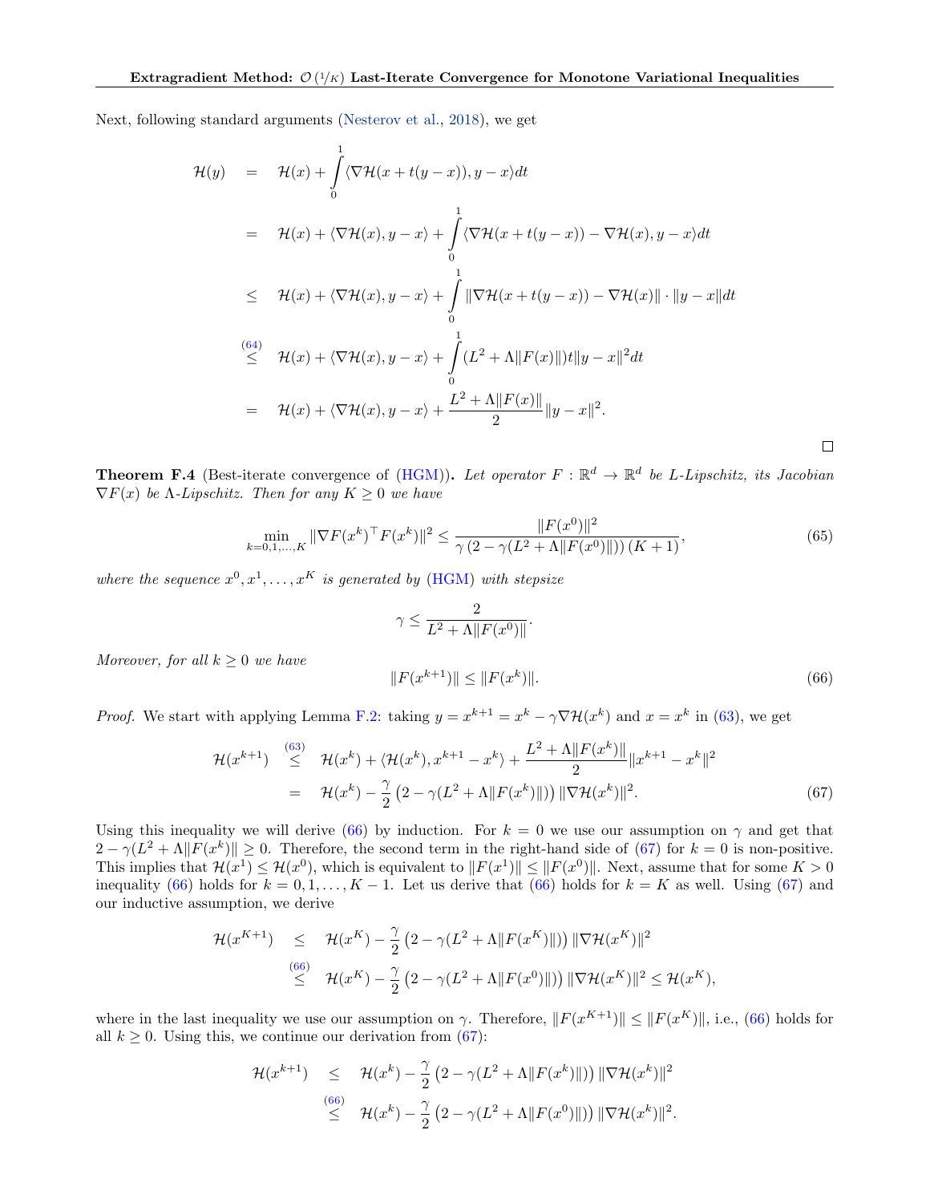Next, following standard arguments (Nesterov et al., 2018), we get

$$
\begin{aligned}
\mathcal{H}(y) &= \mathcal{H}(x) + \int_0^1 \langle \nabla \mathcal{H}(x + t(y-x)), y - x \rangle dt \\
&= \mathcal{H}(x) + \langle \nabla \mathcal{H}(x), y - x \rangle + \int_0^1 \langle \nabla \mathcal{H}(x + t(y-x)) - \nabla \mathcal{H}(x), y - x \rangle dt \\
&\leq \mathcal{H}(x) + \langle \nabla \mathcal{H}(x), y - x \rangle + \int_0^1 \|\nabla \mathcal{H}(x + t(y-x)) - \nabla \mathcal{H}(x)\| \cdot \|y - x\| dt \\
&\overset{(64)}{\leq} \mathcal{H}(x) + \langle \nabla \mathcal{H}(x), y - x \rangle + \int_0^1 (L^2 + \Lambda \|F(x)\|) t \|y - x\|^2 dt \\
&= \mathcal{H}(x) + \langle \nabla \mathcal{H}(x), y - x \rangle + \frac{L^2 + \Lambda \|F(x)\|}{2} \|y - x\|^2.
\end{aligned}
$$

□

**Theorem F.4** (Best-iterate convergence of (HGM))**.** *Let operator $F : \mathbb{R}^d \to \mathbb{R}^d$ be $L$-Lipschitz, its Jacobian $\nabla F(x)$ be $\Lambda$-Lipschitz. Then for any $K \geq 0$ we have*

$$
\min_{k=0,1,\ldots,K} \|\nabla F(x^k)^\top F(x^k)\|^2 \leq \frac{\|F(x^0)\|^2}{\gamma \left(2 - \gamma(L^2 + \Lambda \|F(x^0)\|)\right)(K+1)}, \tag{65}
$$

*where the sequence $x^0, x^1, \ldots, x^K$ is generated by (HGM) with stepsize*

$$
\gamma \leq \frac{2}{L^2 + \Lambda \|F(x^0)\|}.
$$

*Moreover, for all $k \geq 0$ we have*

$$
\|F(x^{k+1})\| \leq \|F(x^k)\|. \tag{66}
$$

*Proof.* We start with applying Lemma F.2: taking $y = x^{k+1} = x^k - \gamma \nabla \mathcal{H}(x^k)$ and $x = x^k$ in (63), we get

$$
\begin{aligned}
\mathcal{H}(x^{k+1}) &\overset{(63)}{\leq} \mathcal{H}(x^k) + \langle \mathcal{H}(x^k), x^{k+1} - x^k \rangle + \frac{L^2 + \Lambda \|F(x^k)\|}{2} \|x^{k+1} - x^k\|^2 \\
&= \mathcal{H}(x^k) - \frac{\gamma}{2} \left(2 - \gamma(L^2 + \Lambda \|F(x^k)\|)\right) \|\nabla \mathcal{H}(x^k)\|^2. 
\end{aligned} \tag{67}
$$

Using this inequality we will derive (66) by induction. For $k = 0$ we use our assumption on $\gamma$ and get that $2 - \gamma(L^2 + \Lambda \|F(x^k)\| \geq 0$. Therefore, the second term in the right-hand side of (67) for $k = 0$ is non-positive. This implies that $\mathcal{H}(x^1) \leq \mathcal{H}(x^0)$, which is equivalent to $\|F(x^1)\| \leq \|F(x^0)\|$. Next, assume that for some $K > 0$ inequality (66) holds for $k = 0, 1, \ldots, K-1$. Let us derive that (66) holds for $k = K$ as well. Using (67) and our inductive assumption, we derive

$$
\begin{aligned}
\mathcal{H}(x^{K+1}) &\leq \mathcal{H}(x^K) - \frac{\gamma}{2} \left(2 - \gamma(L^2 + \Lambda \|F(x^K)\|)\right) \|\nabla \mathcal{H}(x^K)\|^2 \\
&\overset{(66)}{\leq} \mathcal{H}(x^K) - \frac{\gamma}{2} \left(2 - \gamma(L^2 + \Lambda \|F(x^0)\|)\right) \|\nabla \mathcal{H}(x^K)\|^2 \leq \mathcal{H}(x^K),
\end{aligned}
$$

where in the last inequality we use our assumption on $\gamma$. Therefore, $\|F(x^{K+1})\| \leq \|F(x^K)\|$, i.e., (66) holds for all $k \geq 0$. Using this, we continue our derivation from (67):

$$
\begin{aligned}
\mathcal{H}(x^{k+1}) &\leq \mathcal{H}(x^k) - \frac{\gamma}{2} \left(2 - \gamma(L^2 + \Lambda \|F(x^k)\|)\right) \|\nabla \mathcal{H}(x^k)\|^2 \\
&\overset{(66)}{\leq} \mathcal{H}(x^k) - \frac{\gamma}{2} \left(2 - \gamma(L^2 + \Lambda \|F(x^0)\|)\right) \|\nabla \mathcal{H}(x^k)\|^2.
\end{aligned}
$$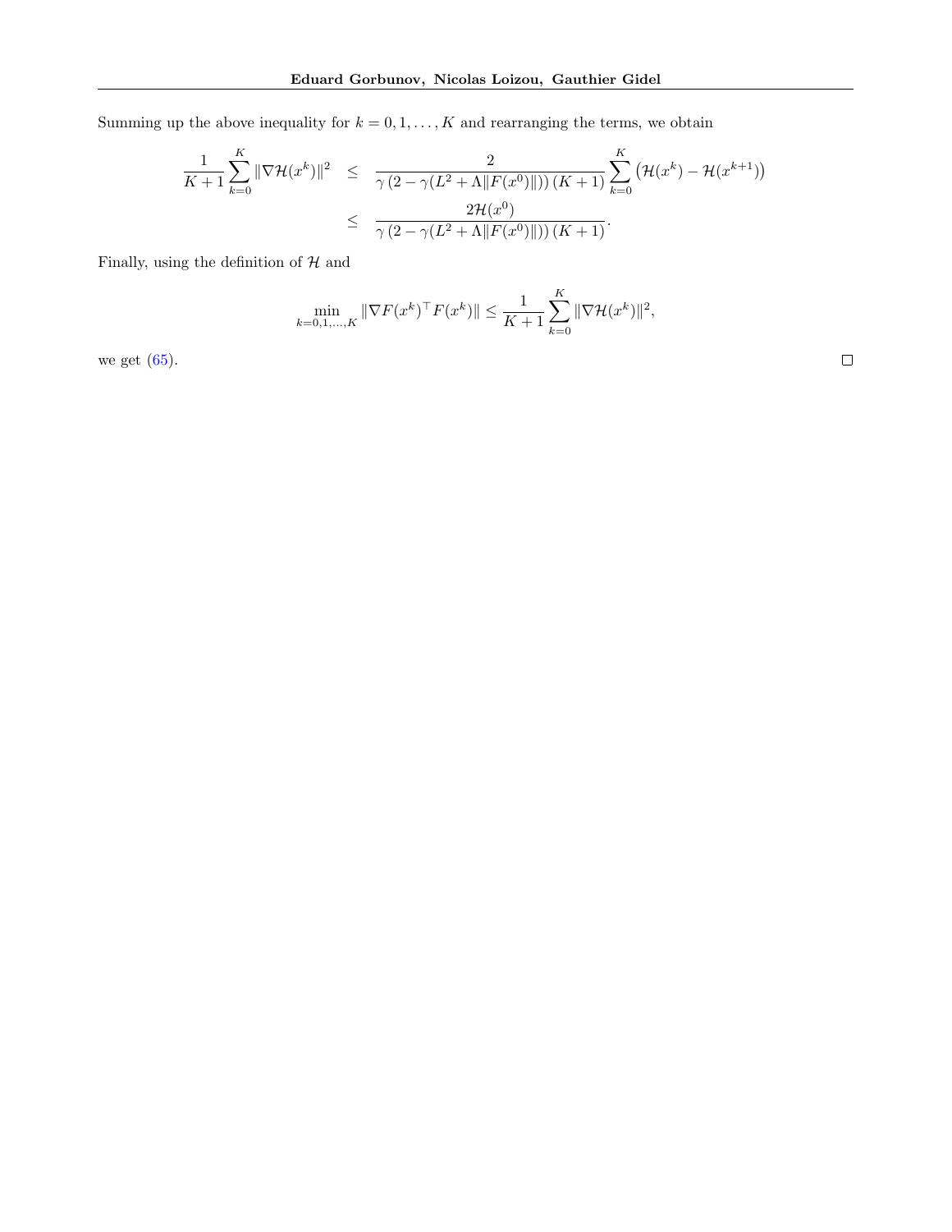Summing up the above inequality for $k = 0, 1, \ldots, K$ and rearranging the terms, we obtain

$$
\begin{aligned}
\frac{1}{K+1}\sum_{k=0}^{K}\|\nabla \mathcal{H}(x^k)\|^2 &\leq \frac{2}{\gamma\left(2 - \gamma(L^2 + \Lambda\|F(x^0)\|)\right)(K+1)}\sum_{k=0}^{K}\left(\mathcal{H}(x^k) - \mathcal{H}(x^{k+1})\right) \\
&\leq \frac{2\mathcal{H}(x^0)}{\gamma\left(2 - \gamma(L^2 + \Lambda\|F(x^0)\|)\right)(K+1)}.
\end{aligned}
$$

Finally, using the definition of $\mathcal{H}$ and

$$
\min_{k=0,1,\ldots,K}\|\nabla F(x^k)^\top F(x^k)\| \leq \frac{1}{K+1}\sum_{k=0}^{K}\|\nabla \mathcal{H}(x^k)\|^2,
$$

we get (65). □